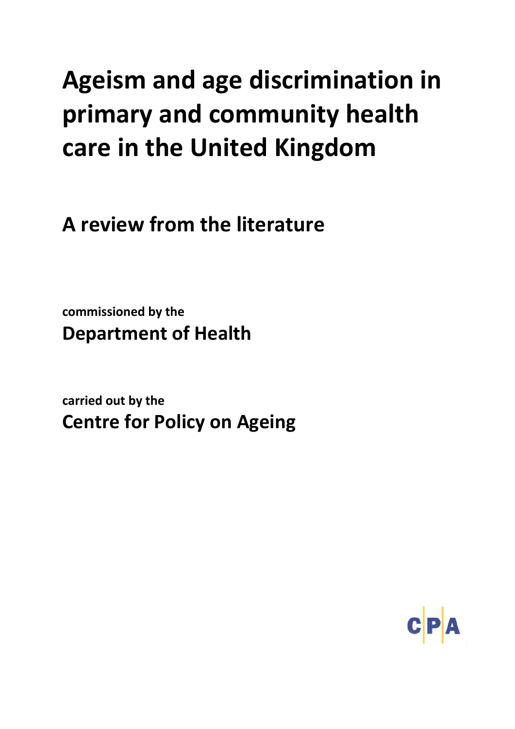# Ageism and age discrimination in primary and community health care in the United Kingdom

## A review from the literature

**commissioned by the**

**Department of Health**

**carried out by the**

**Centre for Policy on Ageing**

CPA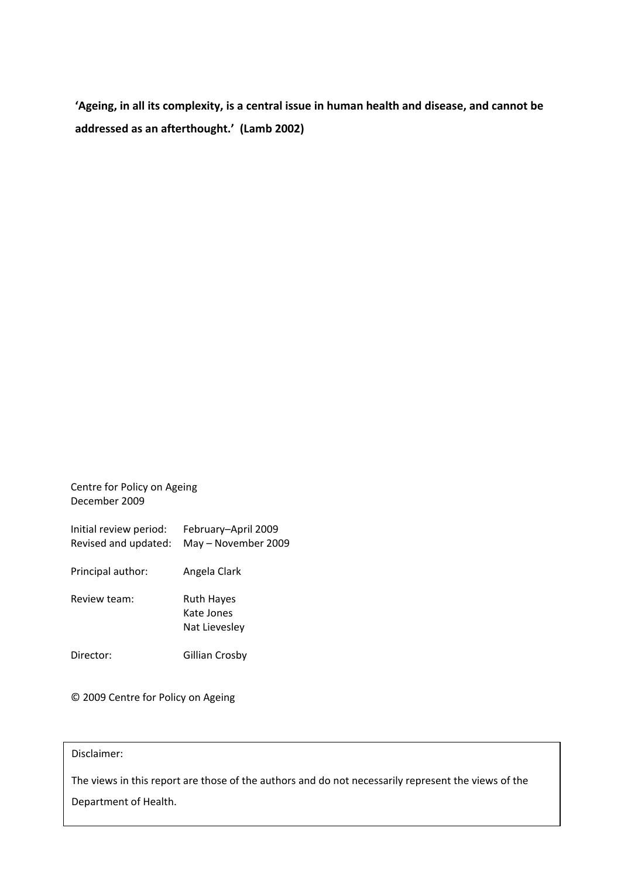**'Ageing, in all its complexity, is a central issue in human health and disease, and cannot be addressed as an afterthought.' (Lamb 2002)**

Centre for Policy on Ageing
December 2009

| | |
|---|---|
| Initial review period: | February–April 2009 |
| Revised and updated: | May – November 2009 |
| Principal author: | Angela Clark |
| Review team: | Ruth Hayes<br>Kate Jones<br>Nat Lievesley |
| Director: | Gillian Crosby |

© 2009 Centre for Policy on Ageing

Disclaimer:

The views in this report are those of the authors and do not necessarily represent the views of the Department of Health.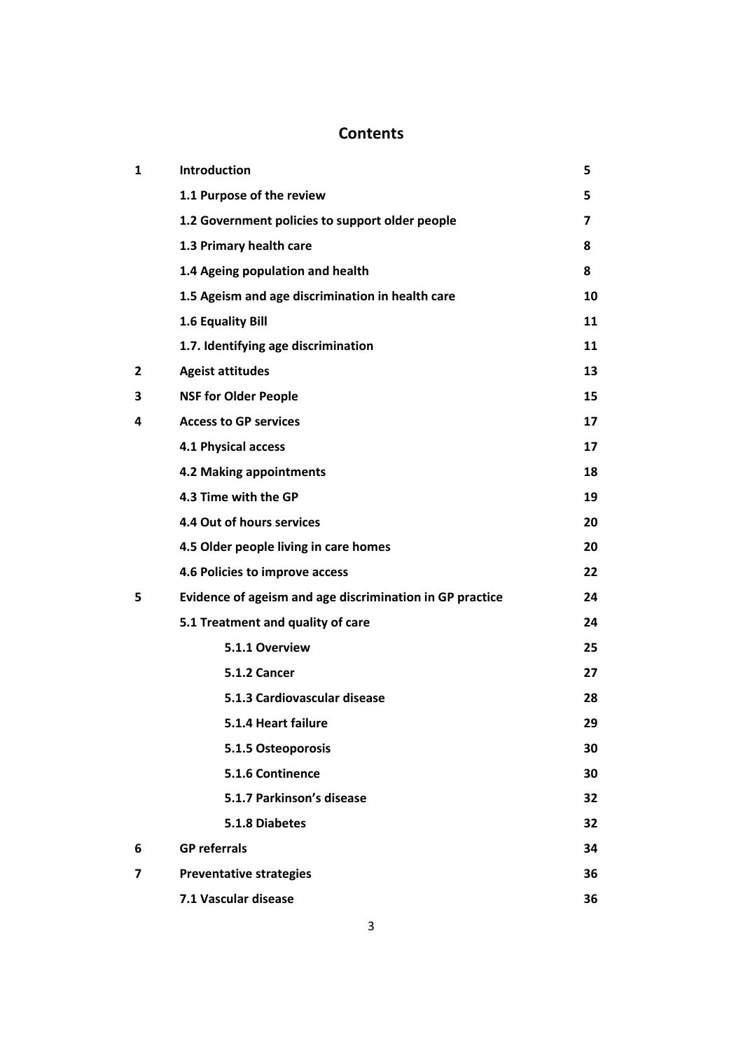## Contents

| | | |
|---|---|---|
| **1** | **Introduction** | **5** |
| | **1.1 Purpose of the review** | **5** |
| | **1.2 Government policies to support older people** | **7** |
| | **1.3 Primary health care** | **8** |
| | **1.4 Ageing population and health** | **8** |
| | **1.5 Ageism and age discrimination in health care** | **10** |
| | **1.6 Equality Bill** | **11** |
| | **1.7. Identifying age discrimination** | **11** |
| **2** | **Ageist attitudes** | **13** |
| **3** | **NSF for Older People** | **15** |
| **4** | **Access to GP services** | **17** |
| | **4.1 Physical access** | **17** |
| | **4.2 Making appointments** | **18** |
| | **4.3 Time with the GP** | **19** |
| | **4.4 Out of hours services** | **20** |
| | **4.5 Older people living in care homes** | **20** |
| | **4.6 Policies to improve access** | **22** |
| **5** | **Evidence of ageism and age discrimination in GP practice** | **24** |
| | **5.1 Treatment and quality of care** | **24** |
| | **5.1.1 Overview** | **25** |
| | **5.1.2 Cancer** | **27** |
| | **5.1.3 Cardiovascular disease** | **28** |
| | **5.1.4 Heart failure** | **29** |
| | **5.1.5 Osteoporosis** | **30** |
| | **5.1.6 Continence** | **30** |
| | **5.1.7 Parkinson's disease** | **32** |
| | **5.1.8 Diabetes** | **32** |
| **6** | **GP referrals** | **34** |
| **7** | **Preventative strategies** | **36** |
| | **7.1 Vascular disease** | **36** |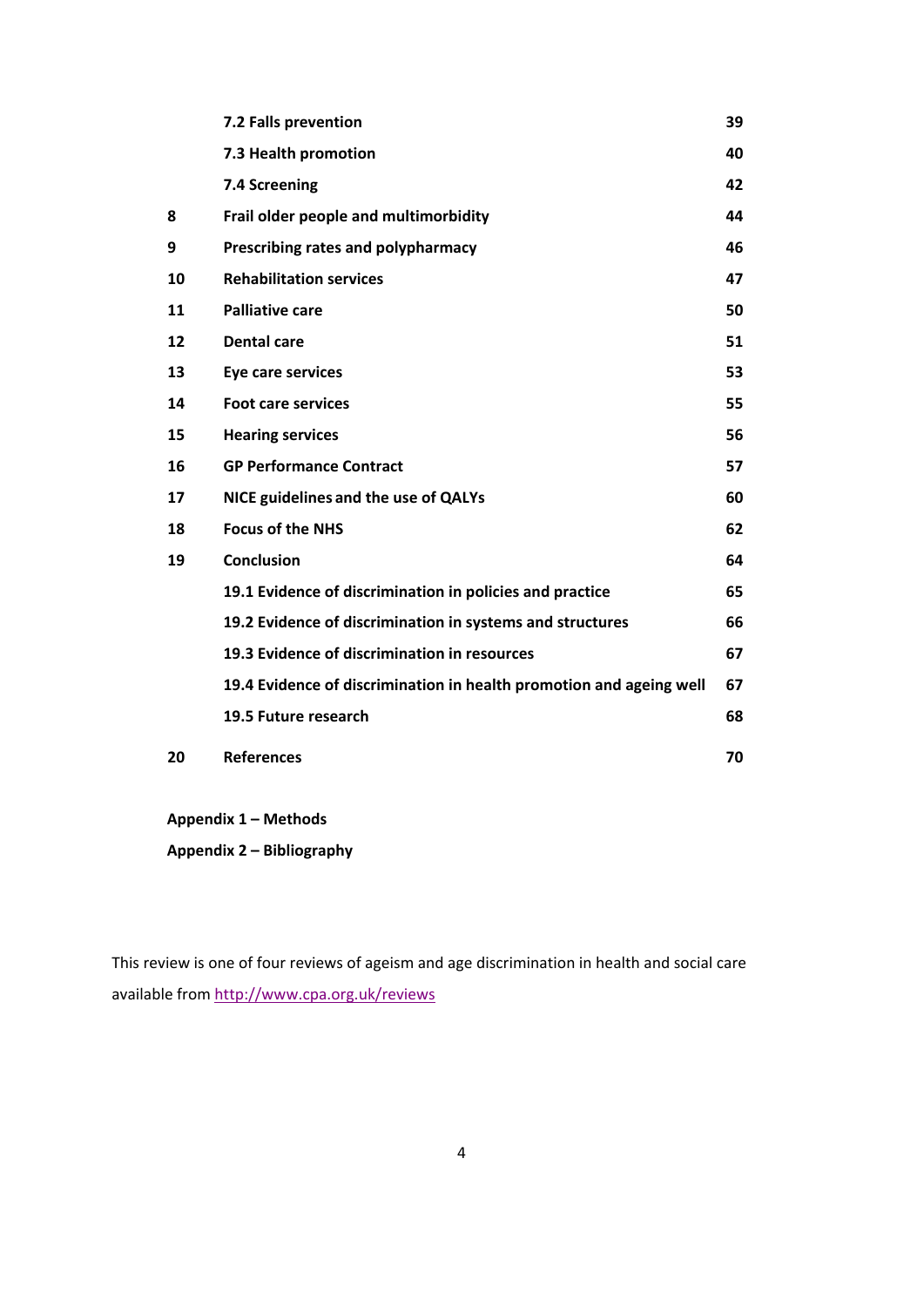| | | |
|---|---|---|
| | **7.2 Falls prevention** | **39** |
| | **7.3 Health promotion** | **40** |
| | **7.4 Screening** | **42** |
| **8** | **Frail older people and multimorbidity** | **44** |
| **9** | **Prescribing rates and polypharmacy** | **46** |
| **10** | **Rehabilitation services** | **47** |
| **11** | **Palliative care** | **50** |
| **12** | **Dental care** | **51** |
| **13** | **Eye care services** | **53** |
| **14** | **Foot care services** | **55** |
| **15** | **Hearing services** | **56** |
| **16** | **GP Performance Contract** | **57** |
| **17** | **NICE guidelines and the use of QALYs** | **60** |
| **18** | **Focus of the NHS** | **62** |
| **19** | **Conclusion** | **64** |
| | **19.1 Evidence of discrimination in policies and practice** | **65** |
| | **19.2 Evidence of discrimination in systems and structures** | **66** |
| | **19.3 Evidence of discrimination in resources** | **67** |
| | **19.4 Evidence of discrimination in health promotion and ageing well** | **67** |
| | **19.5 Future research** | **68** |
| **20** | **References** | **70** |

**Appendix 1 – Methods**

**Appendix 2 – Bibliography**

This review is one of four reviews of ageism and age discrimination in health and social care available from http://www.cpa.org.uk/reviews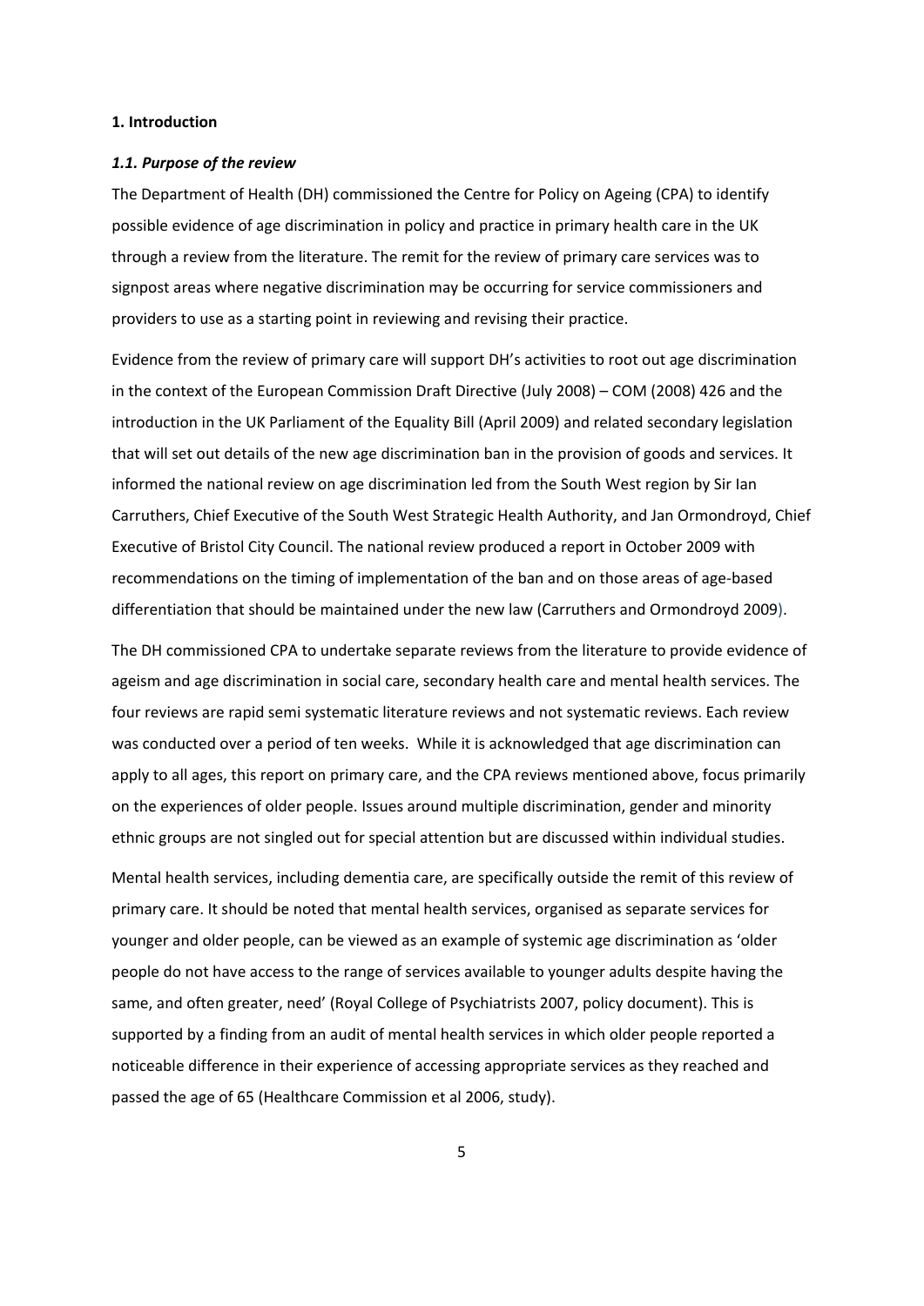## 1. Introduction

### *1.1. Purpose of the review*

The Department of Health (DH) commissioned the Centre for Policy on Ageing (CPA) to identify possible evidence of age discrimination in policy and practice in primary health care in the UK through a review from the literature. The remit for the review of primary care services was to signpost areas where negative discrimination may be occurring for service commissioners and providers to use as a starting point in reviewing and revising their practice.

Evidence from the review of primary care will support DH's activities to root out age discrimination in the context of the European Commission Draft Directive (July 2008) – COM (2008) 426 and the introduction in the UK Parliament of the Equality Bill (April 2009) and related secondary legislation that will set out details of the new age discrimination ban in the provision of goods and services. It informed the national review on age discrimination led from the South West region by Sir Ian Carruthers, Chief Executive of the South West Strategic Health Authority, and Jan Ormondroyd, Chief Executive of Bristol City Council. The national review produced a report in October 2009 with recommendations on the timing of implementation of the ban and on those areas of age-based differentiation that should be maintained under the new law (Carruthers and Ormondroyd 2009).

The DH commissioned CPA to undertake separate reviews from the literature to provide evidence of ageism and age discrimination in social care, secondary health care and mental health services. The four reviews are rapid semi systematic literature reviews and not systematic reviews. Each review was conducted over a period of ten weeks. While it is acknowledged that age discrimination can apply to all ages, this report on primary care, and the CPA reviews mentioned above, focus primarily on the experiences of older people. Issues around multiple discrimination, gender and minority ethnic groups are not singled out for special attention but are discussed within individual studies.

Mental health services, including dementia care, are specifically outside the remit of this review of primary care. It should be noted that mental health services, organised as separate services for younger and older people, can be viewed as an example of systemic age discrimination as 'older people do not have access to the range of services available to younger adults despite having the same, and often greater, need' (Royal College of Psychiatrists 2007, policy document). This is supported by a finding from an audit of mental health services in which older people reported a noticeable difference in their experience of accessing appropriate services as they reached and passed the age of 65 (Healthcare Commission et al 2006, study).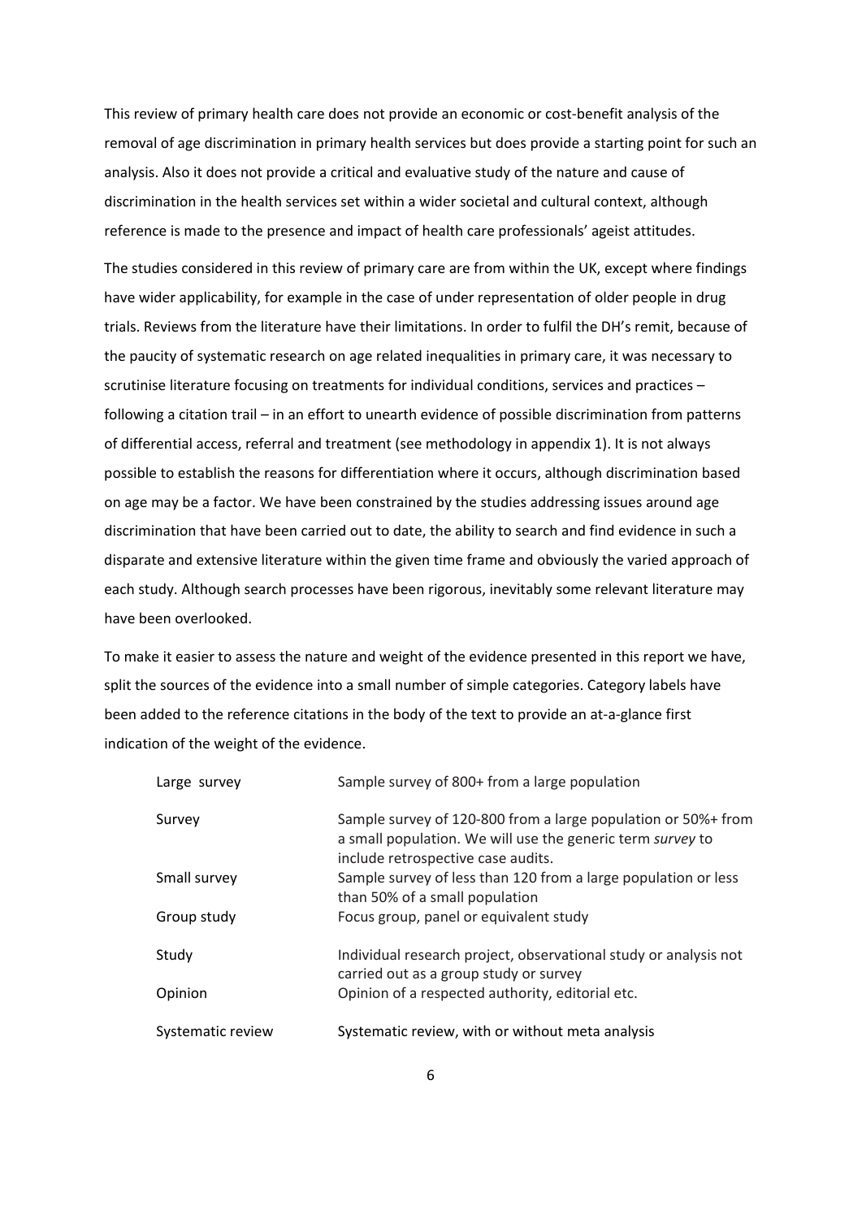This review of primary health care does not provide an economic or cost-benefit analysis of the removal of age discrimination in primary health services but does provide a starting point for such an analysis. Also it does not provide a critical and evaluative study of the nature and cause of discrimination in the health services set within a wider societal and cultural context, although reference is made to the presence and impact of health care professionals' ageist attitudes.

The studies considered in this review of primary care are from within the UK, except where findings have wider applicability, for example in the case of under representation of older people in drug trials. Reviews from the literature have their limitations. In order to fulfil the DH's remit, because of the paucity of systematic research on age related inequalities in primary care, it was necessary to scrutinise literature focusing on treatments for individual conditions, services and practices – following a citation trail – in an effort to unearth evidence of possible discrimination from patterns of differential access, referral and treatment (see methodology in appendix 1). It is not always possible to establish the reasons for differentiation where it occurs, although discrimination based on age may be a factor. We have been constrained by the studies addressing issues around age discrimination that have been carried out to date, the ability to search and find evidence in such a disparate and extensive literature within the given time frame and obviously the varied approach of each study. Although search processes have been rigorous, inevitably some relevant literature may have been overlooked.

To make it easier to assess the nature and weight of the evidence presented in this report we have, split the sources of the evidence into a small number of simple categories. Category labels have been added to the reference citations in the body of the text to provide an at-a-glance first indication of the weight of the evidence.

| | |
|---|---|
| Large survey | Sample survey of 800+ from a large population |
| Survey | Sample survey of 120-800 from a large population or 50%+ from a small population. We will use the generic term *survey* to include retrospective case audits. |
| Small survey | Sample survey of less than 120 from a large population or less than 50% of a small population |
| Group study | Focus group, panel or equivalent study |
| Study | Individual research project, observational study or analysis not carried out as a group study or survey |
| Opinion | Opinion of a respected authority, editorial etc. |
| Systematic review | Systematic review, with or without meta analysis |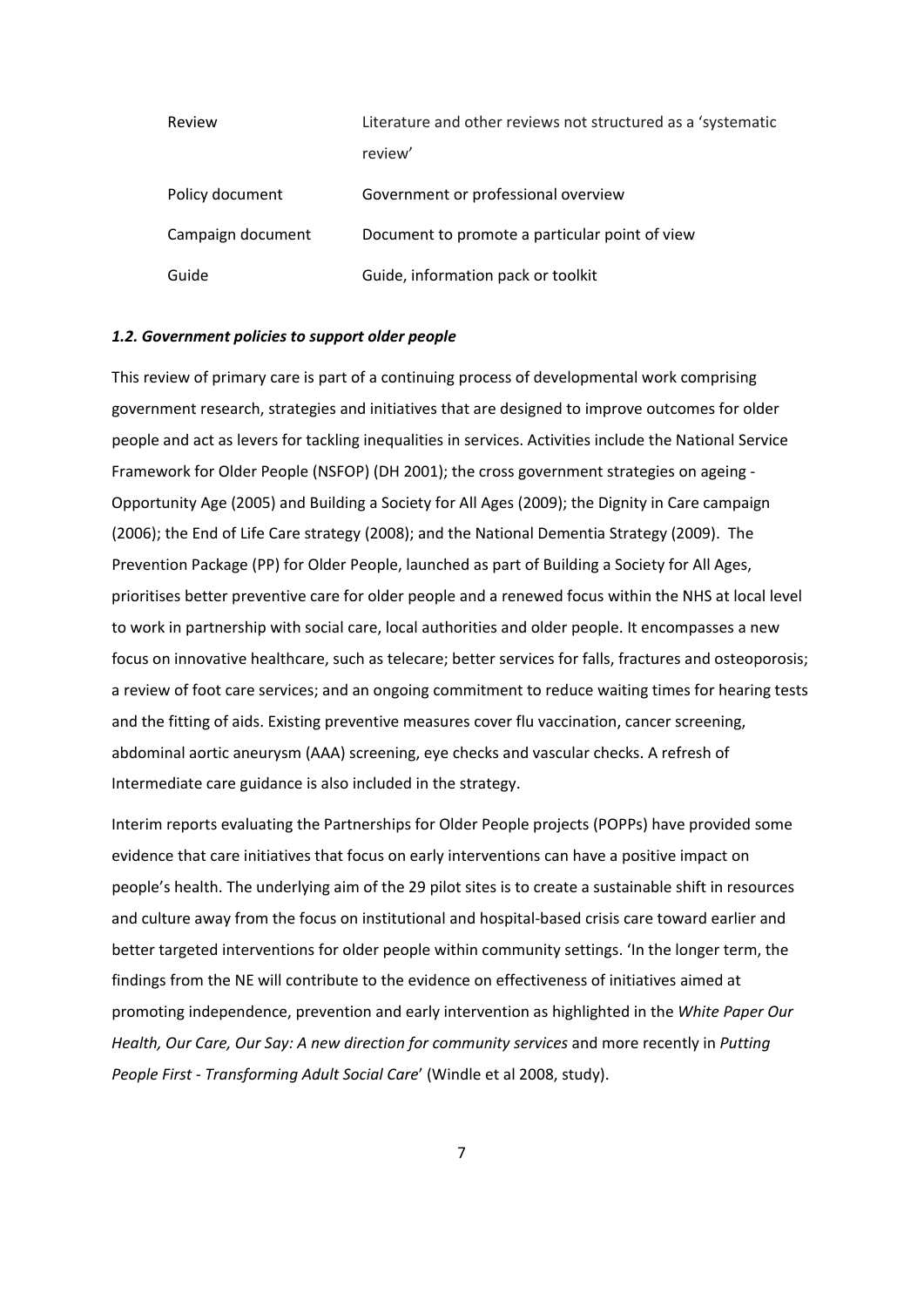| | |
|---|---|
| Review | Literature and other reviews not structured as a 'systematic review' |
| Policy document | Government or professional overview |
| Campaign document | Document to promote a particular point of view |
| Guide | Guide, information pack or toolkit |

### *1.2. Government policies to support older people*

This review of primary care is part of a continuing process of developmental work comprising government research, strategies and initiatives that are designed to improve outcomes for older people and act as levers for tackling inequalities in services. Activities include the National Service Framework for Older People (NSFOP) (DH 2001); the cross government strategies on ageing - Opportunity Age (2005) and Building a Society for All Ages (2009); the Dignity in Care campaign (2006); the End of Life Care strategy (2008); and the National Dementia Strategy (2009). The Prevention Package (PP) for Older People, launched as part of Building a Society for All Ages, prioritises better preventive care for older people and a renewed focus within the NHS at local level to work in partnership with social care, local authorities and older people. It encompasses a new focus on innovative healthcare, such as telecare; better services for falls, fractures and osteoporosis; a review of foot care services; and an ongoing commitment to reduce waiting times for hearing tests and the fitting of aids. Existing preventive measures cover flu vaccination, cancer screening, abdominal aortic aneurysm (AAA) screening, eye checks and vascular checks. A refresh of Intermediate care guidance is also included in the strategy.

Interim reports evaluating the Partnerships for Older People projects (POPPs) have provided some evidence that care initiatives that focus on early interventions can have a positive impact on people's health. The underlying aim of the 29 pilot sites is to create a sustainable shift in resources and culture away from the focus on institutional and hospital-based crisis care toward earlier and better targeted interventions for older people within community settings. 'In the longer term, the findings from the NE will contribute to the evidence on effectiveness of initiatives aimed at promoting independence, prevention and early intervention as highlighted in the *White Paper Our Health, Our Care, Our Say: A new direction for community services* and more recently in *Putting People First - Transforming Adult Social Care*' (Windle et al 2008, study).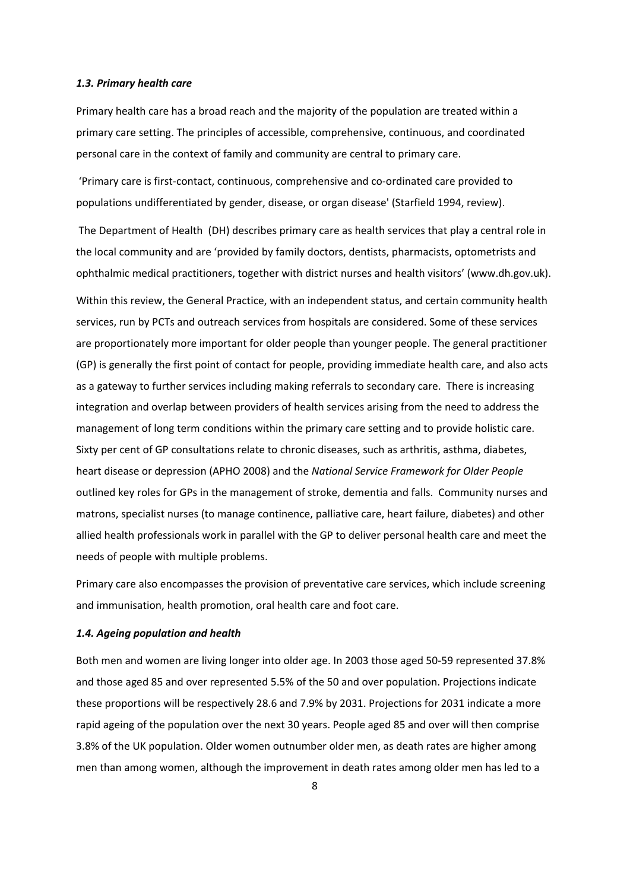### *1.3. Primary health care*

Primary health care has a broad reach and the majority of the population are treated within a primary care setting. The principles of accessible, comprehensive, continuous, and coordinated personal care in the context of family and community are central to primary care.

'Primary care is first-contact, continuous, comprehensive and co-ordinated care provided to populations undifferentiated by gender, disease, or organ disease' (Starfield 1994, review).

The Department of Health (DH) describes primary care as health services that play a central role in the local community and are 'provided by family doctors, dentists, pharmacists, optometrists and ophthalmic medical practitioners, together with district nurses and health visitors' (www.dh.gov.uk).

Within this review, the General Practice, with an independent status, and certain community health services, run by PCTs and outreach services from hospitals are considered. Some of these services are proportionately more important for older people than younger people. The general practitioner (GP) is generally the first point of contact for people, providing immediate health care, and also acts as a gateway to further services including making referrals to secondary care. There is increasing integration and overlap between providers of health services arising from the need to address the management of long term conditions within the primary care setting and to provide holistic care. Sixty per cent of GP consultations relate to chronic diseases, such as arthritis, asthma, diabetes, heart disease or depression (APHO 2008) and the *National Service Framework for Older People* outlined key roles for GPs in the management of stroke, dementia and falls. Community nurses and matrons, specialist nurses (to manage continence, palliative care, heart failure, diabetes) and other allied health professionals work in parallel with the GP to deliver personal health care and meet the needs of people with multiple problems.

Primary care also encompasses the provision of preventative care services, which include screening and immunisation, health promotion, oral health care and foot care.

### *1.4. Ageing population and health*

Both men and women are living longer into older age. In 2003 those aged 50-59 represented 37.8% and those aged 85 and over represented 5.5% of the 50 and over population. Projections indicate these proportions will be respectively 28.6 and 7.9% by 2031. Projections for 2031 indicate a more rapid ageing of the population over the next 30 years. People aged 85 and over will then comprise 3.8% of the UK population. Older women outnumber older men, as death rates are higher among men than among women, although the improvement in death rates among older men has led to a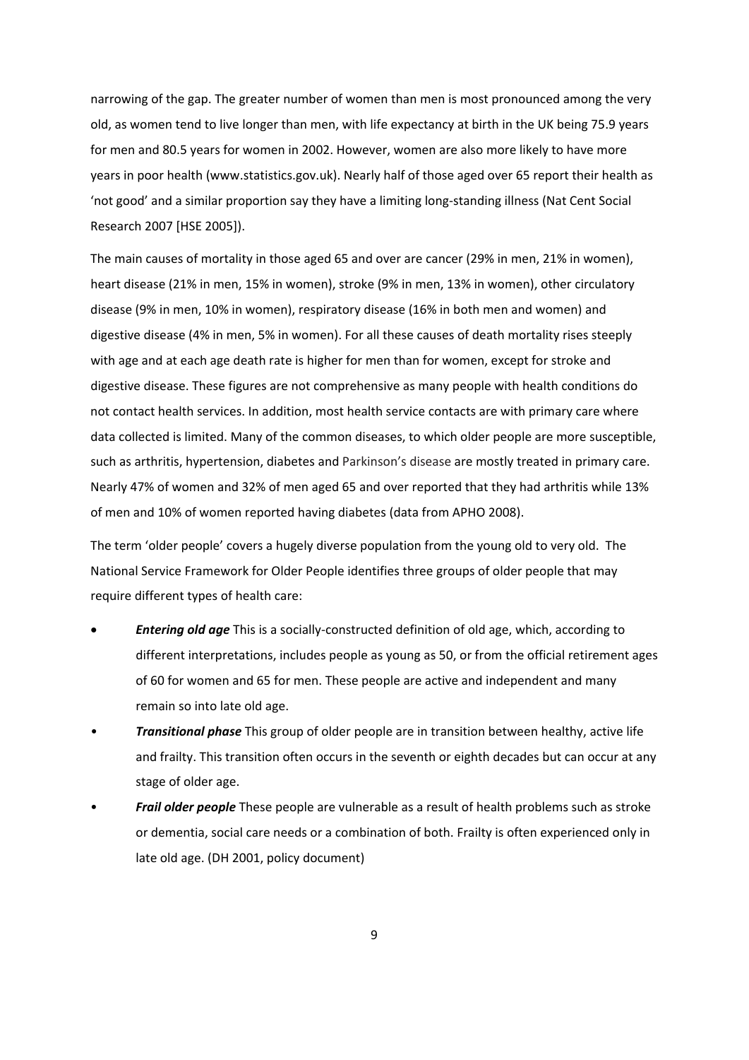narrowing of the gap. The greater number of women than men is most pronounced among the very old, as women tend to live longer than men, with life expectancy at birth in the UK being 75.9 years for men and 80.5 years for women in 2002. However, women are also more likely to have more years in poor health (www.statistics.gov.uk). Nearly half of those aged over 65 report their health as 'not good' and a similar proportion say they have a limiting long-standing illness (Nat Cent Social Research 2007 [HSE 2005]).

The main causes of mortality in those aged 65 and over are cancer (29% in men, 21% in women), heart disease (21% in men, 15% in women), stroke (9% in men, 13% in women), other circulatory disease (9% in men, 10% in women), respiratory disease (16% in both men and women) and digestive disease (4% in men, 5% in women). For all these causes of death mortality rises steeply with age and at each age death rate is higher for men than for women, except for stroke and digestive disease. These figures are not comprehensive as many people with health conditions do not contact health services. In addition, most health service contacts are with primary care where data collected is limited. Many of the common diseases, to which older people are more susceptible, such as arthritis, hypertension, diabetes and Parkinson's disease are mostly treated in primary care. Nearly 47% of women and 32% of men aged 65 and over reported that they had arthritis while 13% of men and 10% of women reported having diabetes (data from APHO 2008).

The term 'older people' covers a hugely diverse population from the young old to very old. The National Service Framework for Older People identifies three groups of older people that may require different types of health care:

- ***Entering old age*** This is a socially-constructed definition of old age, which, according to different interpretations, includes people as young as 50, or from the official retirement ages of 60 for women and 65 for men. These people are active and independent and many remain so into late old age.
- ***Transitional phase*** This group of older people are in transition between healthy, active life and frailty. This transition often occurs in the seventh or eighth decades but can occur at any stage of older age.
- ***Frail older people*** These people are vulnerable as a result of health problems such as stroke or dementia, social care needs or a combination of both. Frailty is often experienced only in late old age. (DH 2001, policy document)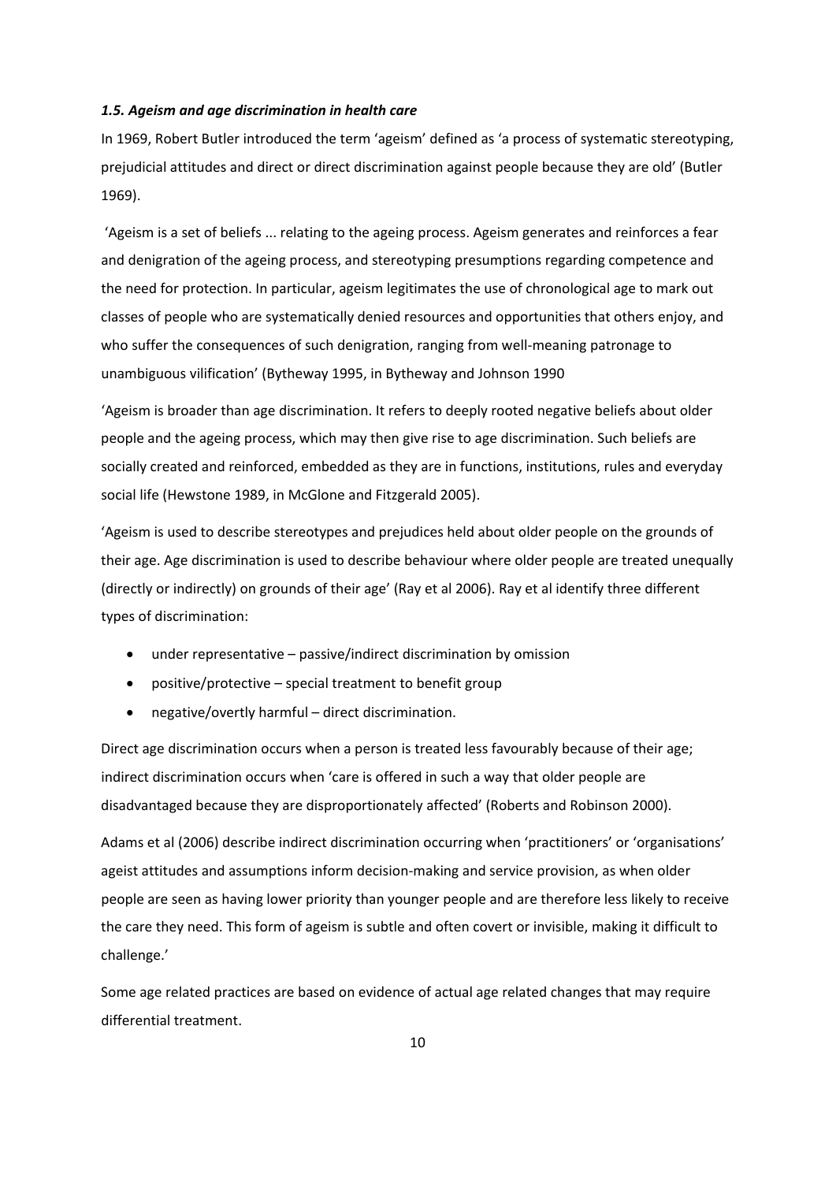*1.5. Ageism and age discrimination in health care*

In 1969, Robert Butler introduced the term 'ageism' defined as 'a process of systematic stereotyping, prejudicial attitudes and direct or direct discrimination against people because they are old' (Butler 1969).

'Ageism is a set of beliefs ... relating to the ageing process. Ageism generates and reinforces a fear and denigration of the ageing process, and stereotyping presumptions regarding competence and the need for protection. In particular, ageism legitimates the use of chronological age to mark out classes of people who are systematically denied resources and opportunities that others enjoy, and who suffer the consequences of such denigration, ranging from well-meaning patronage to unambiguous vilification' (Bytheway 1995, in Bytheway and Johnson 1990

'Ageism is broader than age discrimination. It refers to deeply rooted negative beliefs about older people and the ageing process, which may then give rise to age discrimination. Such beliefs are socially created and reinforced, embedded as they are in functions, institutions, rules and everyday social life (Hewstone 1989, in McGlone and Fitzgerald 2005).

'Ageism is used to describe stereotypes and prejudices held about older people on the grounds of their age. Age discrimination is used to describe behaviour where older people are treated unequally (directly or indirectly) on grounds of their age' (Ray et al 2006). Ray et al identify three different types of discrimination:

- under representative – passive/indirect discrimination by omission
- positive/protective – special treatment to benefit group
- negative/overtly harmful – direct discrimination.

Direct age discrimination occurs when a person is treated less favourably because of their age; indirect discrimination occurs when 'care is offered in such a way that older people are disadvantaged because they are disproportionately affected' (Roberts and Robinson 2000).

Adams et al (2006) describe indirect discrimination occurring when 'practitioners' or 'organisations' ageist attitudes and assumptions inform decision-making and service provision, as when older people are seen as having lower priority than younger people and are therefore less likely to receive the care they need. This form of ageism is subtle and often covert or invisible, making it difficult to challenge.'

Some age related practices are based on evidence of actual age related changes that may require differential treatment.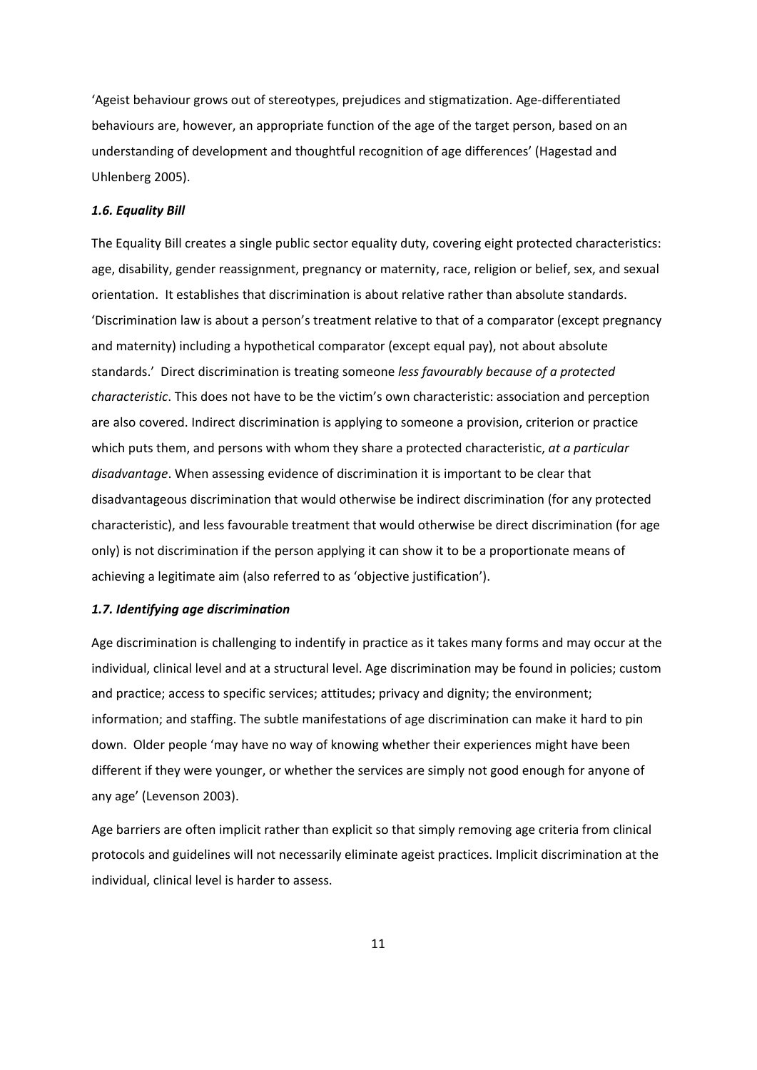'Ageist behaviour grows out of stereotypes, prejudices and stigmatization. Age-differentiated behaviours are, however, an appropriate function of the age of the target person, based on an understanding of development and thoughtful recognition of age differences' (Hagestad and Uhlenberg 2005).

### *1.6. Equality Bill*

The Equality Bill creates a single public sector equality duty, covering eight protected characteristics: age, disability, gender reassignment, pregnancy or maternity, race, religion or belief, sex, and sexual orientation. It establishes that discrimination is about relative rather than absolute standards. 'Discrimination law is about a person's treatment relative to that of a comparator (except pregnancy and maternity) including a hypothetical comparator (except equal pay), not about absolute standards.' Direct discrimination is treating someone *less favourably because of a protected characteristic*. This does not have to be the victim's own characteristic: association and perception are also covered. Indirect discrimination is applying to someone a provision, criterion or practice which puts them, and persons with whom they share a protected characteristic, *at a particular disadvantage*. When assessing evidence of discrimination it is important to be clear that disadvantageous discrimination that would otherwise be indirect discrimination (for any protected characteristic), and less favourable treatment that would otherwise be direct discrimination (for age only) is not discrimination if the person applying it can show it to be a proportionate means of achieving a legitimate aim (also referred to as 'objective justification').

### *1.7. Identifying age discrimination*

Age discrimination is challenging to indentify in practice as it takes many forms and may occur at the individual, clinical level and at a structural level. Age discrimination may be found in policies; custom and practice; access to specific services; attitudes; privacy and dignity; the environment; information; and staffing. The subtle manifestations of age discrimination can make it hard to pin down. Older people 'may have no way of knowing whether their experiences might have been different if they were younger, or whether the services are simply not good enough for anyone of any age' (Levenson 2003).

Age barriers are often implicit rather than explicit so that simply removing age criteria from clinical protocols and guidelines will not necessarily eliminate ageist practices. Implicit discrimination at the individual, clinical level is harder to assess.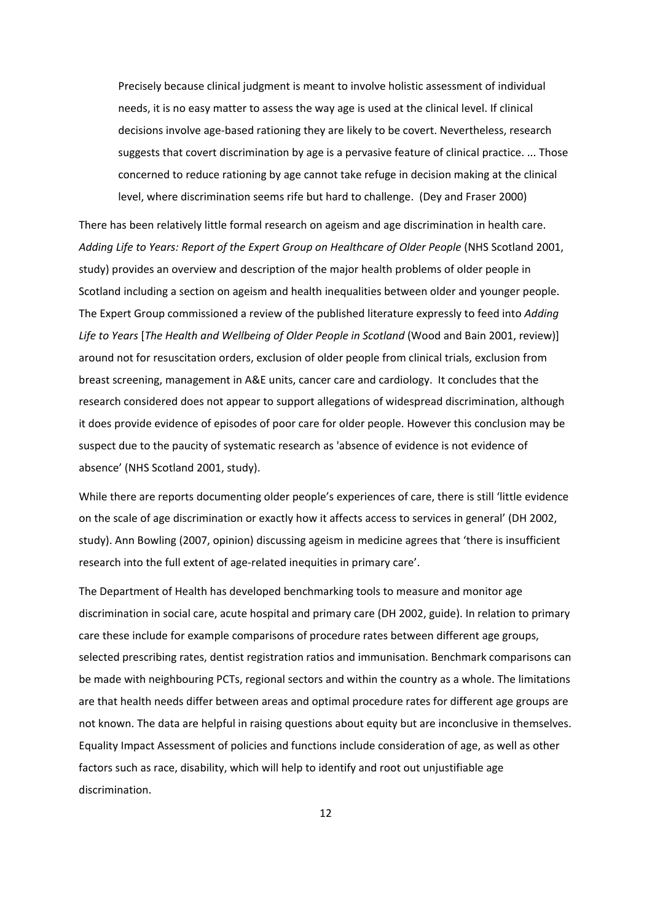> Precisely because clinical judgment is meant to involve holistic assessment of individual needs, it is no easy matter to assess the way age is used at the clinical level. If clinical decisions involve age-based rationing they are likely to be covert. Nevertheless, research suggests that covert discrimination by age is a pervasive feature of clinical practice. ... Those concerned to reduce rationing by age cannot take refuge in decision making at the clinical level, where discrimination seems rife but hard to challenge. (Dey and Fraser 2000)

There has been relatively little formal research on ageism and age discrimination in health care. *Adding Life to Years: Report of the Expert Group on Healthcare of Older People* (NHS Scotland 2001, study) provides an overview and description of the major health problems of older people in Scotland including a section on ageism and health inequalities between older and younger people. The Expert Group commissioned a review of the published literature expressly to feed into *Adding Life to Years* [*The Health and Wellbeing of Older People in Scotland* (Wood and Bain 2001, review)] around not for resuscitation orders, exclusion of older people from clinical trials, exclusion from breast screening, management in A&E units, cancer care and cardiology. It concludes that the research considered does not appear to support allegations of widespread discrimination, although it does provide evidence of episodes of poor care for older people. However this conclusion may be suspect due to the paucity of systematic research as 'absence of evidence is not evidence of absence' (NHS Scotland 2001, study).

While there are reports documenting older people's experiences of care, there is still 'little evidence on the scale of age discrimination or exactly how it affects access to services in general' (DH 2002, study). Ann Bowling (2007, opinion) discussing ageism in medicine agrees that 'there is insufficient research into the full extent of age-related inequities in primary care'.

The Department of Health has developed benchmarking tools to measure and monitor age discrimination in social care, acute hospital and primary care (DH 2002, guide). In relation to primary care these include for example comparisons of procedure rates between different age groups, selected prescribing rates, dentist registration ratios and immunisation. Benchmark comparisons can be made with neighbouring PCTs, regional sectors and within the country as a whole. The limitations are that health needs differ between areas and optimal procedure rates for different age groups are not known. The data are helpful in raising questions about equity but are inconclusive in themselves. Equality Impact Assessment of policies and functions include consideration of age, as well as other factors such as race, disability, which will help to identify and root out unjustifiable age discrimination.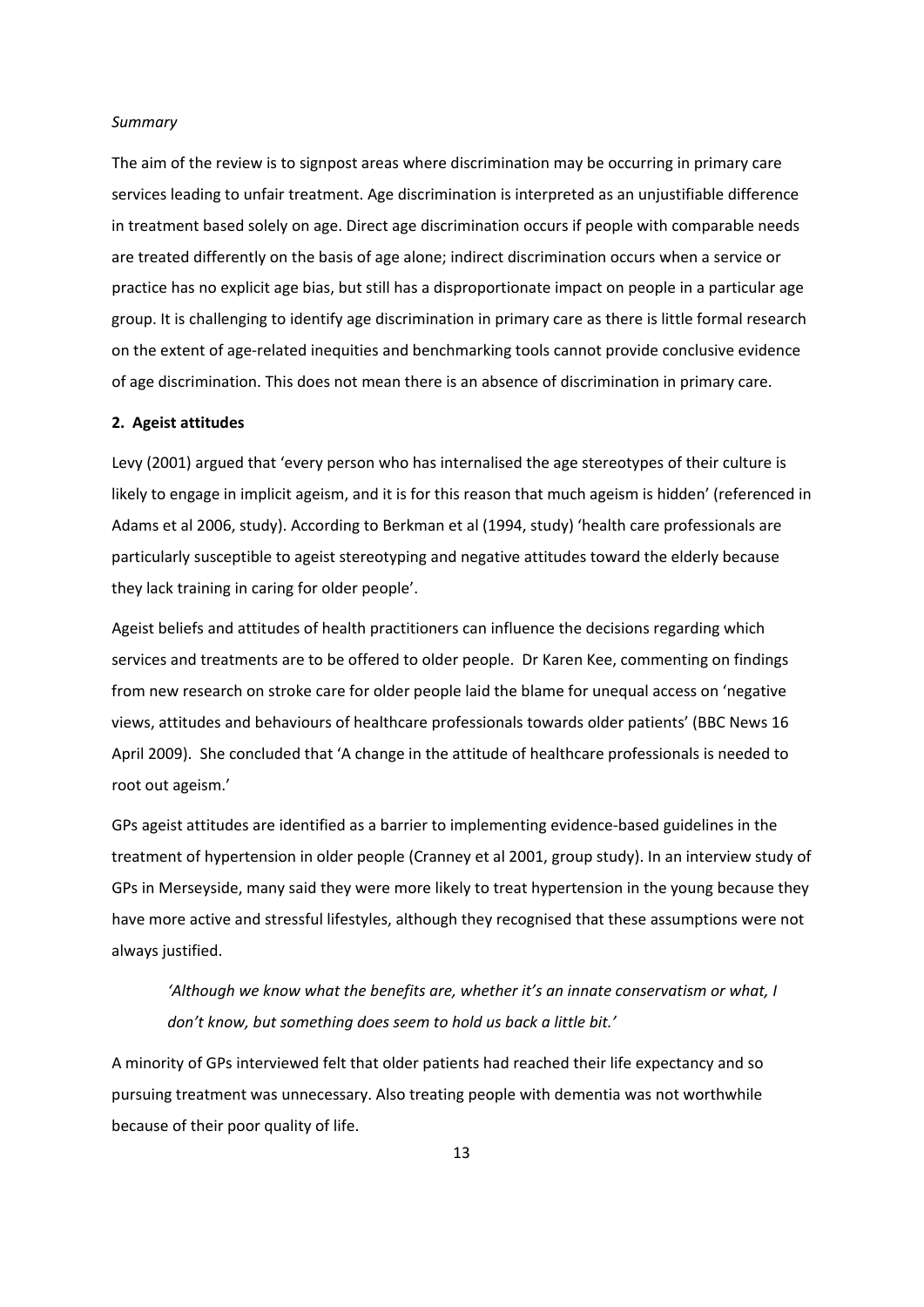*Summary*

The aim of the review is to signpost areas where discrimination may be occurring in primary care services leading to unfair treatment. Age discrimination is interpreted as an unjustifiable difference in treatment based solely on age. Direct age discrimination occurs if people with comparable needs are treated differently on the basis of age alone; indirect discrimination occurs when a service or practice has no explicit age bias, but still has a disproportionate impact on people in a particular age group. It is challenging to identify age discrimination in primary care as there is little formal research on the extent of age-related inequities and benchmarking tools cannot provide conclusive evidence of age discrimination. This does not mean there is an absence of discrimination in primary care.

## 2. Ageist attitudes

Levy (2001) argued that 'every person who has internalised the age stereotypes of their culture is likely to engage in implicit ageism, and it is for this reason that much ageism is hidden' (referenced in Adams et al 2006, study). According to Berkman et al (1994, study) 'health care professionals are particularly susceptible to ageist stereotyping and negative attitudes toward the elderly because they lack training in caring for older people'.

Ageist beliefs and attitudes of health practitioners can influence the decisions regarding which services and treatments are to be offered to older people. Dr Karen Kee, commenting on findings from new research on stroke care for older people laid the blame for unequal access on 'negative views, attitudes and behaviours of healthcare professionals towards older patients' (BBC News 16 April 2009). She concluded that 'A change in the attitude of healthcare professionals is needed to root out ageism.'

GPs ageist attitudes are identified as a barrier to implementing evidence-based guidelines in the treatment of hypertension in older people (Cranney et al 2001, group study). In an interview study of GPs in Merseyside, many said they were more likely to treat hypertension in the young because they have more active and stressful lifestyles, although they recognised that these assumptions were not always justified.

> *'Although we know what the benefits are, whether it's an innate conservatism or what, I don't know, but something does seem to hold us back a little bit.'*

A minority of GPs interviewed felt that older patients had reached their life expectancy and so pursuing treatment was unnecessary. Also treating people with dementia was not worthwhile because of their poor quality of life.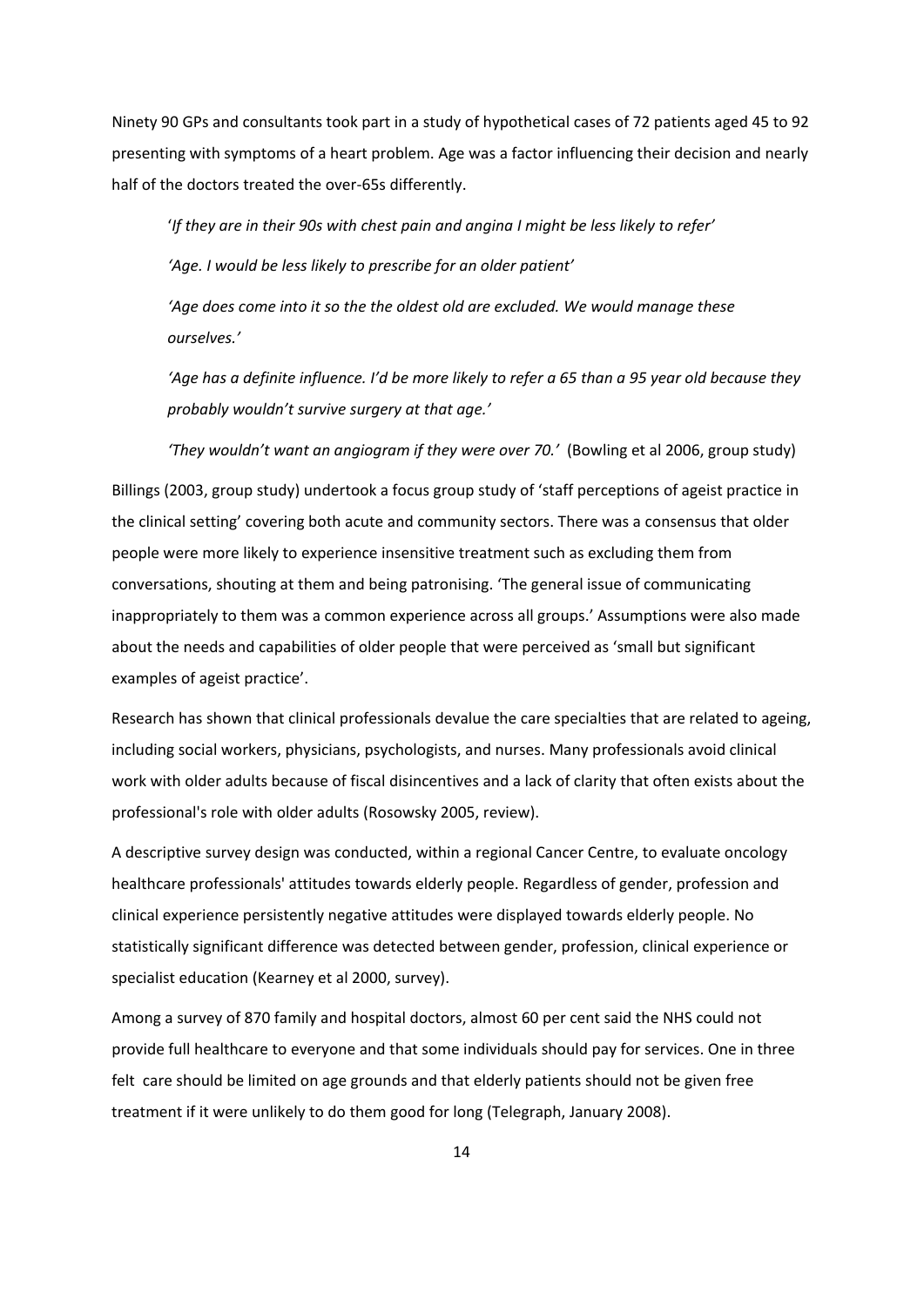Ninety 90 GPs and consultants took part in a study of hypothetical cases of 72 patients aged 45 to 92 presenting with symptoms of a heart problem. Age was a factor influencing their decision and nearly half of the doctors treated the over-65s differently.

> '*If they are in their 90s with chest pain and angina I might be less likely to refer'*
>
> *'Age. I would be less likely to prescribe for an older patient'*
>
> *'Age does come into it so the the oldest old are excluded. We would manage these ourselves.'*
>
> *'Age has a definite influence. I'd be more likely to refer a 65 than a 95 year old because they probably wouldn't survive surgery at that age.'*
>
> *'They wouldn't want an angiogram if they were over 70.'* (Bowling et al 2006, group study)

Billings (2003, group study) undertook a focus group study of 'staff perceptions of ageist practice in the clinical setting' covering both acute and community sectors. There was a consensus that older people were more likely to experience insensitive treatment such as excluding them from conversations, shouting at them and being patronising. 'The general issue of communicating inappropriately to them was a common experience across all groups.' Assumptions were also made about the needs and capabilities of older people that were perceived as 'small but significant examples of ageist practice'.

Research has shown that clinical professionals devalue the care specialties that are related to ageing, including social workers, physicians, psychologists, and nurses. Many professionals avoid clinical work with older adults because of fiscal disincentives and a lack of clarity that often exists about the professional's role with older adults (Rosowsky 2005, review).

A descriptive survey design was conducted, within a regional Cancer Centre, to evaluate oncology healthcare professionals' attitudes towards elderly people. Regardless of gender, profession and clinical experience persistently negative attitudes were displayed towards elderly people. No statistically significant difference was detected between gender, profession, clinical experience or specialist education (Kearney et al 2000, survey).

Among a survey of 870 family and hospital doctors, almost 60 per cent said the NHS could not provide full healthcare to everyone and that some individuals should pay for services. One in three felt care should be limited on age grounds and that elderly patients should not be given free treatment if it were unlikely to do them good for long (Telegraph, January 2008).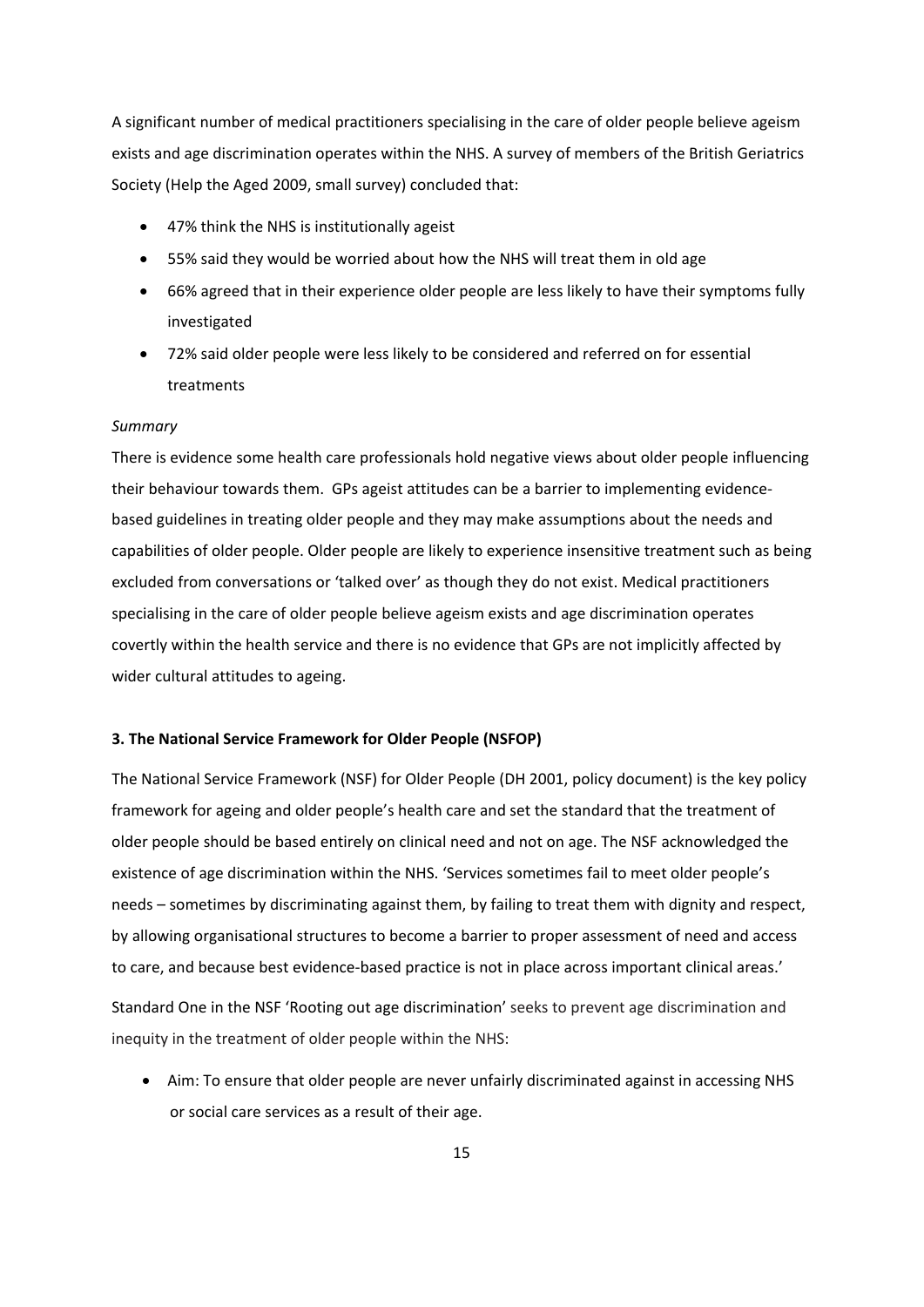A significant number of medical practitioners specialising in the care of older people believe ageism exists and age discrimination operates within the NHS. A survey of members of the British Geriatrics Society (Help the Aged 2009, small survey) concluded that:

- 47% think the NHS is institutionally ageist
- 55% said they would be worried about how the NHS will treat them in old age
- 66% agreed that in their experience older people are less likely to have their symptoms fully investigated
- 72% said older people were less likely to be considered and referred on for essential treatments

*Summary*

There is evidence some health care professionals hold negative views about older people influencing their behaviour towards them. GPs ageist attitudes can be a barrier to implementing evidence-based guidelines in treating older people and they may make assumptions about the needs and capabilities of older people. Older people are likely to experience insensitive treatment such as being excluded from conversations or 'talked over' as though they do not exist. Medical practitioners specialising in the care of older people believe ageism exists and age discrimination operates covertly within the health service and there is no evidence that GPs are not implicitly affected by wider cultural attitudes to ageing.

### 3. The National Service Framework for Older People (NSFOP)

The National Service Framework (NSF) for Older People (DH 2001, policy document) is the key policy framework for ageing and older people's health care and set the standard that the treatment of older people should be based entirely on clinical need and not on age. The NSF acknowledged the existence of age discrimination within the NHS. 'Services sometimes fail to meet older people's needs – sometimes by discriminating against them, by failing to treat them with dignity and respect, by allowing organisational structures to become a barrier to proper assessment of need and access to care, and because best evidence-based practice is not in place across important clinical areas.'

Standard One in the NSF 'Rooting out age discrimination' seeks to prevent age discrimination and inequity in the treatment of older people within the NHS:

- Aim: To ensure that older people are never unfairly discriminated against in accessing NHS or social care services as a result of their age.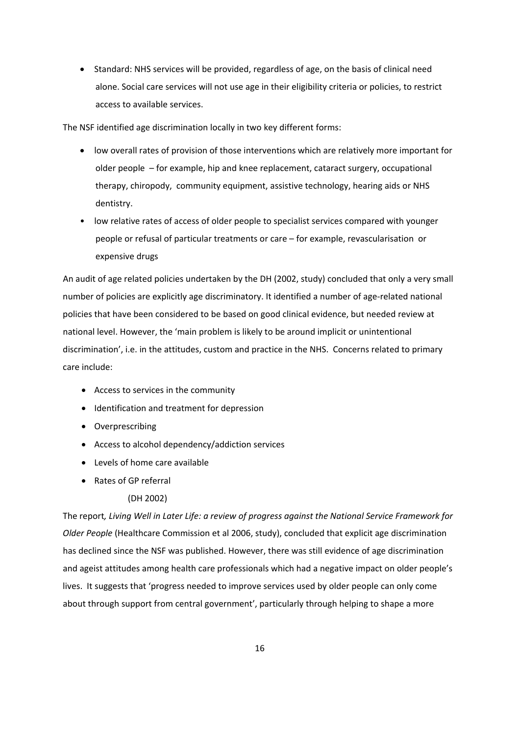- Standard: NHS services will be provided, regardless of age, on the basis of clinical need alone. Social care services will not use age in their eligibility criteria or policies, to restrict access to available services.

The NSF identified age discrimination locally in two key different forms:

- low overall rates of provision of those interventions which are relatively more important for older people – for example, hip and knee replacement, cataract surgery, occupational therapy, chiropody, community equipment, assistive technology, hearing aids or NHS dentistry.
- low relative rates of access of older people to specialist services compared with younger people or refusal of particular treatments or care – for example, revascularisation or expensive drugs

An audit of age related policies undertaken by the DH (2002, study) concluded that only a very small number of policies are explicitly age discriminatory. It identified a number of age-related national policies that have been considered to be based on good clinical evidence, but needed review at national level. However, the 'main problem is likely to be around implicit or unintentional discrimination', i.e. in the attitudes, custom and practice in the NHS. Concerns related to primary care include:

- Access to services in the community
- Identification and treatment for depression
- Overprescribing
- Access to alcohol dependency/addiction services
- Levels of home care available
- Rates of GP referral

(DH 2002)

The report*, Living Well in Later Life: a review of progress against the National Service Framework for Older People* (Healthcare Commission et al 2006, study), concluded that explicit age discrimination has declined since the NSF was published. However, there was still evidence of age discrimination and ageist attitudes among health care professionals which had a negative impact on older people's lives. It suggests that 'progress needed to improve services used by older people can only come about through support from central government', particularly through helping to shape a more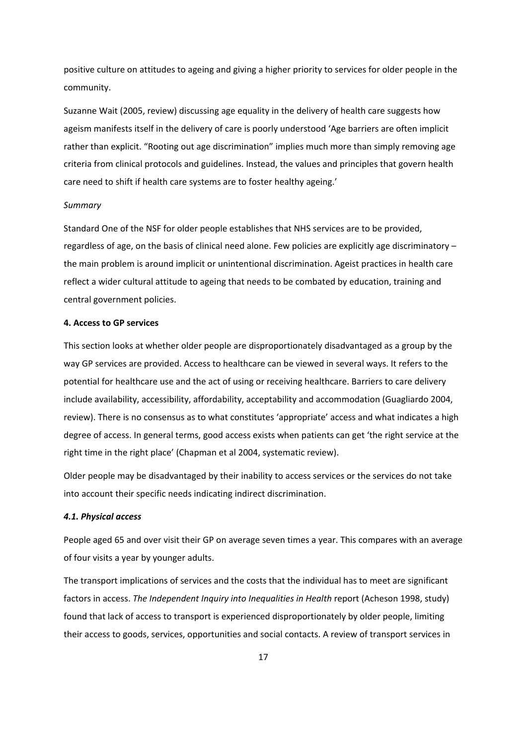positive culture on attitudes to ageing and giving a higher priority to services for older people in the community.

Suzanne Wait (2005, review) discussing age equality in the delivery of health care suggests how ageism manifests itself in the delivery of care is poorly understood 'Age barriers are often implicit rather than explicit. "Rooting out age discrimination" implies much more than simply removing age criteria from clinical protocols and guidelines. Instead, the values and principles that govern health care need to shift if health care systems are to foster healthy ageing.'

*Summary*

Standard One of the NSF for older people establishes that NHS services are to be provided, regardless of age, on the basis of clinical need alone. Few policies are explicitly age discriminatory – the main problem is around implicit or unintentional discrimination. Ageist practices in health care reflect a wider cultural attitude to ageing that needs to be combated by education, training and central government policies.

**4. Access to GP services**

This section looks at whether older people are disproportionately disadvantaged as a group by the way GP services are provided. Access to healthcare can be viewed in several ways. It refers to the potential for healthcare use and the act of using or receiving healthcare. Barriers to care delivery include availability, accessibility, affordability, acceptability and accommodation (Guagliardo 2004, review). There is no consensus as to what constitutes 'appropriate' access and what indicates a high degree of access. In general terms, good access exists when patients can get 'the right service at the right time in the right place' (Chapman et al 2004, systematic review).

Older people may be disadvantaged by their inability to access services or the services do not take into account their specific needs indicating indirect discrimination.

***4.1. Physical access***

People aged 65 and over visit their GP on average seven times a year. This compares with an average of four visits a year by younger adults.

The transport implications of services and the costs that the individual has to meet are significant factors in access. *The Independent Inquiry into Inequalities in Health* report (Acheson 1998, study) found that lack of access to transport is experienced disproportionately by older people, limiting their access to goods, services, opportunities and social contacts. A review of transport services in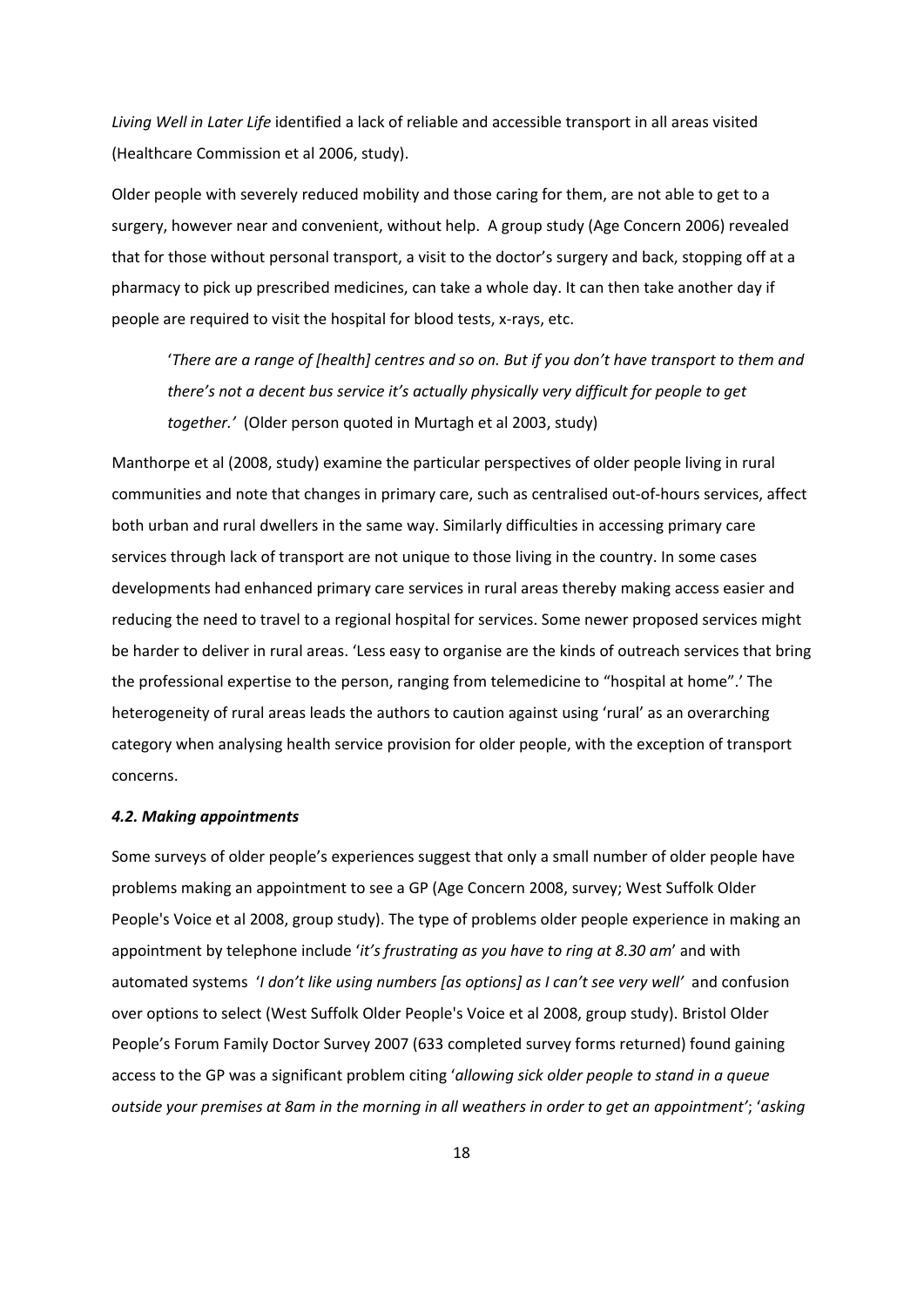*Living Well in Later Life* identified a lack of reliable and accessible transport in all areas visited (Healthcare Commission et al 2006, study).

Older people with severely reduced mobility and those caring for them, are not able to get to a surgery, however near and convenient, without help. A group study (Age Concern 2006) revealed that for those without personal transport, a visit to the doctor's surgery and back, stopping off at a pharmacy to pick up prescribed medicines, can take a whole day. It can then take another day if people are required to visit the hospital for blood tests, x-rays, etc.

> '*There are a range of [health] centres and so on. But if you don't have transport to them and there's not a decent bus service it's actually physically very difficult for people to get together.'* (Older person quoted in Murtagh et al 2003, study)

Manthorpe et al (2008, study) examine the particular perspectives of older people living in rural communities and note that changes in primary care, such as centralised out-of-hours services, affect both urban and rural dwellers in the same way. Similarly difficulties in accessing primary care services through lack of transport are not unique to those living in the country. In some cases developments had enhanced primary care services in rural areas thereby making access easier and reducing the need to travel to a regional hospital for services. Some newer proposed services might be harder to deliver in rural areas. 'Less easy to organise are the kinds of outreach services that bring the professional expertise to the person, ranging from telemedicine to "hospital at home".' The heterogeneity of rural areas leads the authors to caution against using 'rural' as an overarching category when analysing health service provision for older people, with the exception of transport concerns.

#### *4.2. Making appointments*

Some surveys of older people's experiences suggest that only a small number of older people have problems making an appointment to see a GP (Age Concern 2008, survey; West Suffolk Older People's Voice et al 2008, group study). The type of problems older people experience in making an appointment by telephone include '*it's frustrating as you have to ring at 8.30 am*' and with automated systems '*I don't like using numbers [as options] as I can't see very well'* and confusion over options to select (West Suffolk Older People's Voice et al 2008, group study). Bristol Older People's Forum Family Doctor Survey 2007 (633 completed survey forms returned) found gaining access to the GP was a significant problem citing '*allowing sick older people to stand in a queue outside your premises at 8am in the morning in all weathers in order to get an appointment'*; '*asking*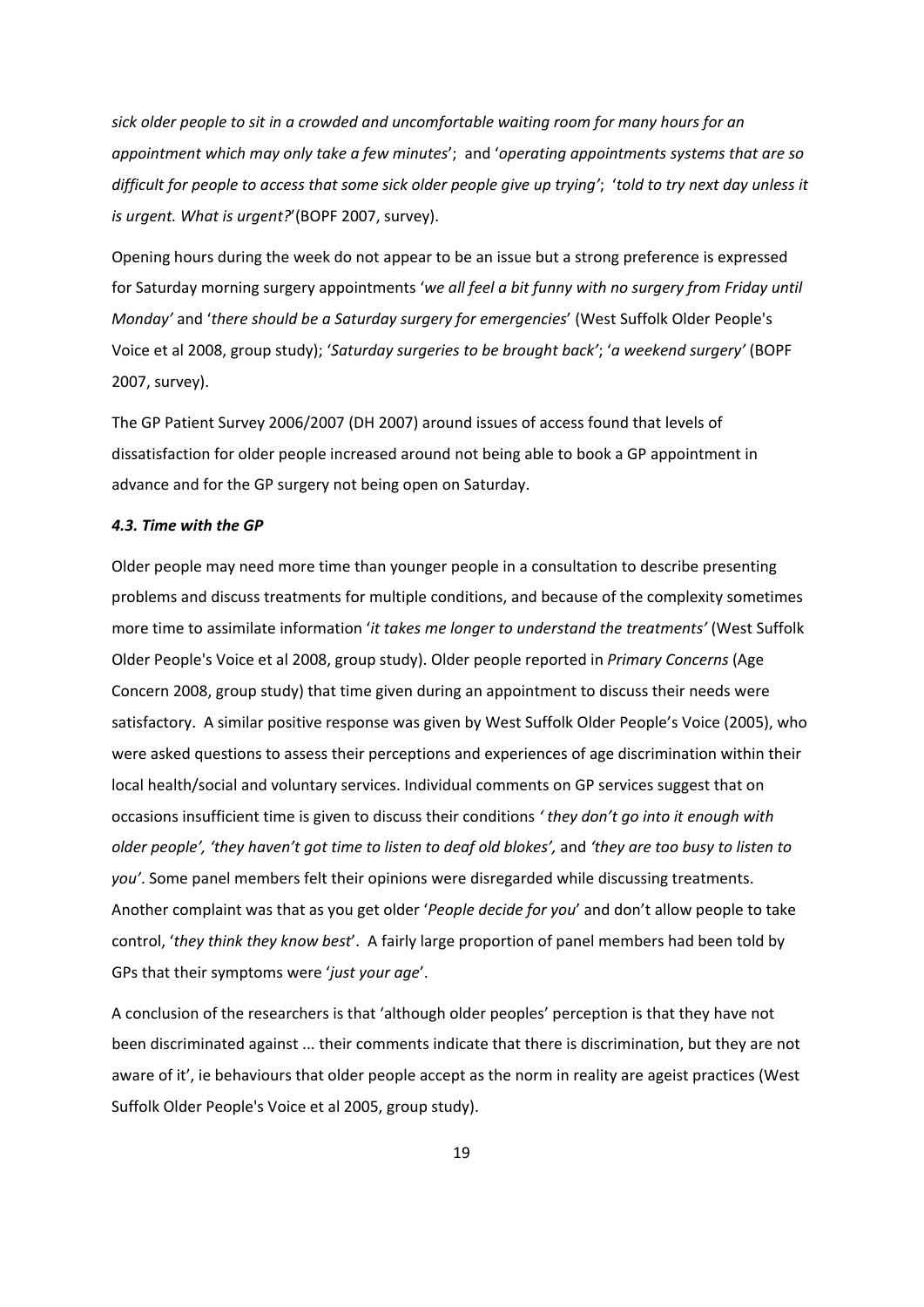*sick older people to sit in a crowded and uncomfortable waiting room for many hours for an appointment which may only take a few minutes*'; and '*operating appointments systems that are so difficult for people to access that some sick older people give up trying'*; '*told to try next day unless it is urgent. What is urgent?*'(BOPF 2007, survey).

Opening hours during the week do not appear to be an issue but a strong preference is expressed for Saturday morning surgery appointments '*we all feel a bit funny with no surgery from Friday until Monday'* and '*there should be a Saturday surgery for emergencies*' (West Suffolk Older People's Voice et al 2008, group study); '*Saturday surgeries to be brought back'*; '*a weekend surgery'* (BOPF 2007, survey).

The GP Patient Survey 2006/2007 (DH 2007) around issues of access found that levels of dissatisfaction for older people increased around not being able to book a GP appointment in advance and for the GP surgery not being open on Saturday.

### *4.3. Time with the GP*

Older people may need more time than younger people in a consultation to describe presenting problems and discuss treatments for multiple conditions, and because of the complexity sometimes more time to assimilate information '*it takes me longer to understand the treatments'* (West Suffolk Older People's Voice et al 2008, group study). Older people reported in *Primary Concerns* (Age Concern 2008, group study) that time given during an appointment to discuss their needs were satisfactory. A similar positive response was given by West Suffolk Older People's Voice (2005), who were asked questions to assess their perceptions and experiences of age discrimination within their local health/social and voluntary services. Individual comments on GP services suggest that on occasions insufficient time is given to discuss their conditions *' they don't go into it enough with older people', 'they haven't got time to listen to deaf old blokes',* and *'they are too busy to listen to you'*. Some panel members felt their opinions were disregarded while discussing treatments. Another complaint was that as you get older '*People decide for you*' and don't allow people to take control, '*they think they know best*'. A fairly large proportion of panel members had been told by GPs that their symptoms were '*just your age*'.

A conclusion of the researchers is that 'although older peoples' perception is that they have not been discriminated against ... their comments indicate that there is discrimination, but they are not aware of it', ie behaviours that older people accept as the norm in reality are ageist practices (West Suffolk Older People's Voice et al 2005, group study).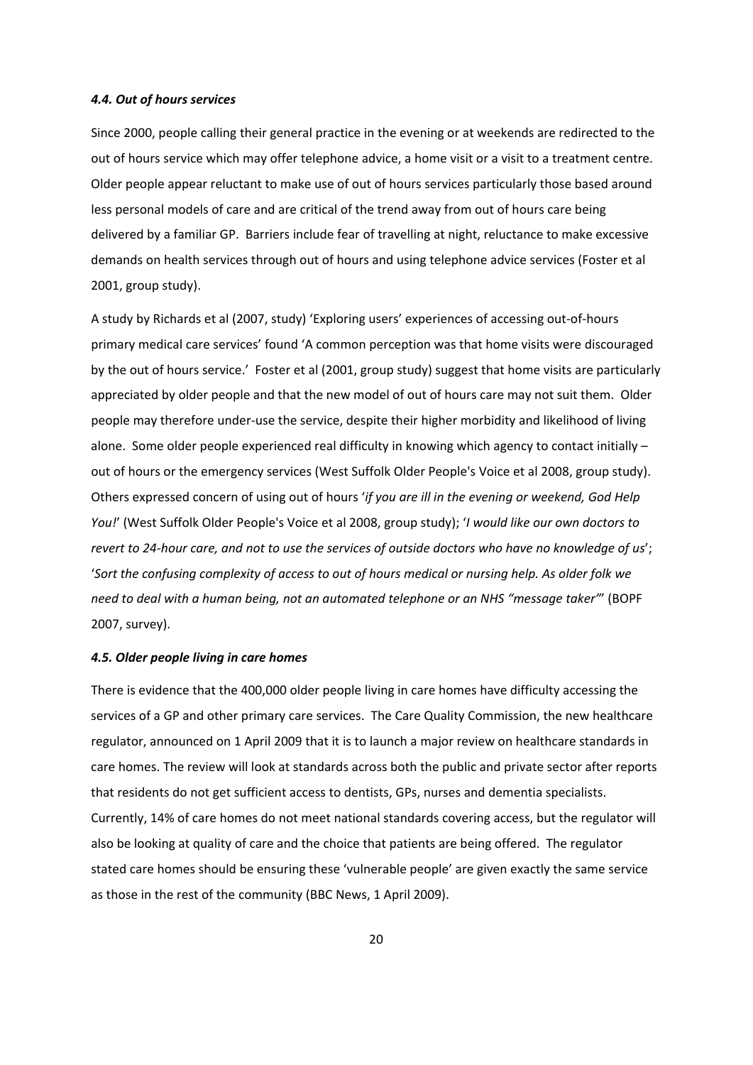#### *4.4. Out of hours services*

Since 2000, people calling their general practice in the evening or at weekends are redirected to the out of hours service which may offer telephone advice, a home visit or a visit to a treatment centre. Older people appear reluctant to make use of out of hours services particularly those based around less personal models of care and are critical of the trend away from out of hours care being delivered by a familiar GP. Barriers include fear of travelling at night, reluctance to make excessive demands on health services through out of hours and using telephone advice services (Foster et al 2001, group study).

A study by Richards et al (2007, study) 'Exploring users' experiences of accessing out-of-hours primary medical care services' found 'A common perception was that home visits were discouraged by the out of hours service.' Foster et al (2001, group study) suggest that home visits are particularly appreciated by older people and that the new model of out of hours care may not suit them. Older people may therefore under-use the service, despite their higher morbidity and likelihood of living alone. Some older people experienced real difficulty in knowing which agency to contact initially – out of hours or the emergency services (West Suffolk Older People's Voice et al 2008, group study). Others expressed concern of using out of hours '*if you are ill in the evening or weekend, God Help You!*' (West Suffolk Older People's Voice et al 2008, group study); '*I would like our own doctors to revert to 24-hour care, and not to use the services of outside doctors who have no knowledge of us*'; '*Sort the confusing complexity of access to out of hours medical or nursing help. As older folk we need to deal with a human being, not an automated telephone or an NHS "message taker"*' (BOPF 2007, survey).

#### *4.5. Older people living in care homes*

There is evidence that the 400,000 older people living in care homes have difficulty accessing the services of a GP and other primary care services. The Care Quality Commission, the new healthcare regulator, announced on 1 April 2009 that it is to launch a major review on healthcare standards in care homes. The review will look at standards across both the public and private sector after reports that residents do not get sufficient access to dentists, GPs, nurses and dementia specialists. Currently, 14% of care homes do not meet national standards covering access, but the regulator will also be looking at quality of care and the choice that patients are being offered. The regulator stated care homes should be ensuring these 'vulnerable people' are given exactly the same service as those in the rest of the community (BBC News, 1 April 2009).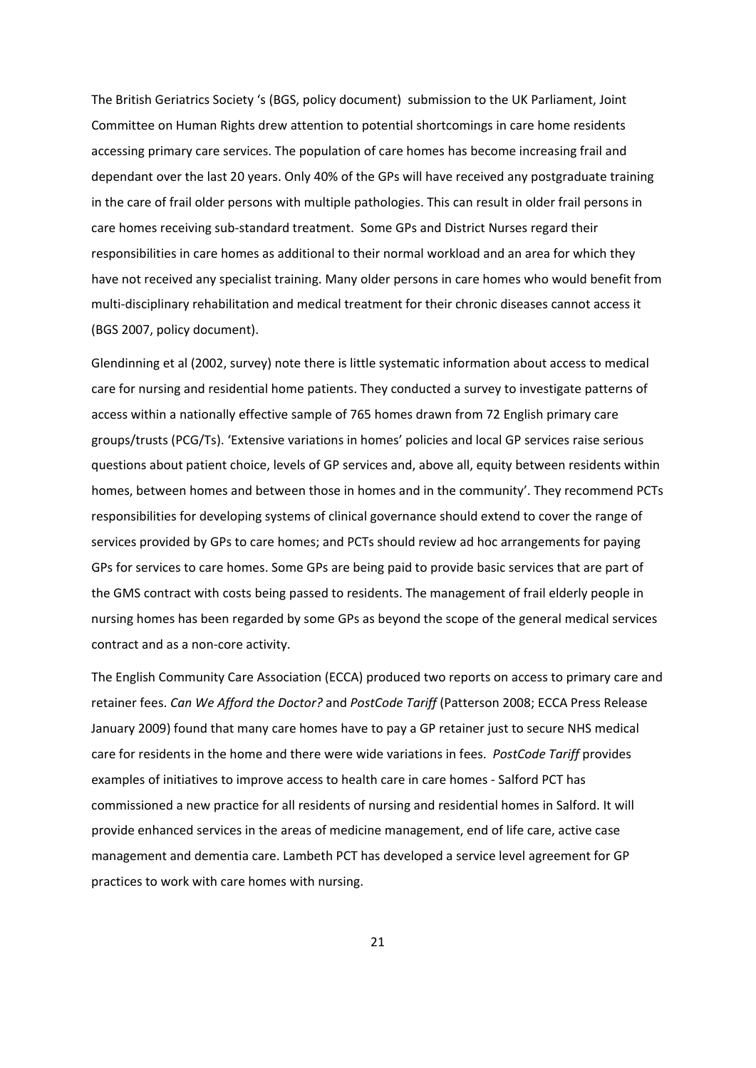The British Geriatrics Society 's (BGS, policy document) submission to the UK Parliament, Joint Committee on Human Rights drew attention to potential shortcomings in care home residents accessing primary care services. The population of care homes has become increasing frail and dependant over the last 20 years. Only 40% of the GPs will have received any postgraduate training in the care of frail older persons with multiple pathologies. This can result in older frail persons in care homes receiving sub-standard treatment. Some GPs and District Nurses regard their responsibilities in care homes as additional to their normal workload and an area for which they have not received any specialist training. Many older persons in care homes who would benefit from multi-disciplinary rehabilitation and medical treatment for their chronic diseases cannot access it (BGS 2007, policy document).

Glendinning et al (2002, survey) note there is little systematic information about access to medical care for nursing and residential home patients. They conducted a survey to investigate patterns of access within a nationally effective sample of 765 homes drawn from 72 English primary care groups/trusts (PCG/Ts). 'Extensive variations in homes' policies and local GP services raise serious questions about patient choice, levels of GP services and, above all, equity between residents within homes, between homes and between those in homes and in the community'. They recommend PCTs responsibilities for developing systems of clinical governance should extend to cover the range of services provided by GPs to care homes; and PCTs should review ad hoc arrangements for paying GPs for services to care homes. Some GPs are being paid to provide basic services that are part of the GMS contract with costs being passed to residents. The management of frail elderly people in nursing homes has been regarded by some GPs as beyond the scope of the general medical services contract and as a non-core activity.

The English Community Care Association (ECCA) produced two reports on access to primary care and retainer fees. *Can We Afford the Doctor?* and *PostCode Tariff* (Patterson 2008; ECCA Press Release January 2009) found that many care homes have to pay a GP retainer just to secure NHS medical care for residents in the home and there were wide variations in fees. *PostCode Tariff* provides examples of initiatives to improve access to health care in care homes - Salford PCT has commissioned a new practice for all residents of nursing and residential homes in Salford. It will provide enhanced services in the areas of medicine management, end of life care, active case management and dementia care. Lambeth PCT has developed a service level agreement for GP practices to work with care homes with nursing.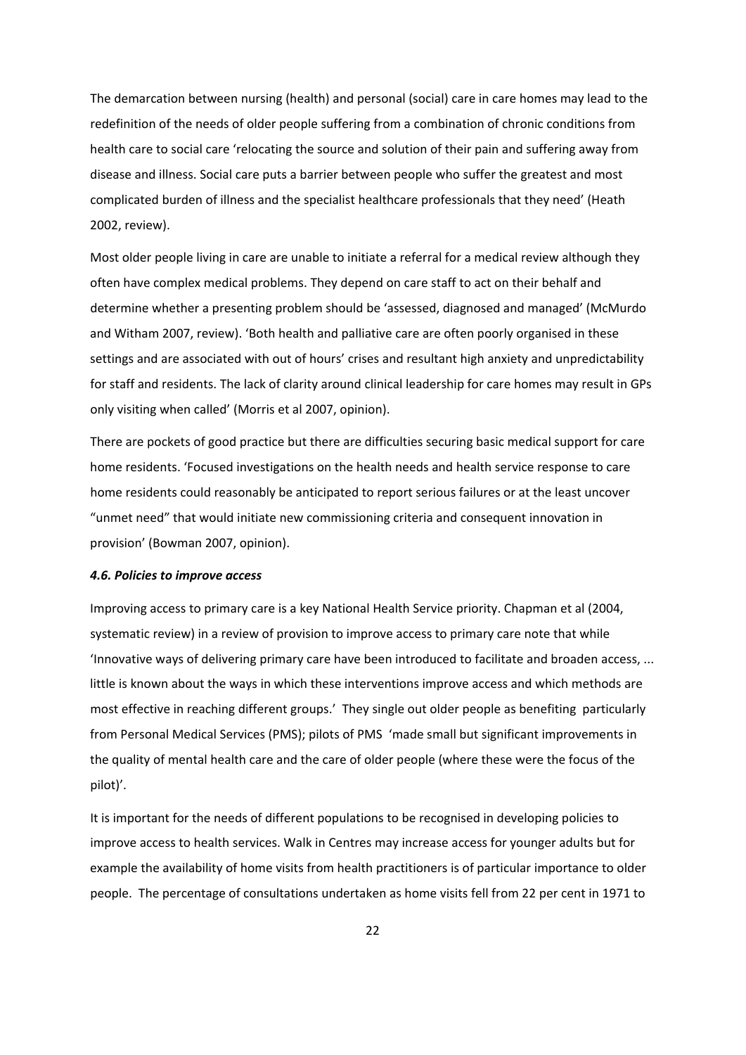The demarcation between nursing (health) and personal (social) care in care homes may lead to the redefinition of the needs of older people suffering from a combination of chronic conditions from health care to social care 'relocating the source and solution of their pain and suffering away from disease and illness. Social care puts a barrier between people who suffer the greatest and most complicated burden of illness and the specialist healthcare professionals that they need' (Heath 2002, review).

Most older people living in care are unable to initiate a referral for a medical review although they often have complex medical problems. They depend on care staff to act on their behalf and determine whether a presenting problem should be 'assessed, diagnosed and managed' (McMurdo and Witham 2007, review). 'Both health and palliative care are often poorly organised in these settings and are associated with out of hours' crises and resultant high anxiety and unpredictability for staff and residents. The lack of clarity around clinical leadership for care homes may result in GPs only visiting when called' (Morris et al 2007, opinion).

There are pockets of good practice but there are difficulties securing basic medical support for care home residents. 'Focused investigations on the health needs and health service response to care home residents could reasonably be anticipated to report serious failures or at the least uncover "unmet need" that would initiate new commissioning criteria and consequent innovation in provision' (Bowman 2007, opinion).

#### *4.6. Policies to improve access*

Improving access to primary care is a key National Health Service priority. Chapman et al (2004, systematic review) in a review of provision to improve access to primary care note that while 'Innovative ways of delivering primary care have been introduced to facilitate and broaden access, ... little is known about the ways in which these interventions improve access and which methods are most effective in reaching different groups.' They single out older people as benefiting particularly from Personal Medical Services (PMS); pilots of PMS 'made small but significant improvements in the quality of mental health care and the care of older people (where these were the focus of the pilot)'.

It is important for the needs of different populations to be recognised in developing policies to improve access to health services. Walk in Centres may increase access for younger adults but for example the availability of home visits from health practitioners is of particular importance to older people. The percentage of consultations undertaken as home visits fell from 22 per cent in 1971 to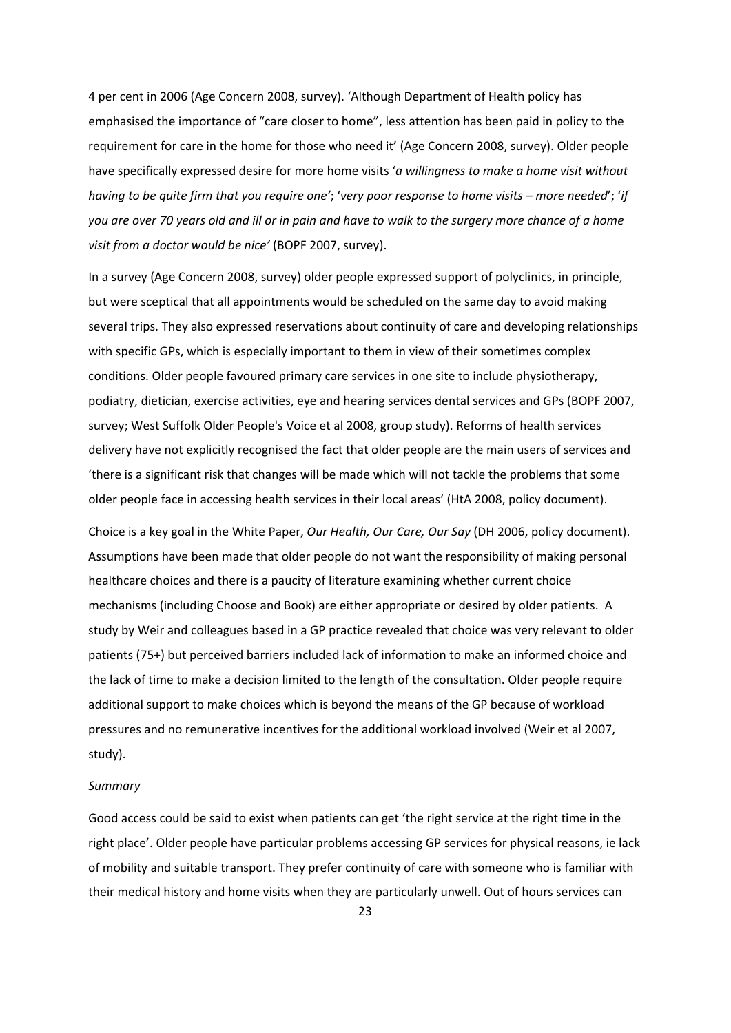4 per cent in 2006 (Age Concern 2008, survey). 'Although Department of Health policy has emphasised the importance of "care closer to home", less attention has been paid in policy to the requirement for care in the home for those who need it' (Age Concern 2008, survey). Older people have specifically expressed desire for more home visits '*a willingness to make a home visit without having to be quite firm that you require one*'; '*very poor response to home visits – more needed*'; '*if you are over 70 years old and ill or in pain and have to walk to the surgery more chance of a home visit from a doctor would be nice'* (BOPF 2007, survey).

In a survey (Age Concern 2008, survey) older people expressed support of polyclinics, in principle, but were sceptical that all appointments would be scheduled on the same day to avoid making several trips. They also expressed reservations about continuity of care and developing relationships with specific GPs, which is especially important to them in view of their sometimes complex conditions. Older people favoured primary care services in one site to include physiotherapy, podiatry, dietician, exercise activities, eye and hearing services dental services and GPs (BOPF 2007, survey; West Suffolk Older People's Voice et al 2008, group study). Reforms of health services delivery have not explicitly recognised the fact that older people are the main users of services and 'there is a significant risk that changes will be made which will not tackle the problems that some older people face in accessing health services in their local areas' (HtA 2008, policy document).

Choice is a key goal in the White Paper, *Our Health, Our Care, Our Say* (DH 2006, policy document). Assumptions have been made that older people do not want the responsibility of making personal healthcare choices and there is a paucity of literature examining whether current choice mechanisms (including Choose and Book) are either appropriate or desired by older patients. A study by Weir and colleagues based in a GP practice revealed that choice was very relevant to older patients (75+) but perceived barriers included lack of information to make an informed choice and the lack of time to make a decision limited to the length of the consultation. Older people require additional support to make choices which is beyond the means of the GP because of workload pressures and no remunerative incentives for the additional workload involved (Weir et al 2007, study).

*Summary*

Good access could be said to exist when patients can get 'the right service at the right time in the right place'. Older people have particular problems accessing GP services for physical reasons, ie lack of mobility and suitable transport. They prefer continuity of care with someone who is familiar with their medical history and home visits when they are particularly unwell. Out of hours services can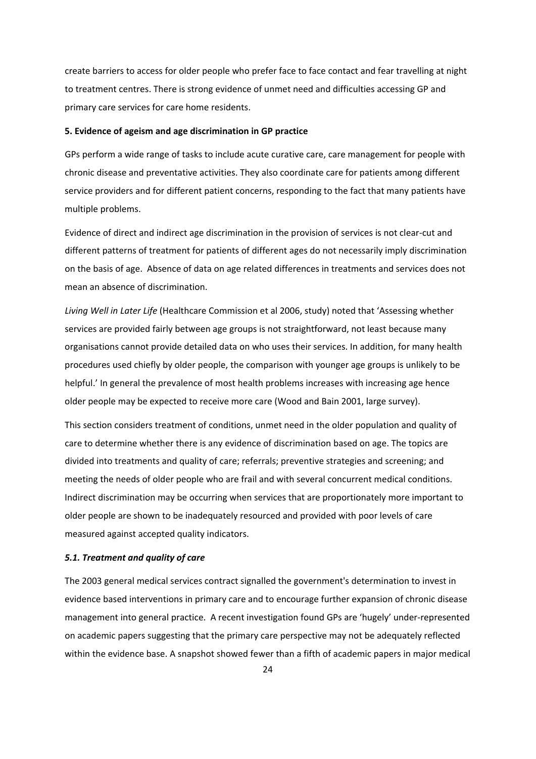create barriers to access for older people who prefer face to face contact and fear travelling at night to treatment centres. There is strong evidence of unmet need and difficulties accessing GP and primary care services for care home residents.

## 5. Evidence of ageism and age discrimination in GP practice

GPs perform a wide range of tasks to include acute curative care, care management for people with chronic disease and preventative activities. They also coordinate care for patients among different service providers and for different patient concerns, responding to the fact that many patients have multiple problems.

Evidence of direct and indirect age discrimination in the provision of services is not clear-cut and different patterns of treatment for patients of different ages do not necessarily imply discrimination on the basis of age. Absence of data on age related differences in treatments and services does not mean an absence of discrimination.

*Living Well in Later Life* (Healthcare Commission et al 2006, study) noted that 'Assessing whether services are provided fairly between age groups is not straightforward, not least because many organisations cannot provide detailed data on who uses their services. In addition, for many health procedures used chiefly by older people, the comparison with younger age groups is unlikely to be helpful.' In general the prevalence of most health problems increases with increasing age hence older people may be expected to receive more care (Wood and Bain 2001, large survey).

This section considers treatment of conditions, unmet need in the older population and quality of care to determine whether there is any evidence of discrimination based on age. The topics are divided into treatments and quality of care; referrals; preventive strategies and screening; and meeting the needs of older people who are frail and with several concurrent medical conditions. Indirect discrimination may be occurring when services that are proportionately more important to older people are shown to be inadequately resourced and provided with poor levels of care measured against accepted quality indicators.

### *5.1. Treatment and quality of care*

The 2003 general medical services contract signalled the government's determination to invest in evidence based interventions in primary care and to encourage further expansion of chronic disease management into general practice. A recent investigation found GPs are 'hugely' under-represented on academic papers suggesting that the primary care perspective may not be adequately reflected within the evidence base. A snapshot showed fewer than a fifth of academic papers in major medical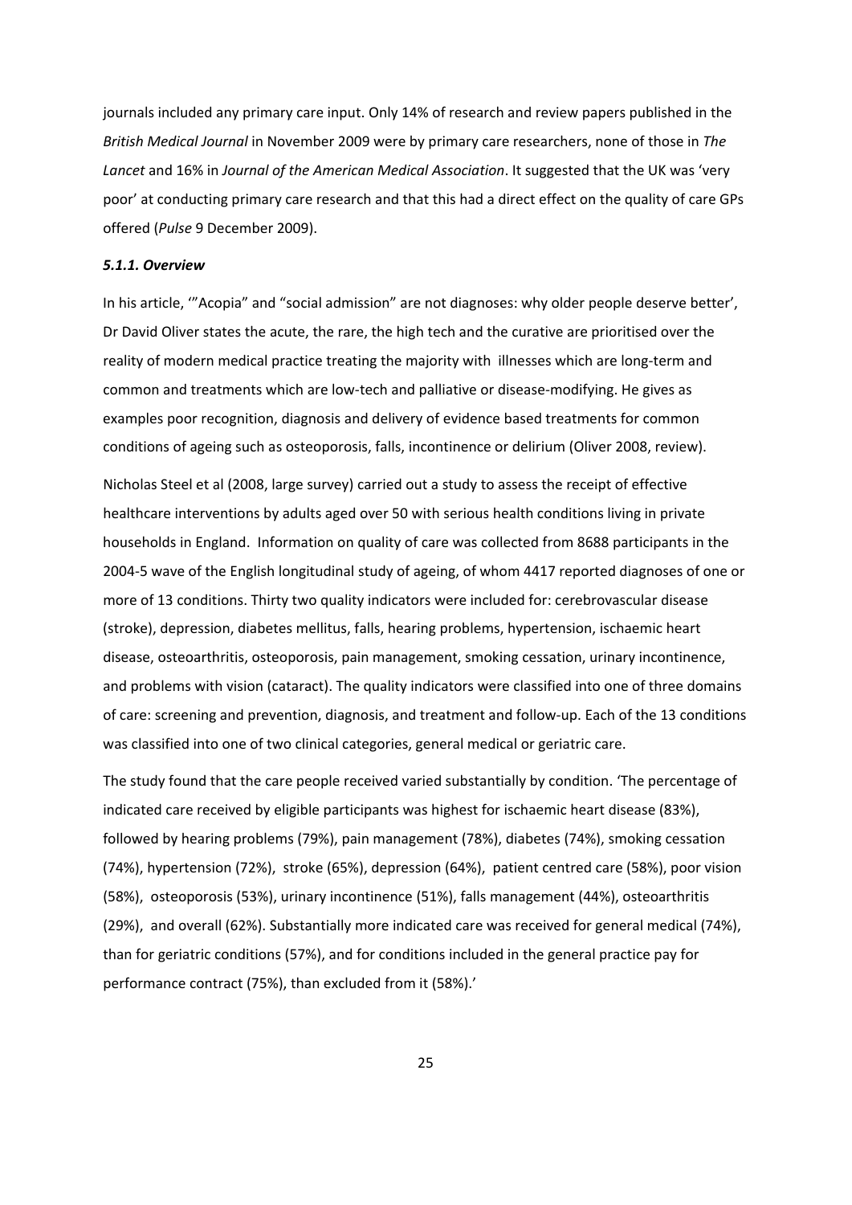journals included any primary care input. Only 14% of research and review papers published in the *British Medical Journal* in November 2009 were by primary care researchers, none of those in *The Lancet* and 16% in *Journal of the American Medical Association*. It suggested that the UK was 'very poor' at conducting primary care research and that this had a direct effect on the quality of care GPs offered (*Pulse* 9 December 2009).

### *5.1.1. Overview*

In his article, '"Acopia" and "social admission" are not diagnoses: why older people deserve better', Dr David Oliver states the acute, the rare, the high tech and the curative are prioritised over the reality of modern medical practice treating the majority with illnesses which are long-term and common and treatments which are low-tech and palliative or disease-modifying. He gives as examples poor recognition, diagnosis and delivery of evidence based treatments for common conditions of ageing such as osteoporosis, falls, incontinence or delirium (Oliver 2008, review).

Nicholas Steel et al (2008, large survey) carried out a study to assess the receipt of effective healthcare interventions by adults aged over 50 with serious health conditions living in private households in England. Information on quality of care was collected from 8688 participants in the 2004-5 wave of the English longitudinal study of ageing, of whom 4417 reported diagnoses of one or more of 13 conditions. Thirty two quality indicators were included for: cerebrovascular disease (stroke), depression, diabetes mellitus, falls, hearing problems, hypertension, ischaemic heart disease, osteoarthritis, osteoporosis, pain management, smoking cessation, urinary incontinence, and problems with vision (cataract). The quality indicators were classified into one of three domains of care: screening and prevention, diagnosis, and treatment and follow-up. Each of the 13 conditions was classified into one of two clinical categories, general medical or geriatric care.

The study found that the care people received varied substantially by condition. 'The percentage of indicated care received by eligible participants was highest for ischaemic heart disease (83%), followed by hearing problems (79%), pain management (78%), diabetes (74%), smoking cessation (74%), hypertension (72%), stroke (65%), depression (64%), patient centred care (58%), poor vision (58%), osteoporosis (53%), urinary incontinence (51%), falls management (44%), osteoarthritis (29%), and overall (62%). Substantially more indicated care was received for general medical (74%), than for geriatric conditions (57%), and for conditions included in the general practice pay for performance contract (75%), than excluded from it (58%).'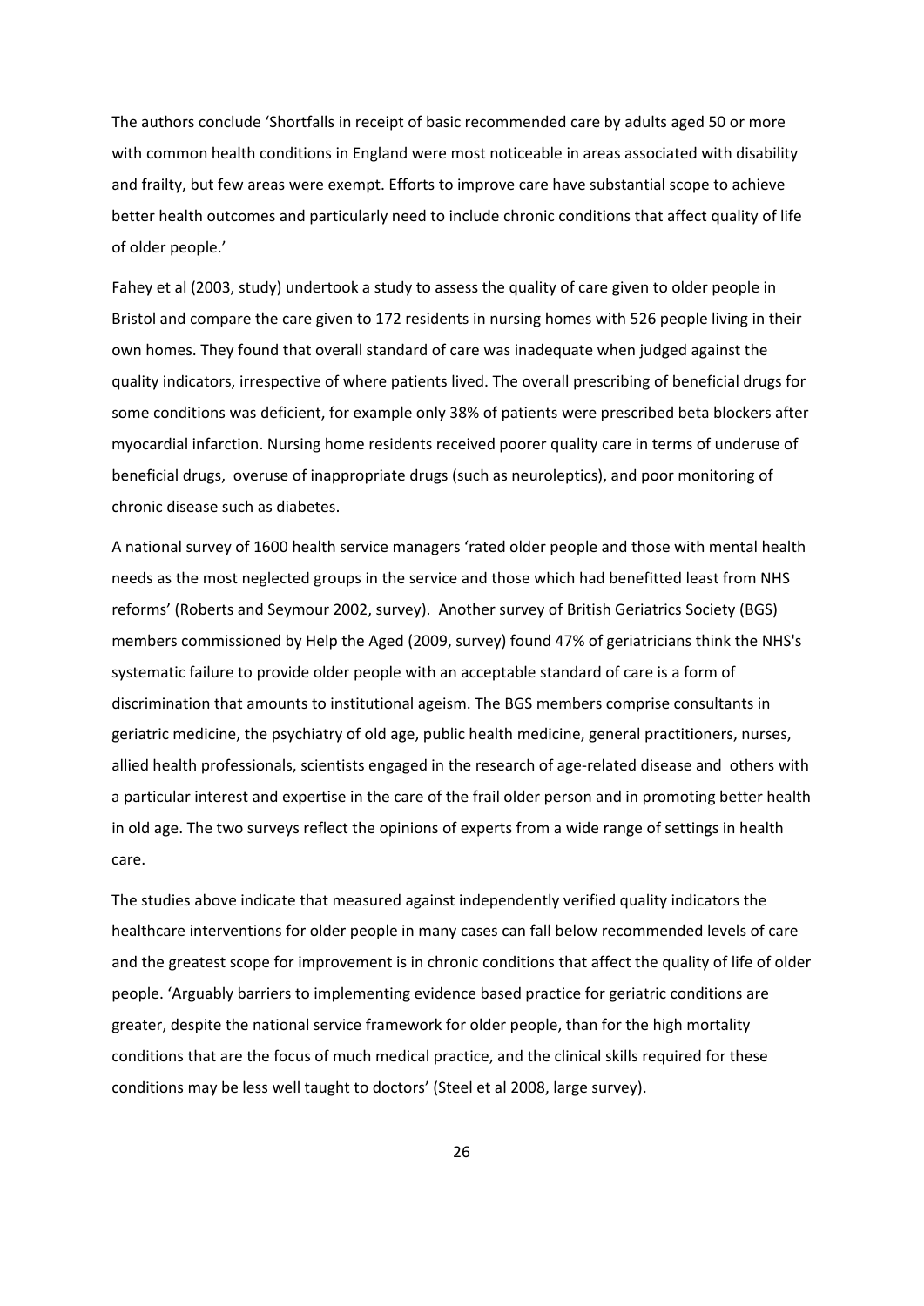The authors conclude 'Shortfalls in receipt of basic recommended care by adults aged 50 or more with common health conditions in England were most noticeable in areas associated with disability and frailty, but few areas were exempt. Efforts to improve care have substantial scope to achieve better health outcomes and particularly need to include chronic conditions that affect quality of life of older people.'

Fahey et al (2003, study) undertook a study to assess the quality of care given to older people in Bristol and compare the care given to 172 residents in nursing homes with 526 people living in their own homes. They found that overall standard of care was inadequate when judged against the quality indicators, irrespective of where patients lived. The overall prescribing of beneficial drugs for some conditions was deficient, for example only 38% of patients were prescribed beta blockers after myocardial infarction. Nursing home residents received poorer quality care in terms of underuse of beneficial drugs, overuse of inappropriate drugs (such as neuroleptics), and poor monitoring of chronic disease such as diabetes.

A national survey of 1600 health service managers 'rated older people and those with mental health needs as the most neglected groups in the service and those which had benefitted least from NHS reforms' (Roberts and Seymour 2002, survey). Another survey of British Geriatrics Society (BGS) members commissioned by Help the Aged (2009, survey) found 47% of geriatricians think the NHS's systematic failure to provide older people with an acceptable standard of care is a form of discrimination that amounts to institutional ageism. The BGS members comprise consultants in geriatric medicine, the psychiatry of old age, public health medicine, general practitioners, nurses, allied health professionals, scientists engaged in the research of age-related disease and others with a particular interest and expertise in the care of the frail older person and in promoting better health in old age. The two surveys reflect the opinions of experts from a wide range of settings in health care.

The studies above indicate that measured against independently verified quality indicators the healthcare interventions for older people in many cases can fall below recommended levels of care and the greatest scope for improvement is in chronic conditions that affect the quality of life of older people. 'Arguably barriers to implementing evidence based practice for geriatric conditions are greater, despite the national service framework for older people, than for the high mortality conditions that are the focus of much medical practice, and the clinical skills required for these conditions may be less well taught to doctors' (Steel et al 2008, large survey).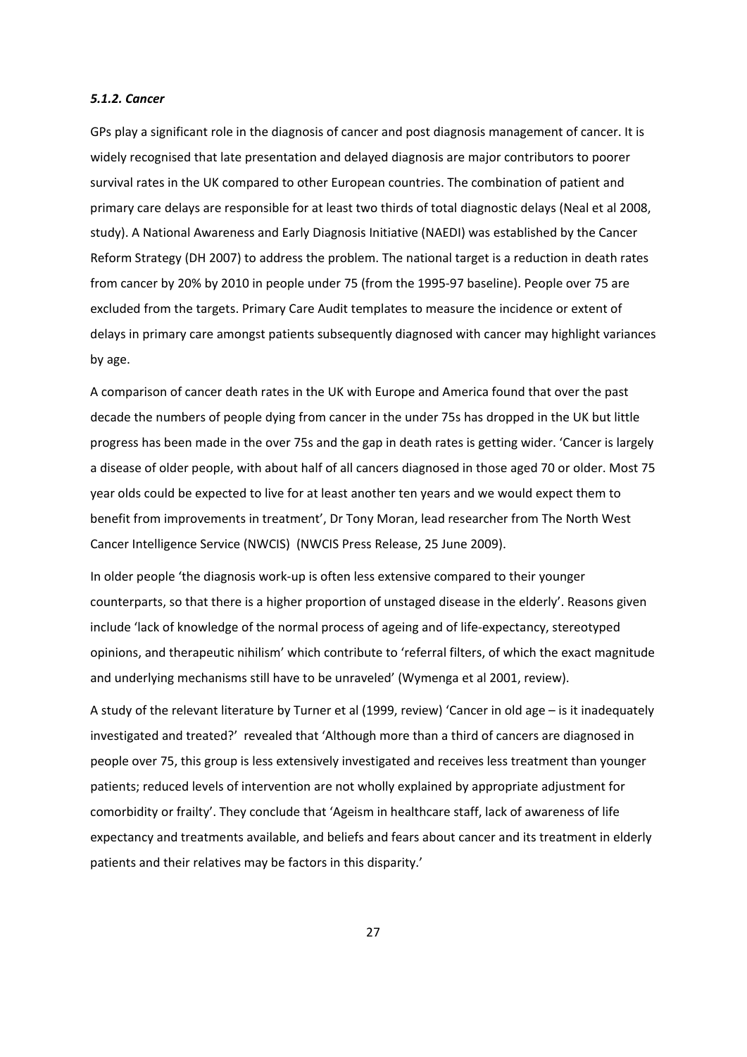#### *5.1.2. Cancer*

GPs play a significant role in the diagnosis of cancer and post diagnosis management of cancer. It is widely recognised that late presentation and delayed diagnosis are major contributors to poorer survival rates in the UK compared to other European countries. The combination of patient and primary care delays are responsible for at least two thirds of total diagnostic delays (Neal et al 2008, study). A National Awareness and Early Diagnosis Initiative (NAEDI) was established by the Cancer Reform Strategy (DH 2007) to address the problem. The national target is a reduction in death rates from cancer by 20% by 2010 in people under 75 (from the 1995-97 baseline). People over 75 are excluded from the targets. Primary Care Audit templates to measure the incidence or extent of delays in primary care amongst patients subsequently diagnosed with cancer may highlight variances by age.

A comparison of cancer death rates in the UK with Europe and America found that over the past decade the numbers of people dying from cancer in the under 75s has dropped in the UK but little progress has been made in the over 75s and the gap in death rates is getting wider. 'Cancer is largely a disease of older people, with about half of all cancers diagnosed in those aged 70 or older. Most 75 year olds could be expected to live for at least another ten years and we would expect them to benefit from improvements in treatment', Dr Tony Moran, lead researcher from The North West Cancer Intelligence Service (NWCIS) (NWCIS Press Release, 25 June 2009).

In older people 'the diagnosis work-up is often less extensive compared to their younger counterparts, so that there is a higher proportion of unstaged disease in the elderly'. Reasons given include 'lack of knowledge of the normal process of ageing and of life-expectancy, stereotyped opinions, and therapeutic nihilism' which contribute to 'referral filters, of which the exact magnitude and underlying mechanisms still have to be unraveled' (Wymenga et al 2001, review).

A study of the relevant literature by Turner et al (1999, review) 'Cancer in old age – is it inadequately investigated and treated?' revealed that 'Although more than a third of cancers are diagnosed in people over 75, this group is less extensively investigated and receives less treatment than younger patients; reduced levels of intervention are not wholly explained by appropriate adjustment for comorbidity or frailty'. They conclude that 'Ageism in healthcare staff, lack of awareness of life expectancy and treatments available, and beliefs and fears about cancer and its treatment in elderly patients and their relatives may be factors in this disparity.'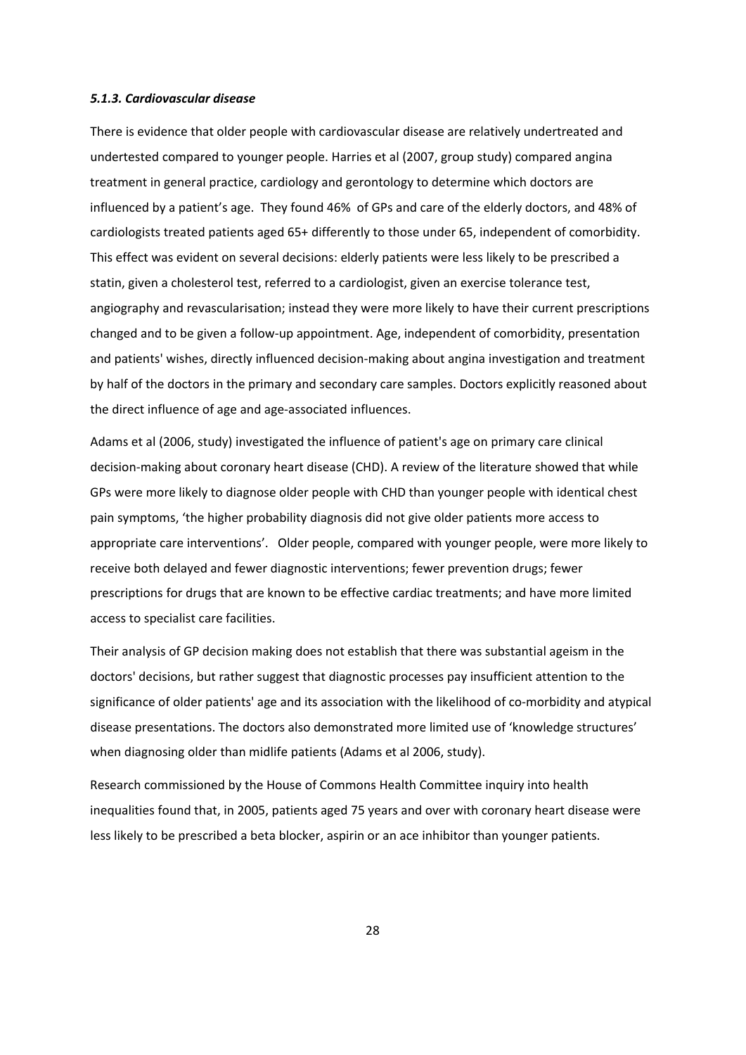#### *5.1.3. Cardiovascular disease*

There is evidence that older people with cardiovascular disease are relatively undertreated and undertested compared to younger people. Harries et al (2007, group study) compared angina treatment in general practice, cardiology and gerontology to determine which doctors are influenced by a patient's age. They found 46% of GPs and care of the elderly doctors, and 48% of cardiologists treated patients aged 65+ differently to those under 65, independent of comorbidity. This effect was evident on several decisions: elderly patients were less likely to be prescribed a statin, given a cholesterol test, referred to a cardiologist, given an exercise tolerance test, angiography and revascularisation; instead they were more likely to have their current prescriptions changed and to be given a follow-up appointment. Age, independent of comorbidity, presentation and patients' wishes, directly influenced decision-making about angina investigation and treatment by half of the doctors in the primary and secondary care samples. Doctors explicitly reasoned about the direct influence of age and age-associated influences.

Adams et al (2006, study) investigated the influence of patient's age on primary care clinical decision-making about coronary heart disease (CHD). A review of the literature showed that while GPs were more likely to diagnose older people with CHD than younger people with identical chest pain symptoms, 'the higher probability diagnosis did not give older patients more access to appropriate care interventions'. Older people, compared with younger people, were more likely to receive both delayed and fewer diagnostic interventions; fewer prevention drugs; fewer prescriptions for drugs that are known to be effective cardiac treatments; and have more limited access to specialist care facilities.

Their analysis of GP decision making does not establish that there was substantial ageism in the doctors' decisions, but rather suggest that diagnostic processes pay insufficient attention to the significance of older patients' age and its association with the likelihood of co-morbidity and atypical disease presentations. The doctors also demonstrated more limited use of 'knowledge structures' when diagnosing older than midlife patients (Adams et al 2006, study).

Research commissioned by the House of Commons Health Committee inquiry into health inequalities found that, in 2005, patients aged 75 years and over with coronary heart disease were less likely to be prescribed a beta blocker, aspirin or an ace inhibitor than younger patients.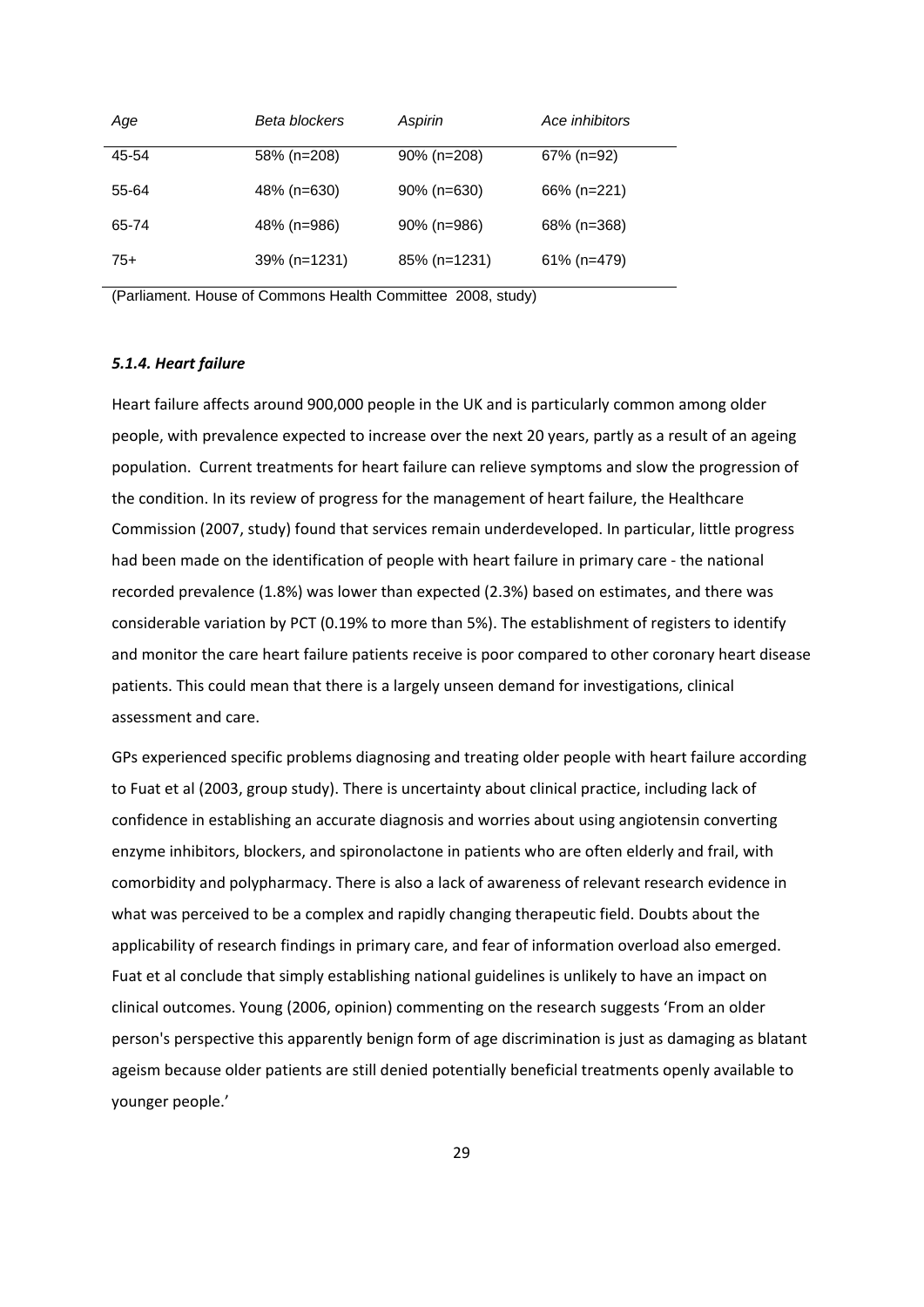| Age | Beta blockers | Aspirin | Ace inhibitors |
| --- | --- | --- | --- |
| 45-54 | 58% (n=208) | 90% (n=208) | 67% (n=92) |
| 55-64 | 48% (n=630) | 90% (n=630) | 66% (n=221) |
| 65-74 | 48% (n=986) | 90% (n=986) | 68% (n=368) |
| 75+ | 39% (n=1231) | 85% (n=1231) | 61% (n=479) |

(Parliament. House of Commons Health Committee 2008, study)

#### *5.1.4. Heart failure*

Heart failure affects around 900,000 people in the UK and is particularly common among older people, with prevalence expected to increase over the next 20 years, partly as a result of an ageing population. Current treatments for heart failure can relieve symptoms and slow the progression of the condition. In its review of progress for the management of heart failure, the Healthcare Commission (2007, study) found that services remain underdeveloped. In particular, little progress had been made on the identification of people with heart failure in primary care - the national recorded prevalence (1.8%) was lower than expected (2.3%) based on estimates, and there was considerable variation by PCT (0.19% to more than 5%). The establishment of registers to identify and monitor the care heart failure patients receive is poor compared to other coronary heart disease patients. This could mean that there is a largely unseen demand for investigations, clinical assessment and care.

GPs experienced specific problems diagnosing and treating older people with heart failure according to Fuat et al (2003, group study). There is uncertainty about clinical practice, including lack of confidence in establishing an accurate diagnosis and worries about using angiotensin converting enzyme inhibitors, blockers, and spironolactone in patients who are often elderly and frail, with comorbidity and polypharmacy. There is also a lack of awareness of relevant research evidence in what was perceived to be a complex and rapidly changing therapeutic field. Doubts about the applicability of research findings in primary care, and fear of information overload also emerged. Fuat et al conclude that simply establishing national guidelines is unlikely to have an impact on clinical outcomes. Young (2006, opinion) commenting on the research suggests 'From an older person's perspective this apparently benign form of age discrimination is just as damaging as blatant ageism because older patients are still denied potentially beneficial treatments openly available to younger people.'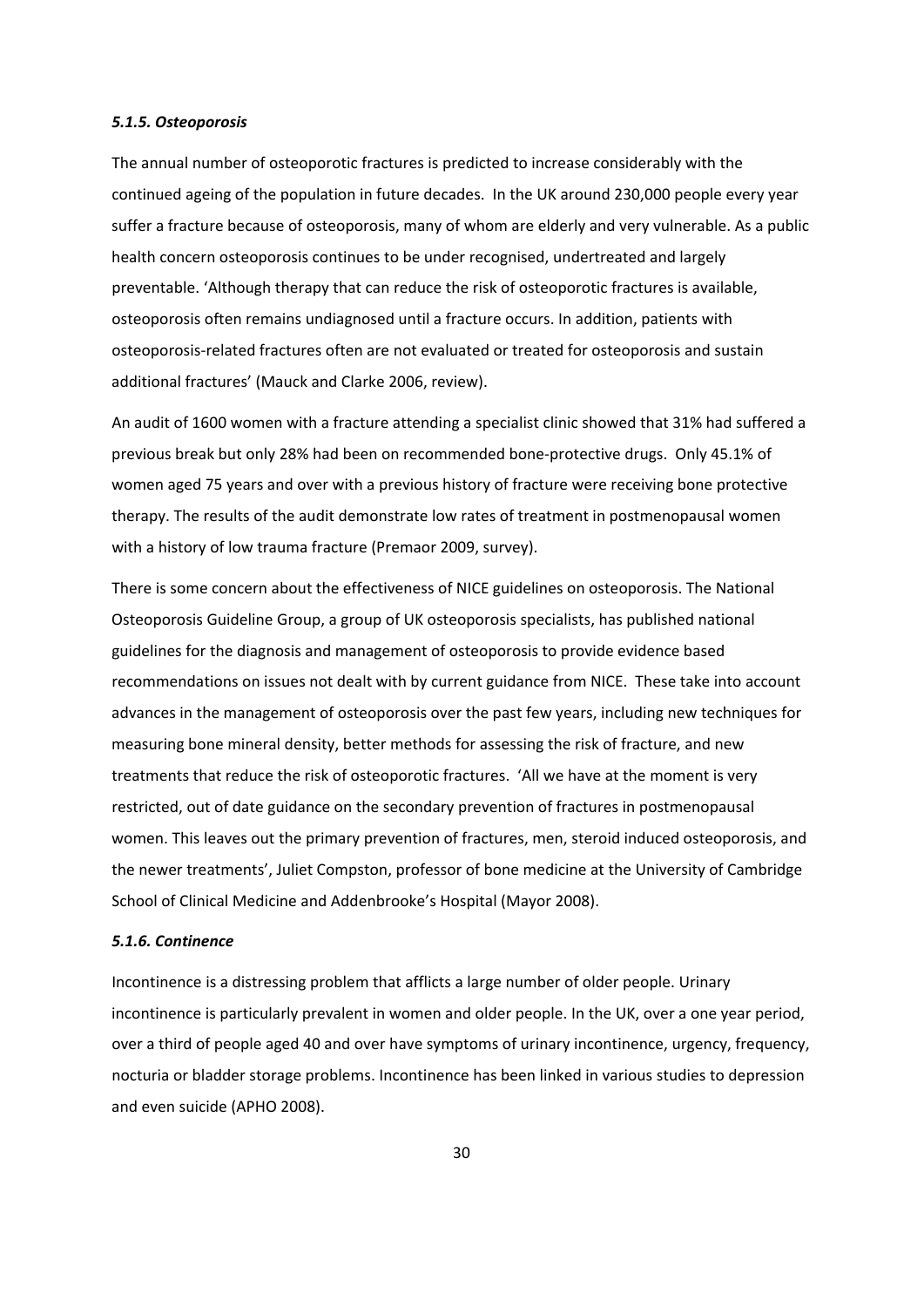#### *5.1.5. Osteoporosis*

The annual number of osteoporotic fractures is predicted to increase considerably with the continued ageing of the population in future decades. In the UK around 230,000 people every year suffer a fracture because of osteoporosis, many of whom are elderly and very vulnerable. As a public health concern osteoporosis continues to be under recognised, undertreated and largely preventable. 'Although therapy that can reduce the risk of osteoporotic fractures is available, osteoporosis often remains undiagnosed until a fracture occurs. In addition, patients with osteoporosis-related fractures often are not evaluated or treated for osteoporosis and sustain additional fractures' (Mauck and Clarke 2006, review).

An audit of 1600 women with a fracture attending a specialist clinic showed that 31% had suffered a previous break but only 28% had been on recommended bone-protective drugs. Only 45.1% of women aged 75 years and over with a previous history of fracture were receiving bone protective therapy. The results of the audit demonstrate low rates of treatment in postmenopausal women with a history of low trauma fracture (Premaor 2009, survey).

There is some concern about the effectiveness of NICE guidelines on osteoporosis. The National Osteoporosis Guideline Group, a group of UK osteoporosis specialists, has published national guidelines for the diagnosis and management of osteoporosis to provide evidence based recommendations on issues not dealt with by current guidance from NICE. These take into account advances in the management of osteoporosis over the past few years, including new techniques for measuring bone mineral density, better methods for assessing the risk of fracture, and new treatments that reduce the risk of osteoporotic fractures. 'All we have at the moment is very restricted, out of date guidance on the secondary prevention of fractures in postmenopausal women. This leaves out the primary prevention of fractures, men, steroid induced osteoporosis, and the newer treatments', Juliet Compston, professor of bone medicine at the University of Cambridge School of Clinical Medicine and Addenbrooke's Hospital (Mayor 2008).

#### *5.1.6. Continence*

Incontinence is a distressing problem that afflicts a large number of older people. Urinary incontinence is particularly prevalent in women and older people. In the UK, over a one year period, over a third of people aged 40 and over have symptoms of urinary incontinence, urgency, frequency, nocturia or bladder storage problems. Incontinence has been linked in various studies to depression and even suicide (APHO 2008).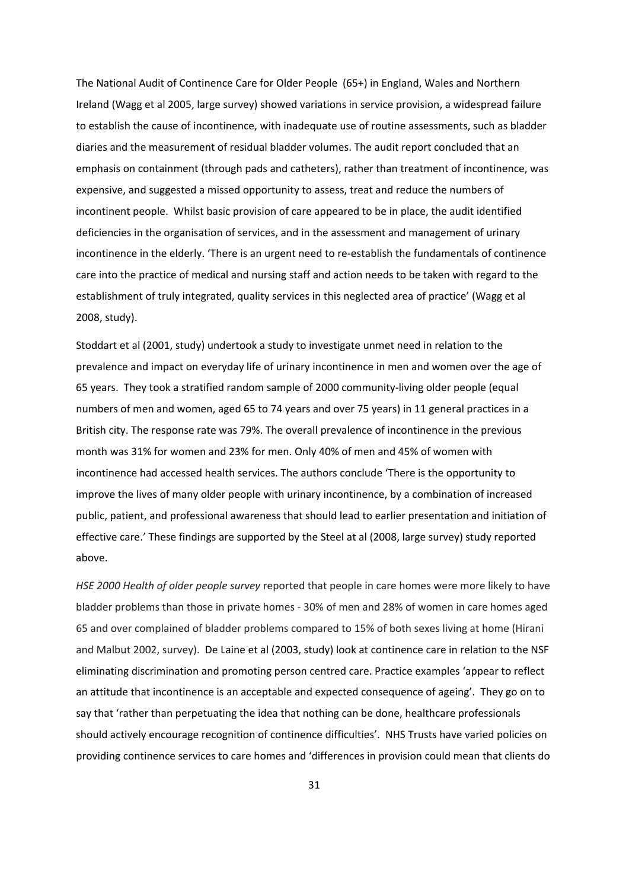The National Audit of Continence Care for Older People (65+) in England, Wales and Northern Ireland (Wagg et al 2005, large survey) showed variations in service provision, a widespread failure to establish the cause of incontinence, with inadequate use of routine assessments, such as bladder diaries and the measurement of residual bladder volumes. The audit report concluded that an emphasis on containment (through pads and catheters), rather than treatment of incontinence, was expensive, and suggested a missed opportunity to assess, treat and reduce the numbers of incontinent people. Whilst basic provision of care appeared to be in place, the audit identified deficiencies in the organisation of services, and in the assessment and management of urinary incontinence in the elderly. 'There is an urgent need to re-establish the fundamentals of continence care into the practice of medical and nursing staff and action needs to be taken with regard to the establishment of truly integrated, quality services in this neglected area of practice' (Wagg et al 2008, study).

Stoddart et al (2001, study) undertook a study to investigate unmet need in relation to the prevalence and impact on everyday life of urinary incontinence in men and women over the age of 65 years. They took a stratified random sample of 2000 community-living older people (equal numbers of men and women, aged 65 to 74 years and over 75 years) in 11 general practices in a British city. The response rate was 79%. The overall prevalence of incontinence in the previous month was 31% for women and 23% for men. Only 40% of men and 45% of women with incontinence had accessed health services. The authors conclude 'There is the opportunity to improve the lives of many older people with urinary incontinence, by a combination of increased public, patient, and professional awareness that should lead to earlier presentation and initiation of effective care.' These findings are supported by the Steel at al (2008, large survey) study reported above.

*HSE 2000 Health of older people survey* reported that people in care homes were more likely to have bladder problems than those in private homes - 30% of men and 28% of women in care homes aged 65 and over complained of bladder problems compared to 15% of both sexes living at home (Hirani and Malbut 2002, survey). De Laine et al (2003, study) look at continence care in relation to the NSF eliminating discrimination and promoting person centred care. Practice examples 'appear to reflect an attitude that incontinence is an acceptable and expected consequence of ageing'. They go on to say that 'rather than perpetuating the idea that nothing can be done, healthcare professionals should actively encourage recognition of continence difficulties'. NHS Trusts have varied policies on providing continence services to care homes and 'differences in provision could mean that clients do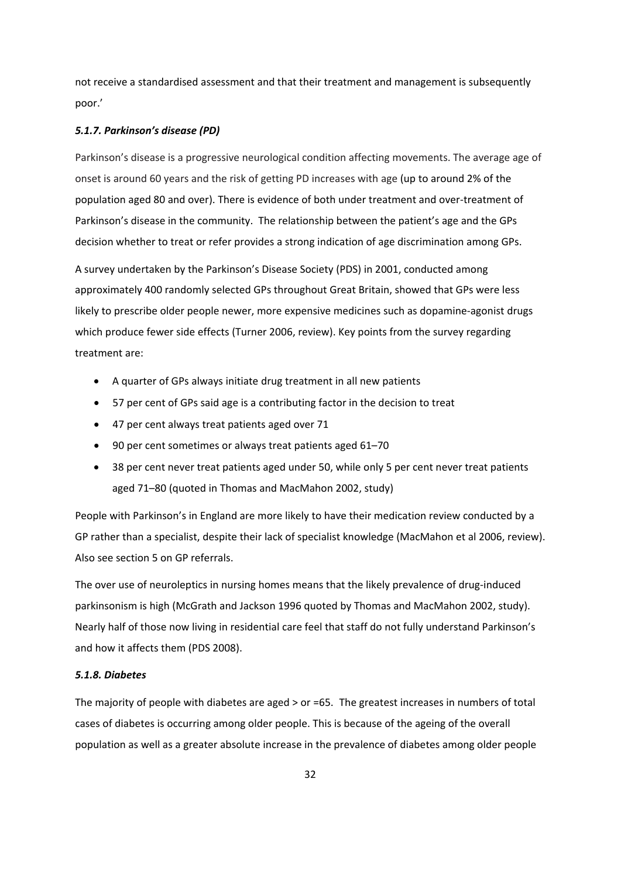not receive a standardised assessment and that their treatment and management is subsequently poor.'

### *5.1.7. Parkinson's disease (PD)*

Parkinson's disease is a progressive neurological condition affecting movements. The average age of onset is around 60 years and the risk of getting PD increases with age (up to around 2% of the population aged 80 and over). There is evidence of both under treatment and over-treatment of Parkinson's disease in the community. The relationship between the patient's age and the GPs decision whether to treat or refer provides a strong indication of age discrimination among GPs.

A survey undertaken by the Parkinson's Disease Society (PDS) in 2001, conducted among approximately 400 randomly selected GPs throughout Great Britain, showed that GPs were less likely to prescribe older people newer, more expensive medicines such as dopamine-agonist drugs which produce fewer side effects (Turner 2006, review). Key points from the survey regarding treatment are:

- A quarter of GPs always initiate drug treatment in all new patients
- 57 per cent of GPs said age is a contributing factor in the decision to treat
- 47 per cent always treat patients aged over 71
- 90 per cent sometimes or always treat patients aged 61–70
- 38 per cent never treat patients aged under 50, while only 5 per cent never treat patients aged 71–80 (quoted in Thomas and MacMahon 2002, study)

People with Parkinson's in England are more likely to have their medication review conducted by a GP rather than a specialist, despite their lack of specialist knowledge (MacMahon et al 2006, review). Also see section 5 on GP referrals.

The over use of neuroleptics in nursing homes means that the likely prevalence of drug-induced parkinsonism is high (McGrath and Jackson 1996 quoted by Thomas and MacMahon 2002, study). Nearly half of those now living in residential care feel that staff do not fully understand Parkinson's and how it affects them (PDS 2008).

### *5.1.8. Diabetes*

The majority of people with diabetes are aged > or =65. The greatest increases in numbers of total cases of diabetes is occurring among older people. This is because of the ageing of the overall population as well as a greater absolute increase in the prevalence of diabetes among older people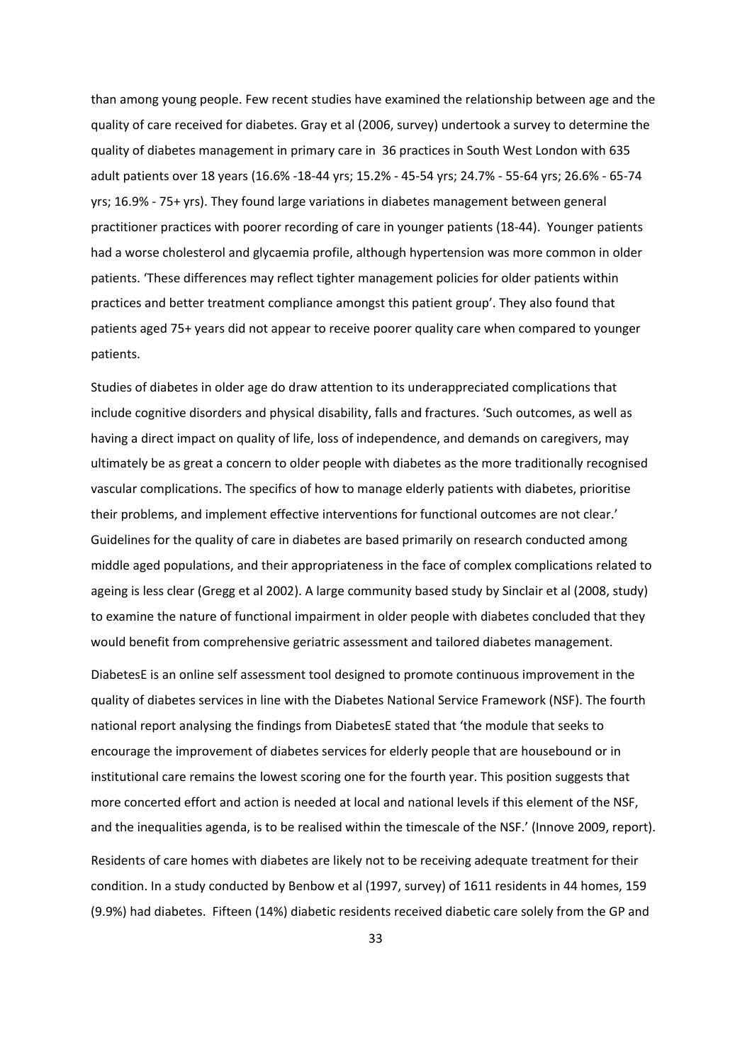than among young people. Few recent studies have examined the relationship between age and the quality of care received for diabetes. Gray et al (2006, survey) undertook a survey to determine the quality of diabetes management in primary care in 36 practices in South West London with 635 adult patients over 18 years (16.6% -18-44 yrs; 15.2% - 45-54 yrs; 24.7% - 55-64 yrs; 26.6% - 65-74 yrs; 16.9% - 75+ yrs). They found large variations in diabetes management between general practitioner practices with poorer recording of care in younger patients (18-44). Younger patients had a worse cholesterol and glycaemia profile, although hypertension was more common in older patients. 'These differences may reflect tighter management policies for older patients within practices and better treatment compliance amongst this patient group'. They also found that patients aged 75+ years did not appear to receive poorer quality care when compared to younger patients.

Studies of diabetes in older age do draw attention to its underappreciated complications that include cognitive disorders and physical disability, falls and fractures. 'Such outcomes, as well as having a direct impact on quality of life, loss of independence, and demands on caregivers, may ultimately be as great a concern to older people with diabetes as the more traditionally recognised vascular complications. The specifics of how to manage elderly patients with diabetes, prioritise their problems, and implement effective interventions for functional outcomes are not clear.' Guidelines for the quality of care in diabetes are based primarily on research conducted among middle aged populations, and their appropriateness in the face of complex complications related to ageing is less clear (Gregg et al 2002). A large community based study by Sinclair et al (2008, study) to examine the nature of functional impairment in older people with diabetes concluded that they would benefit from comprehensive geriatric assessment and tailored diabetes management.

DiabetesE is an online self assessment tool designed to promote continuous improvement in the quality of diabetes services in line with the Diabetes National Service Framework (NSF). The fourth national report analysing the findings from DiabetesE stated that 'the module that seeks to encourage the improvement of diabetes services for elderly people that are housebound or in institutional care remains the lowest scoring one for the fourth year. This position suggests that more concerted effort and action is needed at local and national levels if this element of the NSF, and the inequalities agenda, is to be realised within the timescale of the NSF.' (Innove 2009, report).

Residents of care homes with diabetes are likely not to be receiving adequate treatment for their condition. In a study conducted by Benbow et al (1997, survey) of 1611 residents in 44 homes, 159 (9.9%) had diabetes. Fifteen (14%) diabetic residents received diabetic care solely from the GP and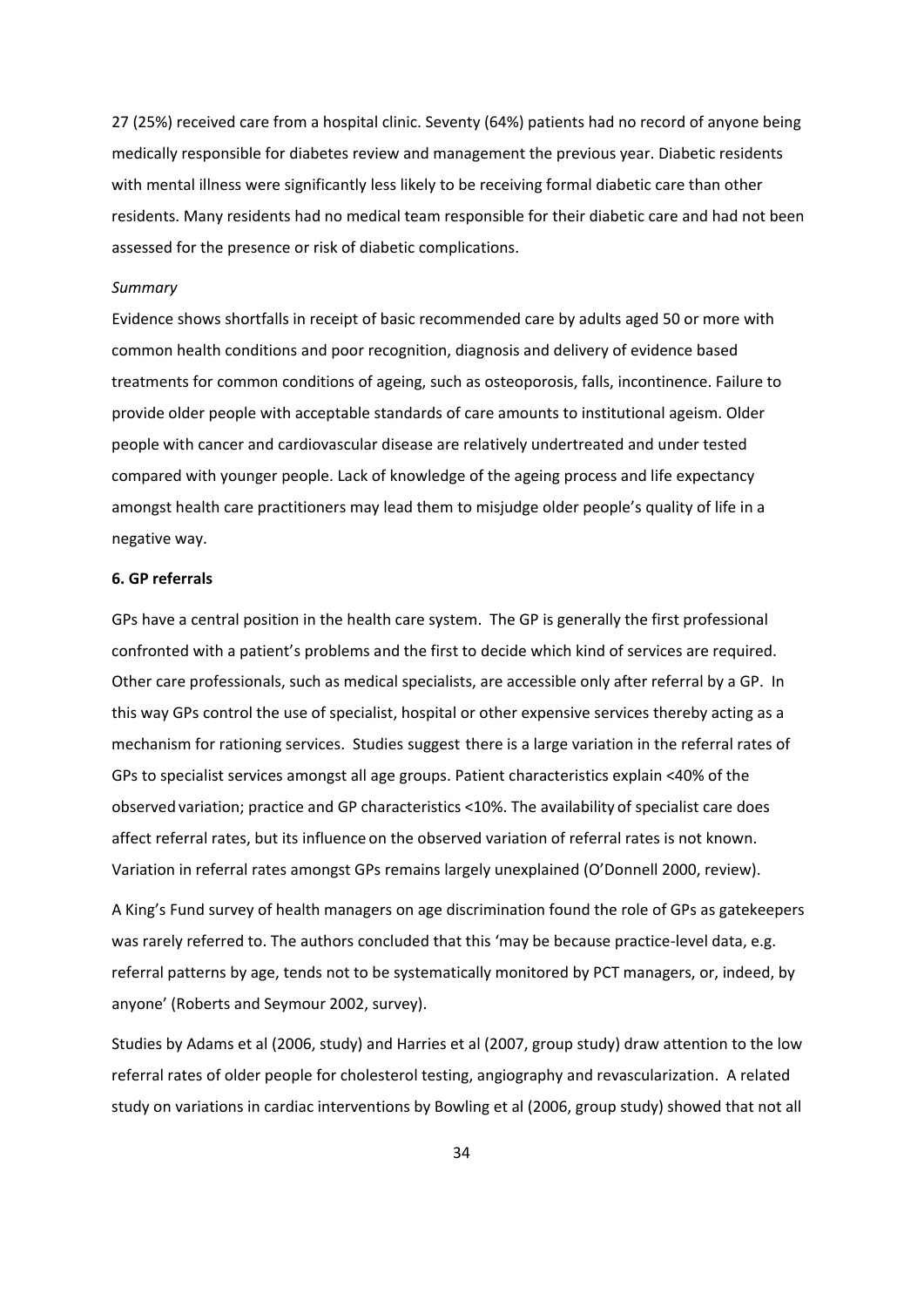27 (25%) received care from a hospital clinic. Seventy (64%) patients had no record of anyone being medically responsible for diabetes review and management the previous year. Diabetic residents with mental illness were significantly less likely to be receiving formal diabetic care than other residents. Many residents had no medical team responsible for their diabetic care and had not been assessed for the presence or risk of diabetic complications.

*Summary*

Evidence shows shortfalls in receipt of basic recommended care by adults aged 50 or more with common health conditions and poor recognition, diagnosis and delivery of evidence based treatments for common conditions of ageing, such as osteoporosis, falls, incontinence. Failure to provide older people with acceptable standards of care amounts to institutional ageism. Older people with cancer and cardiovascular disease are relatively undertreated and under tested compared with younger people. Lack of knowledge of the ageing process and life expectancy amongst health care practitioners may lead them to misjudge older people's quality of life in a negative way.

**6. GP referrals**

GPs have a central position in the health care system. The GP is generally the first professional confronted with a patient's problems and the first to decide which kind of services are required. Other care professionals, such as medical specialists, are accessible only after referral by a GP. In this way GPs control the use of specialist, hospital or other expensive services thereby acting as a mechanism for rationing services. Studies suggest there is a large variation in the referral rates of GPs to specialist services amongst all age groups. Patient characteristics explain <40% of the observed variation; practice and GP characteristics <10%. The availability of specialist care does affect referral rates, but its influence on the observed variation of referral rates is not known. Variation in referral rates amongst GPs remains largely unexplained (O'Donnell 2000, review).

A King's Fund survey of health managers on age discrimination found the role of GPs as gatekeepers was rarely referred to. The authors concluded that this 'may be because practice-level data, e.g. referral patterns by age, tends not to be systematically monitored by PCT managers, or, indeed, by anyone' (Roberts and Seymour 2002, survey).

Studies by Adams et al (2006, study) and Harries et al (2007, group study) draw attention to the low referral rates of older people for cholesterol testing, angiography and revascularization. A related study on variations in cardiac interventions by Bowling et al (2006, group study) showed that not all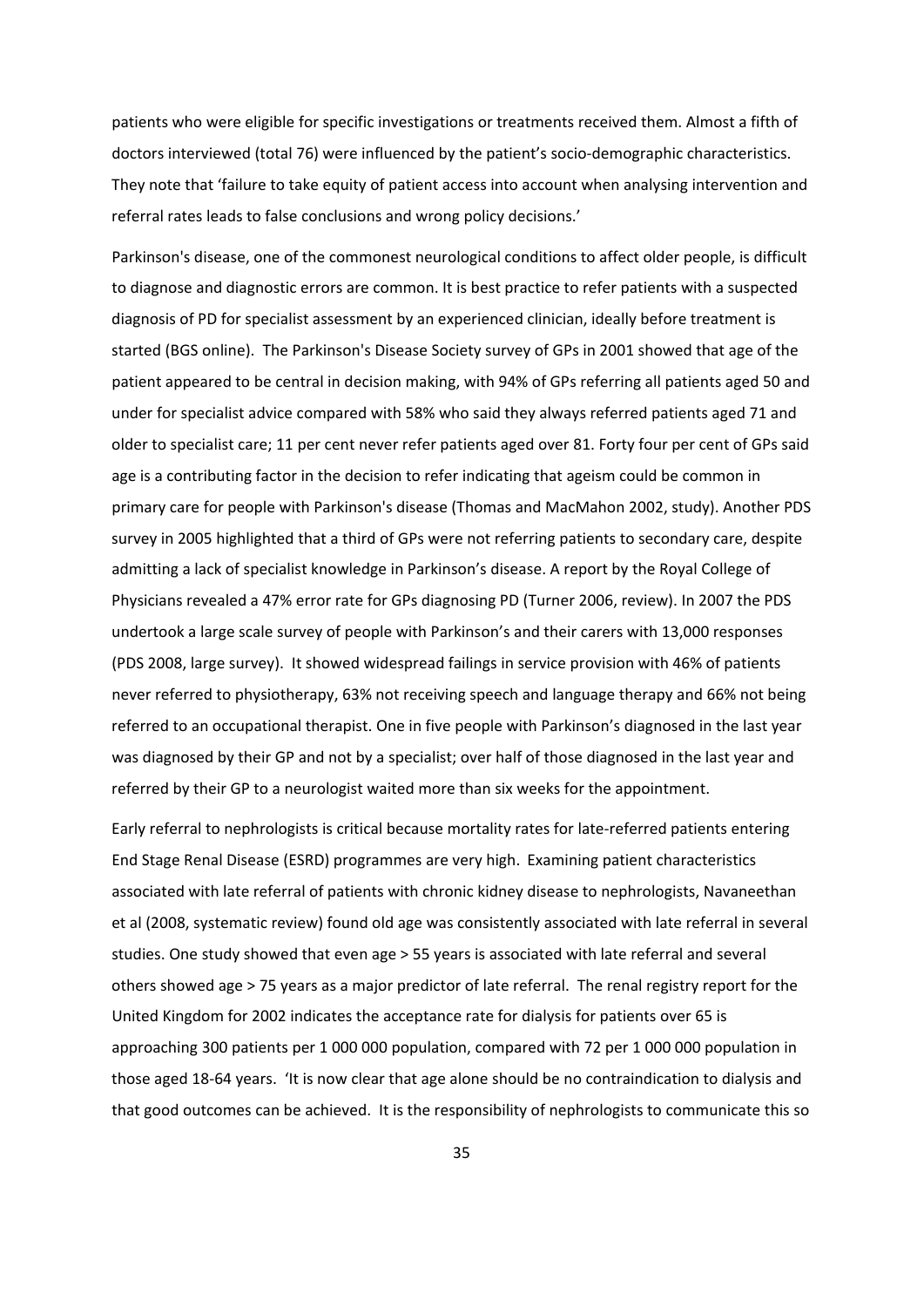patients who were eligible for specific investigations or treatments received them. Almost a fifth of doctors interviewed (total 76) were influenced by the patient's socio-demographic characteristics. They note that 'failure to take equity of patient access into account when analysing intervention and referral rates leads to false conclusions and wrong policy decisions.'

Parkinson's disease, one of the commonest neurological conditions to affect older people, is difficult to diagnose and diagnostic errors are common. It is best practice to refer patients with a suspected diagnosis of PD for specialist assessment by an experienced clinician, ideally before treatment is started (BGS online). The Parkinson's Disease Society survey of GPs in 2001 showed that age of the patient appeared to be central in decision making, with 94% of GPs referring all patients aged 50 and under for specialist advice compared with 58% who said they always referred patients aged 71 and older to specialist care; 11 per cent never refer patients aged over 81. Forty four per cent of GPs said age is a contributing factor in the decision to refer indicating that ageism could be common in primary care for people with Parkinson's disease (Thomas and MacMahon 2002, study). Another PDS survey in 2005 highlighted that a third of GPs were not referring patients to secondary care, despite admitting a lack of specialist knowledge in Parkinson's disease. A report by the Royal College of Physicians revealed a 47% error rate for GPs diagnosing PD (Turner 2006, review). In 2007 the PDS undertook a large scale survey of people with Parkinson's and their carers with 13,000 responses (PDS 2008, large survey). It showed widespread failings in service provision with 46% of patients never referred to physiotherapy, 63% not receiving speech and language therapy and 66% not being referred to an occupational therapist. One in five people with Parkinson's diagnosed in the last year was diagnosed by their GP and not by a specialist; over half of those diagnosed in the last year and referred by their GP to a neurologist waited more than six weeks for the appointment.

Early referral to nephrologists is critical because mortality rates for late-referred patients entering End Stage Renal Disease (ESRD) programmes are very high. Examining patient characteristics associated with late referral of patients with chronic kidney disease to nephrologists, Navaneethan et al (2008, systematic review) found old age was consistently associated with late referral in several studies. One study showed that even age > 55 years is associated with late referral and several others showed age > 75 years as a major predictor of late referral. The renal registry report for the United Kingdom for 2002 indicates the acceptance rate for dialysis for patients over 65 is approaching 300 patients per 1 000 000 population, compared with 72 per 1 000 000 population in those aged 18-64 years. 'It is now clear that age alone should be no contraindication to dialysis and that good outcomes can be achieved. It is the responsibility of nephrologists to communicate this so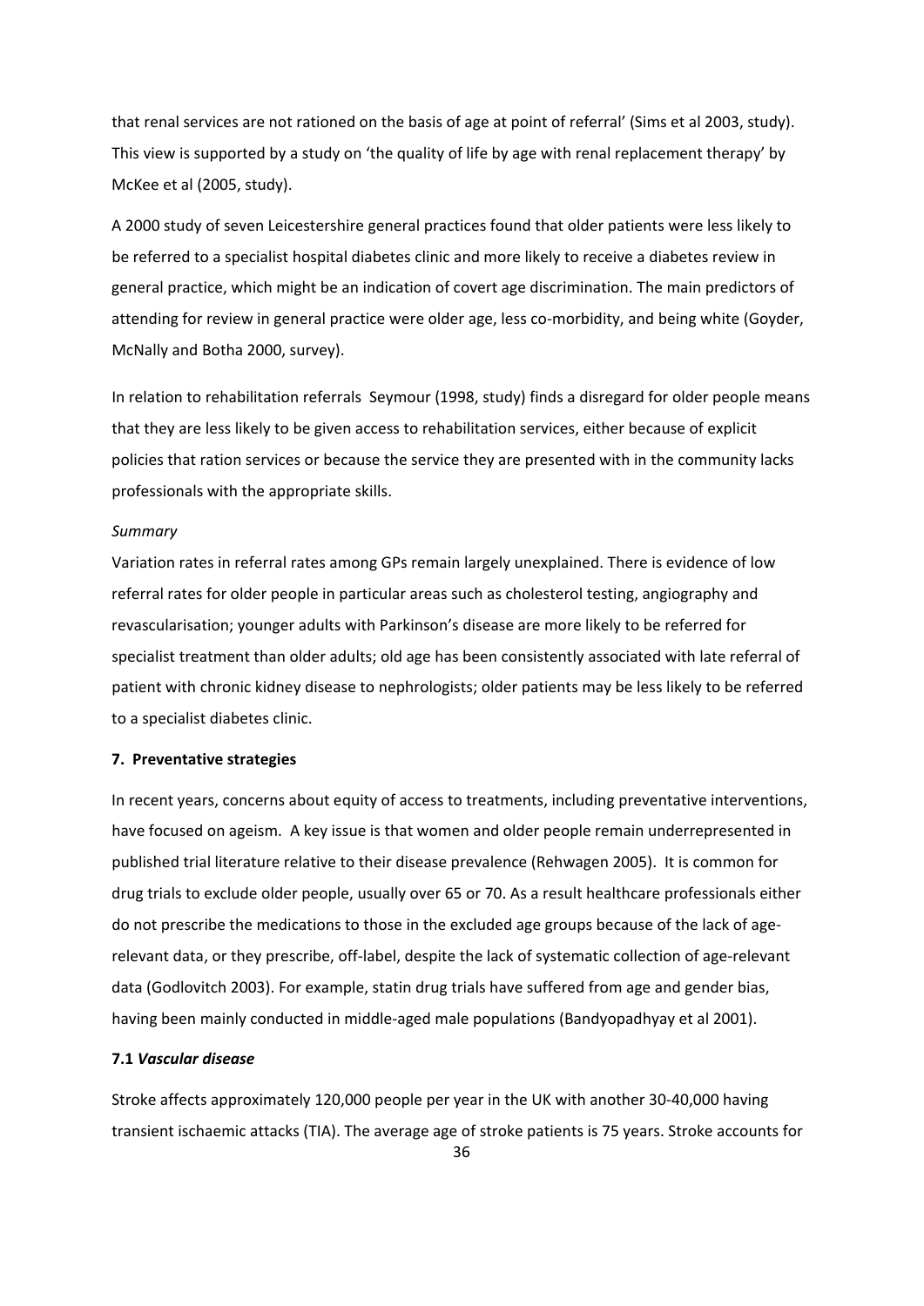that renal services are not rationed on the basis of age at point of referral' (Sims et al 2003, study). This view is supported by a study on 'the quality of life by age with renal replacement therapy' by McKee et al (2005, study).

A 2000 study of seven Leicestershire general practices found that older patients were less likely to be referred to a specialist hospital diabetes clinic and more likely to receive a diabetes review in general practice, which might be an indication of covert age discrimination. The main predictors of attending for review in general practice were older age, less co-morbidity, and being white (Goyder, McNally and Botha 2000, survey).

In relation to rehabilitation referrals Seymour (1998, study) finds a disregard for older people means that they are less likely to be given access to rehabilitation services, either because of explicit policies that ration services or because the service they are presented with in the community lacks professionals with the appropriate skills.

*Summary*

Variation rates in referral rates among GPs remain largely unexplained. There is evidence of low referral rates for older people in particular areas such as cholesterol testing, angiography and revascularisation; younger adults with Parkinson's disease are more likely to be referred for specialist treatment than older adults; old age has been consistently associated with late referral of patient with chronic kidney disease to nephrologists; older patients may be less likely to be referred to a specialist diabetes clinic.

## 7. Preventative strategies

In recent years, concerns about equity of access to treatments, including preventative interventions, have focused on ageism. A key issue is that women and older people remain underrepresented in published trial literature relative to their disease prevalence (Rehwagen 2005). It is common for drug trials to exclude older people, usually over 65 or 70. As a result healthcare professionals either do not prescribe the medications to those in the excluded age groups because of the lack of age-relevant data, or they prescribe, off-label, despite the lack of systematic collection of age-relevant data (Godlovitch 2003). For example, statin drug trials have suffered from age and gender bias, having been mainly conducted in middle-aged male populations (Bandyopadhyay et al 2001).

### 7.1 *Vascular disease*

Stroke affects approximately 120,000 people per year in the UK with another 30-40,000 having transient ischaemic attacks (TIA). The average age of stroke patients is 75 years. Stroke accounts for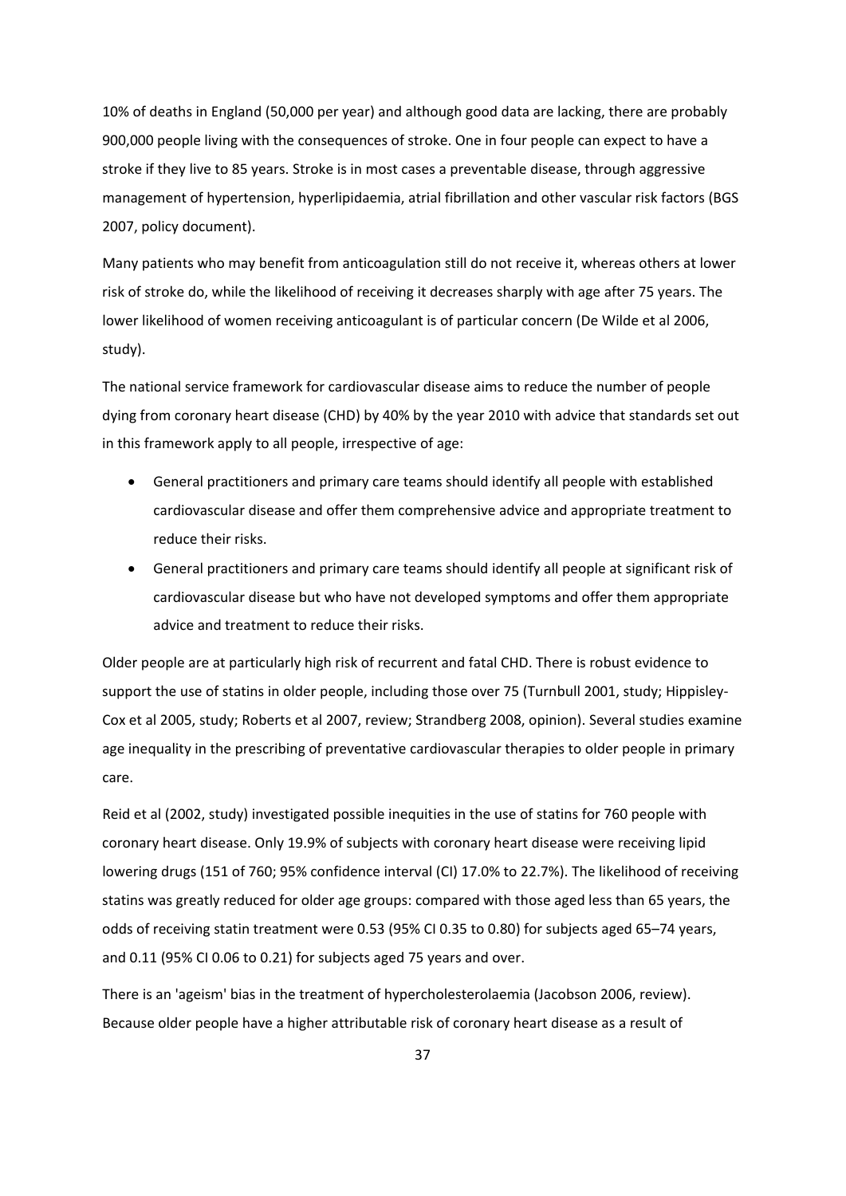10% of deaths in England (50,000 per year) and although good data are lacking, there are probably 900,000 people living with the consequences of stroke. One in four people can expect to have a stroke if they live to 85 years. Stroke is in most cases a preventable disease, through aggressive management of hypertension, hyperlipidaemia, atrial fibrillation and other vascular risk factors (BGS 2007, policy document).

Many patients who may benefit from anticoagulation still do not receive it, whereas others at lower risk of stroke do, while the likelihood of receiving it decreases sharply with age after 75 years. The lower likelihood of women receiving anticoagulant is of particular concern (De Wilde et al 2006, study).

The national service framework for cardiovascular disease aims to reduce the number of people dying from coronary heart disease (CHD) by 40% by the year 2010 with advice that standards set out in this framework apply to all people, irrespective of age:

- General practitioners and primary care teams should identify all people with established cardiovascular disease and offer them comprehensive advice and appropriate treatment to reduce their risks.
- General practitioners and primary care teams should identify all people at significant risk of cardiovascular disease but who have not developed symptoms and offer them appropriate advice and treatment to reduce their risks.

Older people are at particularly high risk of recurrent and fatal CHD. There is robust evidence to support the use of statins in older people, including those over 75 (Turnbull 2001, study; Hippisley-Cox et al 2005, study; Roberts et al 2007, review; Strandberg 2008, opinion). Several studies examine age inequality in the prescribing of preventative cardiovascular therapies to older people in primary care.

Reid et al (2002, study) investigated possible inequities in the use of statins for 760 people with coronary heart disease. Only 19.9% of subjects with coronary heart disease were receiving lipid lowering drugs (151 of 760; 95% confidence interval (CI) 17.0% to 22.7%). The likelihood of receiving statins was greatly reduced for older age groups: compared with those aged less than 65 years, the odds of receiving statin treatment were 0.53 (95% CI 0.35 to 0.80) for subjects aged 65–74 years, and 0.11 (95% CI 0.06 to 0.21) for subjects aged 75 years and over.

There is an 'ageism' bias in the treatment of hypercholesterolaemia (Jacobson 2006, review). Because older people have a higher attributable risk of coronary heart disease as a result of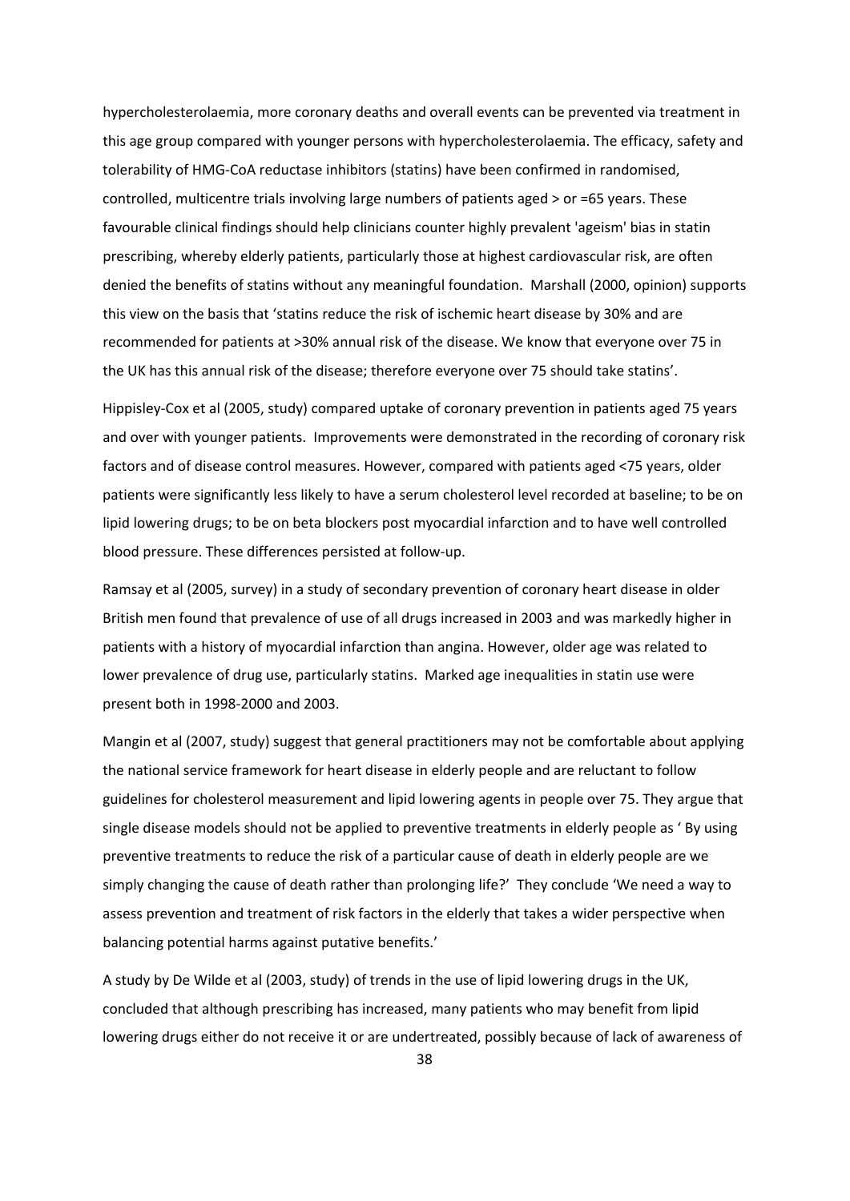hypercholesterolaemia, more coronary deaths and overall events can be prevented via treatment in this age group compared with younger persons with hypercholesterolaemia. The efficacy, safety and tolerability of HMG-CoA reductase inhibitors (statins) have been confirmed in randomised, controlled, multicentre trials involving large numbers of patients aged > or =65 years. These favourable clinical findings should help clinicians counter highly prevalent 'ageism' bias in statin prescribing, whereby elderly patients, particularly those at highest cardiovascular risk, are often denied the benefits of statins without any meaningful foundation. Marshall (2000, opinion) supports this view on the basis that 'statins reduce the risk of ischemic heart disease by 30% and are recommended for patients at >30% annual risk of the disease. We know that everyone over 75 in the UK has this annual risk of the disease; therefore everyone over 75 should take statins'.

Hippisley-Cox et al (2005, study) compared uptake of coronary prevention in patients aged 75 years and over with younger patients. Improvements were demonstrated in the recording of coronary risk factors and of disease control measures. However, compared with patients aged <75 years, older patients were significantly less likely to have a serum cholesterol level recorded at baseline; to be on lipid lowering drugs; to be on beta blockers post myocardial infarction and to have well controlled blood pressure. These differences persisted at follow-up.

Ramsay et al (2005, survey) in a study of secondary prevention of coronary heart disease in older British men found that prevalence of use of all drugs increased in 2003 and was markedly higher in patients with a history of myocardial infarction than angina. However, older age was related to lower prevalence of drug use, particularly statins. Marked age inequalities in statin use were present both in 1998-2000 and 2003.

Mangin et al (2007, study) suggest that general practitioners may not be comfortable about applying the national service framework for heart disease in elderly people and are reluctant to follow guidelines for cholesterol measurement and lipid lowering agents in people over 75. They argue that single disease models should not be applied to preventive treatments in elderly people as ' By using preventive treatments to reduce the risk of a particular cause of death in elderly people are we simply changing the cause of death rather than prolonging life?' They conclude 'We need a way to assess prevention and treatment of risk factors in the elderly that takes a wider perspective when balancing potential harms against putative benefits.'

A study by De Wilde et al (2003, study) of trends in the use of lipid lowering drugs in the UK, concluded that although prescribing has increased, many patients who may benefit from lipid lowering drugs either do not receive it or are undertreated, possibly because of lack of awareness of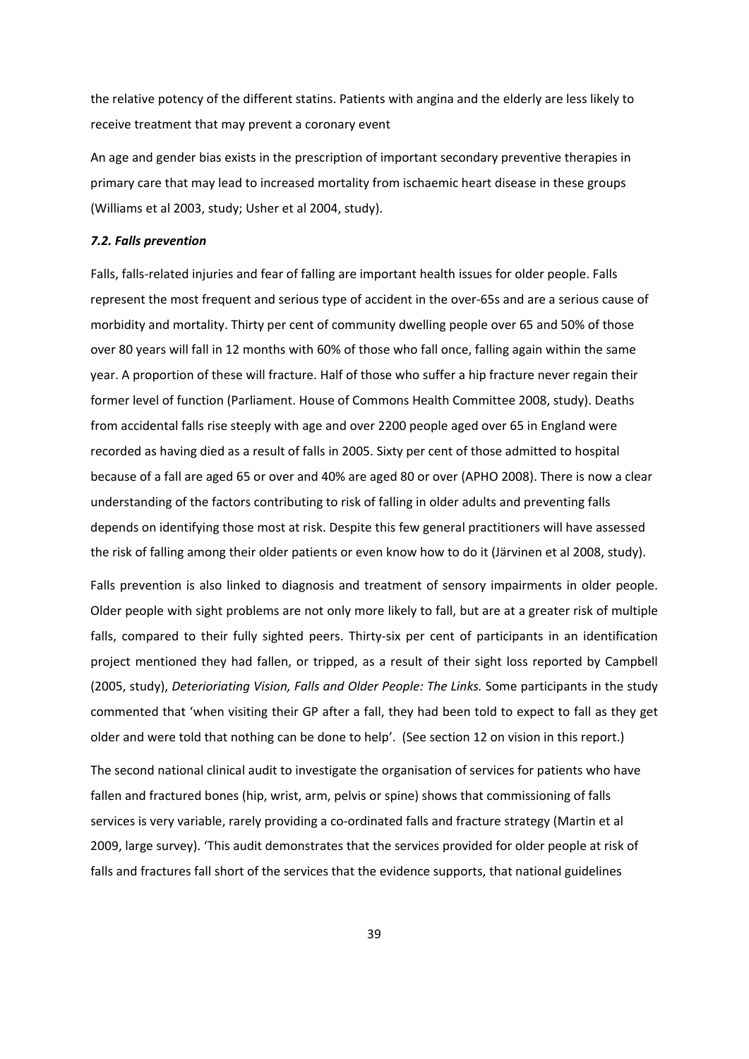the relative potency of the different statins. Patients with angina and the elderly are less likely to receive treatment that may prevent a coronary event

An age and gender bias exists in the prescription of important secondary preventive therapies in primary care that may lead to increased mortality from ischaemic heart disease in these groups (Williams et al 2003, study; Usher et al 2004, study).

### *7.2. Falls prevention*

Falls, falls-related injuries and fear of falling are important health issues for older people. Falls represent the most frequent and serious type of accident in the over-65s and are a serious cause of morbidity and mortality. Thirty per cent of community dwelling people over 65 and 50% of those over 80 years will fall in 12 months with 60% of those who fall once, falling again within the same year. A proportion of these will fracture. Half of those who suffer a hip fracture never regain their former level of function (Parliament. House of Commons Health Committee 2008, study). Deaths from accidental falls rise steeply with age and over 2200 people aged over 65 in England were recorded as having died as a result of falls in 2005. Sixty per cent of those admitted to hospital because of a fall are aged 65 or over and 40% are aged 80 or over (APHO 2008). There is now a clear understanding of the factors contributing to risk of falling in older adults and preventing falls depends on identifying those most at risk. Despite this few general practitioners will have assessed the risk of falling among their older patients or even know how to do it (Järvinen et al 2008, study).

Falls prevention is also linked to diagnosis and treatment of sensory impairments in older people. Older people with sight problems are not only more likely to fall, but are at a greater risk of multiple falls, compared to their fully sighted peers. Thirty-six per cent of participants in an identification project mentioned they had fallen, or tripped, as a result of their sight loss reported by Campbell (2005, study), *Deterioriating Vision, Falls and Older People: The Links.* Some participants in the study commented that 'when visiting their GP after a fall, they had been told to expect to fall as they get older and were told that nothing can be done to help'. (See section 12 on vision in this report.)

The second national clinical audit to investigate the organisation of services for patients who have fallen and fractured bones (hip, wrist, arm, pelvis or spine) shows that commissioning of falls services is very variable, rarely providing a co-ordinated falls and fracture strategy (Martin et al 2009, large survey). 'This audit demonstrates that the services provided for older people at risk of falls and fractures fall short of the services that the evidence supports, that national guidelines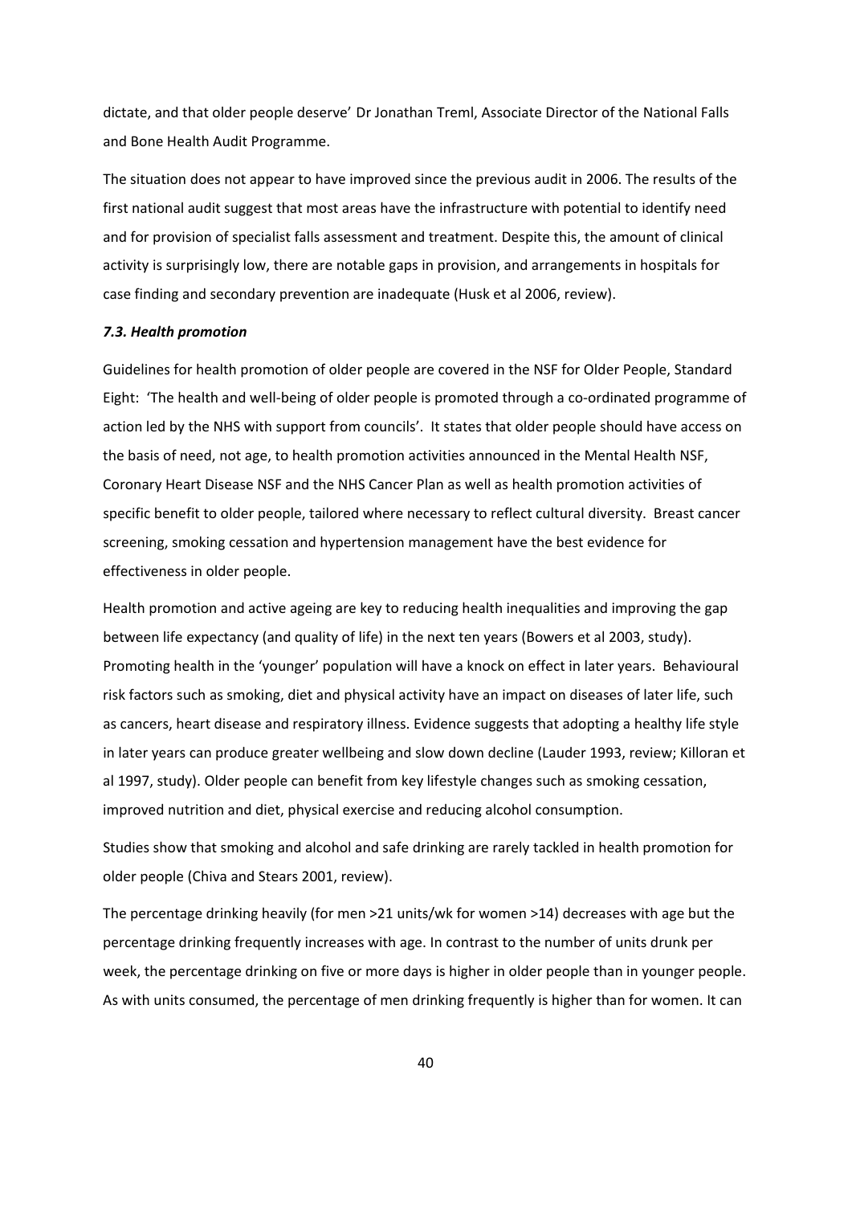dictate, and that older people deserve' Dr Jonathan Treml, Associate Director of the National Falls and Bone Health Audit Programme.

The situation does not appear to have improved since the previous audit in 2006. The results of the first national audit suggest that most areas have the infrastructure with potential to identify need and for provision of specialist falls assessment and treatment. Despite this, the amount of clinical activity is surprisingly low, there are notable gaps in provision, and arrangements in hospitals for case finding and secondary prevention are inadequate (Husk et al 2006, review).

### *7.3. Health promotion*

Guidelines for health promotion of older people are covered in the NSF for Older People, Standard Eight: 'The health and well-being of older people is promoted through a co-ordinated programme of action led by the NHS with support from councils'. It states that older people should have access on the basis of need, not age, to health promotion activities announced in the Mental Health NSF, Coronary Heart Disease NSF and the NHS Cancer Plan as well as health promotion activities of specific benefit to older people, tailored where necessary to reflect cultural diversity. Breast cancer screening, smoking cessation and hypertension management have the best evidence for effectiveness in older people.

Health promotion and active ageing are key to reducing health inequalities and improving the gap between life expectancy (and quality of life) in the next ten years (Bowers et al 2003, study). Promoting health in the 'younger' population will have a knock on effect in later years. Behavioural risk factors such as smoking, diet and physical activity have an impact on diseases of later life, such as cancers, heart disease and respiratory illness. Evidence suggests that adopting a healthy life style in later years can produce greater wellbeing and slow down decline (Lauder 1993, review; Killoran et al 1997, study). Older people can benefit from key lifestyle changes such as smoking cessation, improved nutrition and diet, physical exercise and reducing alcohol consumption.

Studies show that smoking and alcohol and safe drinking are rarely tackled in health promotion for older people (Chiva and Stears 2001, review).

The percentage drinking heavily (for men >21 units/wk for women >14) decreases with age but the percentage drinking frequently increases with age. In contrast to the number of units drunk per week, the percentage drinking on five or more days is higher in older people than in younger people. As with units consumed, the percentage of men drinking frequently is higher than for women. It can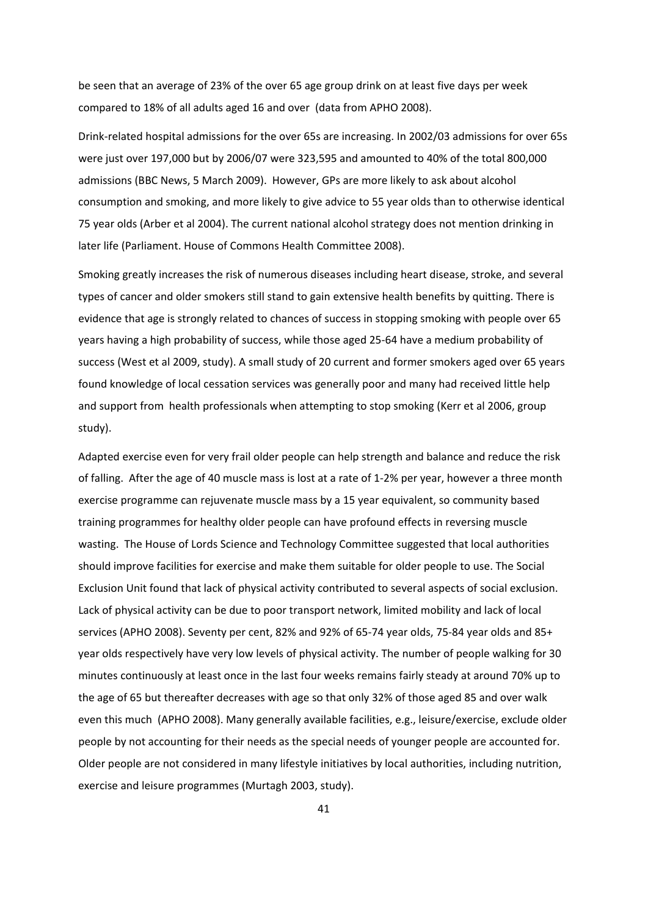be seen that an average of 23% of the over 65 age group drink on at least five days per week compared to 18% of all adults aged 16 and over (data from APHO 2008).

Drink-related hospital admissions for the over 65s are increasing. In 2002/03 admissions for over 65s were just over 197,000 but by 2006/07 were 323,595 and amounted to 40% of the total 800,000 admissions (BBC News, 5 March 2009). However, GPs are more likely to ask about alcohol consumption and smoking, and more likely to give advice to 55 year olds than to otherwise identical 75 year olds (Arber et al 2004). The current national alcohol strategy does not mention drinking in later life (Parliament. House of Commons Health Committee 2008).

Smoking greatly increases the risk of numerous diseases including heart disease, stroke, and several types of cancer and older smokers still stand to gain extensive health benefits by quitting. There is evidence that age is strongly related to chances of success in stopping smoking with people over 65 years having a high probability of success, while those aged 25-64 have a medium probability of success (West et al 2009, study). A small study of 20 current and former smokers aged over 65 years found knowledge of local cessation services was generally poor and many had received little help and support from health professionals when attempting to stop smoking (Kerr et al 2006, group study).

Adapted exercise even for very frail older people can help strength and balance and reduce the risk of falling. After the age of 40 muscle mass is lost at a rate of 1-2% per year, however a three month exercise programme can rejuvenate muscle mass by a 15 year equivalent, so community based training programmes for healthy older people can have profound effects in reversing muscle wasting. The House of Lords Science and Technology Committee suggested that local authorities should improve facilities for exercise and make them suitable for older people to use. The Social Exclusion Unit found that lack of physical activity contributed to several aspects of social exclusion. Lack of physical activity can be due to poor transport network, limited mobility and lack of local services (APHO 2008). Seventy per cent, 82% and 92% of 65-74 year olds, 75-84 year olds and 85+ year olds respectively have very low levels of physical activity. The number of people walking for 30 minutes continuously at least once in the last four weeks remains fairly steady at around 70% up to the age of 65 but thereafter decreases with age so that only 32% of those aged 85 and over walk even this much (APHO 2008). Many generally available facilities, e.g., leisure/exercise, exclude older people by not accounting for their needs as the special needs of younger people are accounted for. Older people are not considered in many lifestyle initiatives by local authorities, including nutrition, exercise and leisure programmes (Murtagh 2003, study).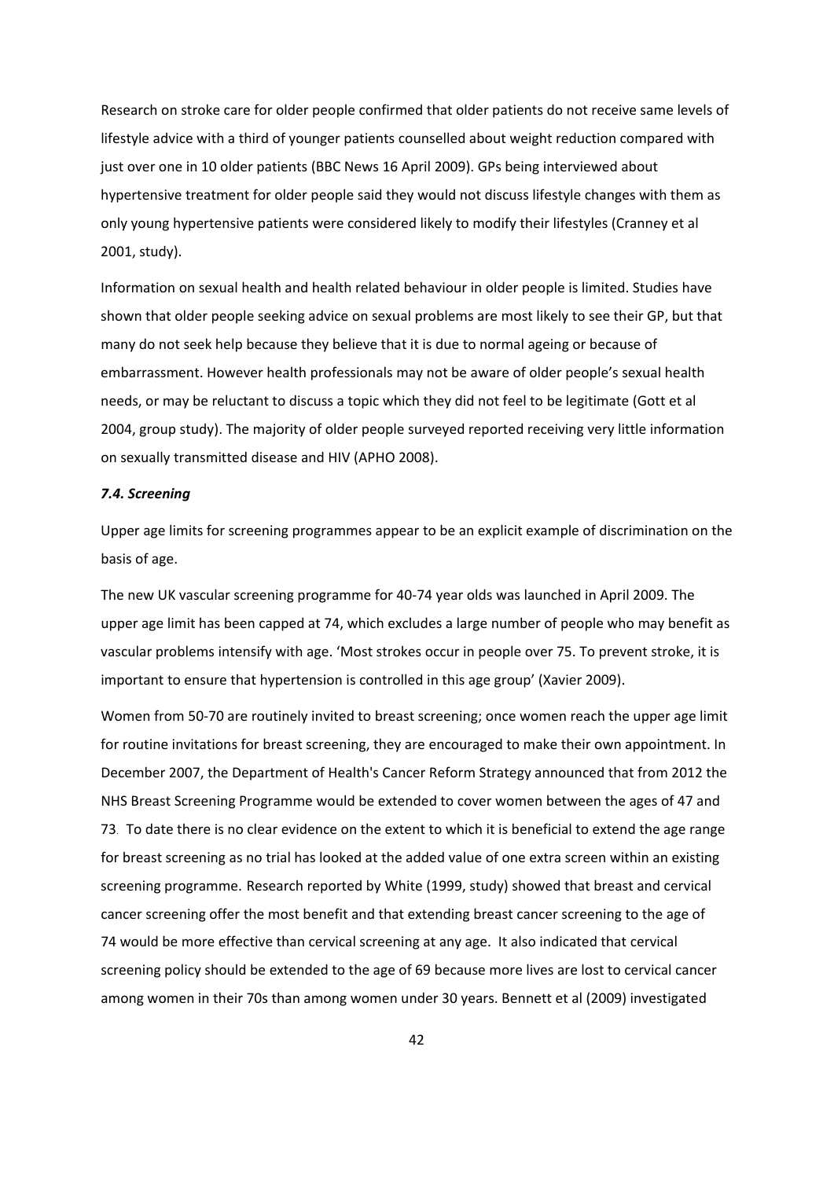Research on stroke care for older people confirmed that older patients do not receive same levels of lifestyle advice with a third of younger patients counselled about weight reduction compared with just over one in 10 older patients (BBC News 16 April 2009). GPs being interviewed about hypertensive treatment for older people said they would not discuss lifestyle changes with them as only young hypertensive patients were considered likely to modify their lifestyles (Cranney et al 2001, study).

Information on sexual health and health related behaviour in older people is limited. Studies have shown that older people seeking advice on sexual problems are most likely to see their GP, but that many do not seek help because they believe that it is due to normal ageing or because of embarrassment. However health professionals may not be aware of older people's sexual health needs, or may be reluctant to discuss a topic which they did not feel to be legitimate (Gott et al 2004, group study). The majority of older people surveyed reported receiving very little information on sexually transmitted disease and HIV (APHO 2008).

### *7.4. Screening*

Upper age limits for screening programmes appear to be an explicit example of discrimination on the basis of age.

The new UK vascular screening programme for 40-74 year olds was launched in April 2009. The upper age limit has been capped at 74, which excludes a large number of people who may benefit as vascular problems intensify with age. 'Most strokes occur in people over 75. To prevent stroke, it is important to ensure that hypertension is controlled in this age group' (Xavier 2009).

Women from 50-70 are routinely invited to breast screening; once women reach the upper age limit for routine invitations for breast screening, they are encouraged to make their own appointment. In December 2007, the Department of Health's Cancer Reform Strategy announced that from 2012 the NHS Breast Screening Programme would be extended to cover women between the ages of 47 and 73. To date there is no clear evidence on the extent to which it is beneficial to extend the age range for breast screening as no trial has looked at the added value of one extra screen within an existing screening programme. Research reported by White (1999, study) showed that breast and cervical cancer screening offer the most benefit and that extending breast cancer screening to the age of 74 would be more effective than cervical screening at any age. It also indicated that cervical screening policy should be extended to the age of 69 because more lives are lost to cervical cancer among women in their 70s than among women under 30 years. Bennett et al (2009) investigated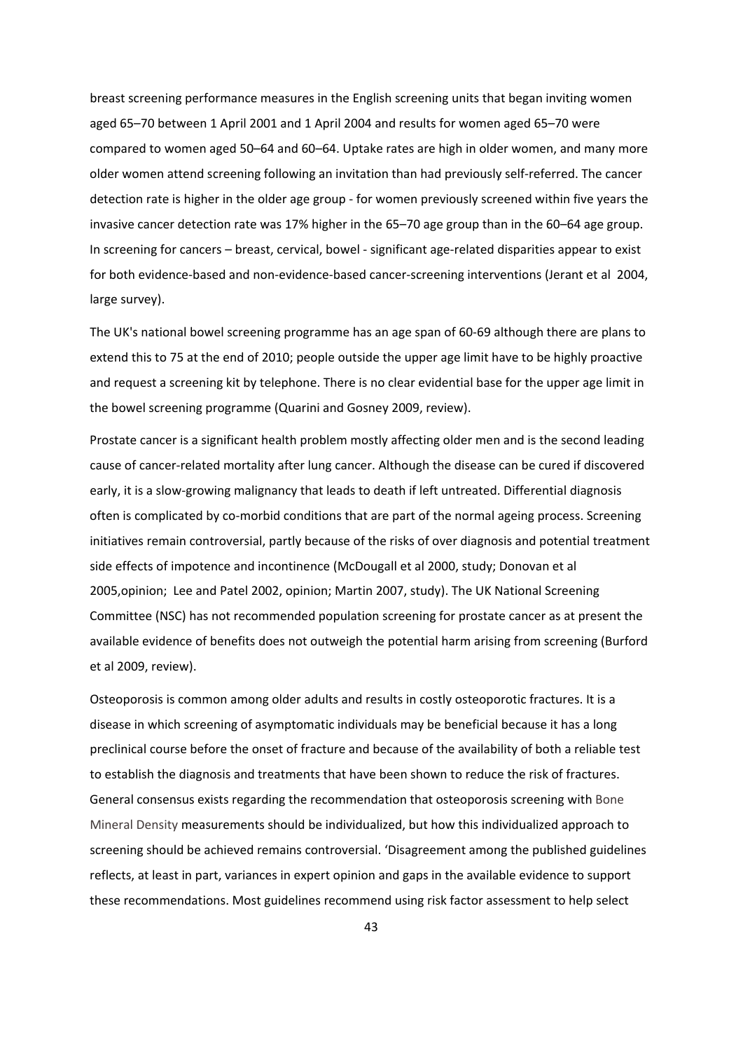breast screening performance measures in the English screening units that began inviting women aged 65–70 between 1 April 2001 and 1 April 2004 and results for women aged 65–70 were compared to women aged 50–64 and 60–64. Uptake rates are high in older women, and many more older women attend screening following an invitation than had previously self-referred. The cancer detection rate is higher in the older age group - for women previously screened within five years the invasive cancer detection rate was 17% higher in the 65–70 age group than in the 60–64 age group. In screening for cancers – breast, cervical, bowel - significant age-related disparities appear to exist for both evidence-based and non-evidence-based cancer-screening interventions (Jerant et al 2004, large survey).

The UK's national bowel screening programme has an age span of 60-69 although there are plans to extend this to 75 at the end of 2010; people outside the upper age limit have to be highly proactive and request a screening kit by telephone. There is no clear evidential base for the upper age limit in the bowel screening programme (Quarini and Gosney 2009, review).

Prostate cancer is a significant health problem mostly affecting older men and is the second leading cause of cancer-related mortality after lung cancer. Although the disease can be cured if discovered early, it is a slow-growing malignancy that leads to death if left untreated. Differential diagnosis often is complicated by co-morbid conditions that are part of the normal ageing process. Screening initiatives remain controversial, partly because of the risks of over diagnosis and potential treatment side effects of impotence and incontinence (McDougall et al 2000, study; Donovan et al 2005,opinion; Lee and Patel 2002, opinion; Martin 2007, study). The UK National Screening Committee (NSC) has not recommended population screening for prostate cancer as at present the available evidence of benefits does not outweigh the potential harm arising from screening (Burford et al 2009, review).

Osteoporosis is common among older adults and results in costly osteoporotic fractures. It is a disease in which screening of asymptomatic individuals may be beneficial because it has a long preclinical course before the onset of fracture and because of the availability of both a reliable test to establish the diagnosis and treatments that have been shown to reduce the risk of fractures. General consensus exists regarding the recommendation that osteoporosis screening with Bone Mineral Density measurements should be individualized, but how this individualized approach to screening should be achieved remains controversial. 'Disagreement among the published guidelines reflects, at least in part, variances in expert opinion and gaps in the available evidence to support these recommendations. Most guidelines recommend using risk factor assessment to help select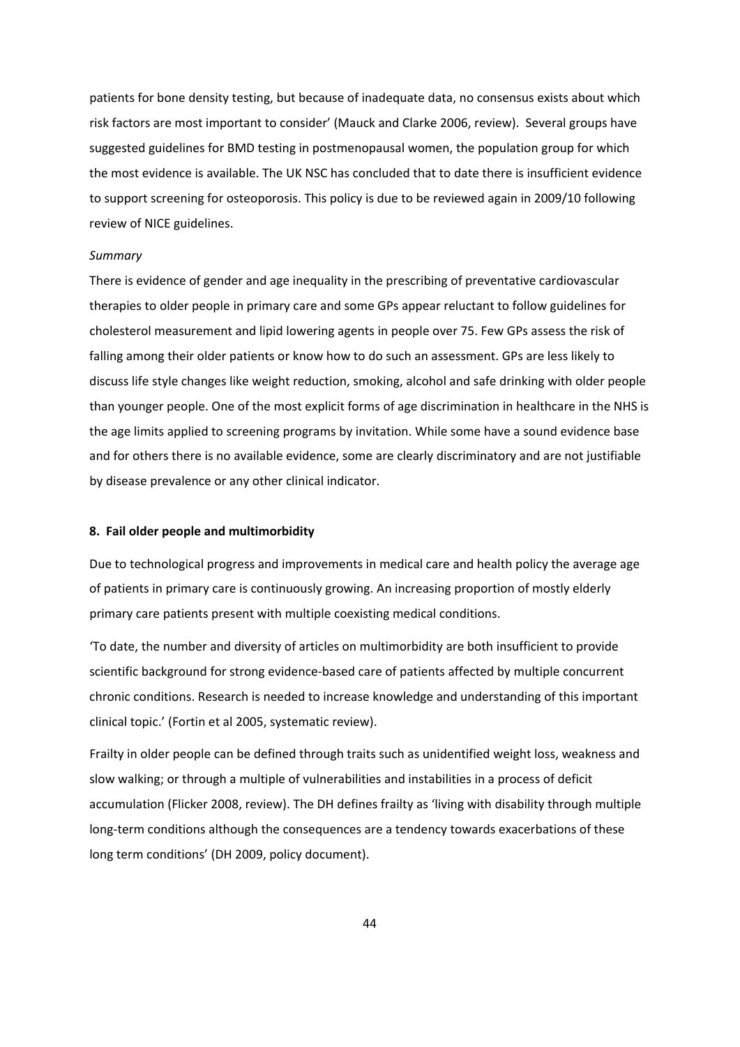patients for bone density testing, but because of inadequate data, no consensus exists about which risk factors are most important to consider' (Mauck and Clarke 2006, review). Several groups have suggested guidelines for BMD testing in postmenopausal women, the population group for which the most evidence is available. The UK NSC has concluded that to date there is insufficient evidence to support screening for osteoporosis. This policy is due to be reviewed again in 2009/10 following review of NICE guidelines.

*Summary*

There is evidence of gender and age inequality in the prescribing of preventative cardiovascular therapies to older people in primary care and some GPs appear reluctant to follow guidelines for cholesterol measurement and lipid lowering agents in people over 75. Few GPs assess the risk of falling among their older patients or know how to do such an assessment. GPs are less likely to discuss life style changes like weight reduction, smoking, alcohol and safe drinking with older people than younger people. One of the most explicit forms of age discrimination in healthcare in the NHS is the age limits applied to screening programs by invitation. While some have a sound evidence base and for others there is no available evidence, some are clearly discriminatory and are not justifiable by disease prevalence or any other clinical indicator.

#### 8. Fail older people and multimorbidity

Due to technological progress and improvements in medical care and health policy the average age of patients in primary care is continuously growing. An increasing proportion of mostly elderly primary care patients present with multiple coexisting medical conditions.

'To date, the number and diversity of articles on multimorbidity are both insufficient to provide scientific background for strong evidence-based care of patients affected by multiple concurrent chronic conditions. Research is needed to increase knowledge and understanding of this important clinical topic.' (Fortin et al 2005, systematic review).

Frailty in older people can be defined through traits such as unidentified weight loss, weakness and slow walking; or through a multiple of vulnerabilities and instabilities in a process of deficit accumulation (Flicker 2008, review). The DH defines frailty as 'living with disability through multiple long-term conditions although the consequences are a tendency towards exacerbations of these long term conditions' (DH 2009, policy document).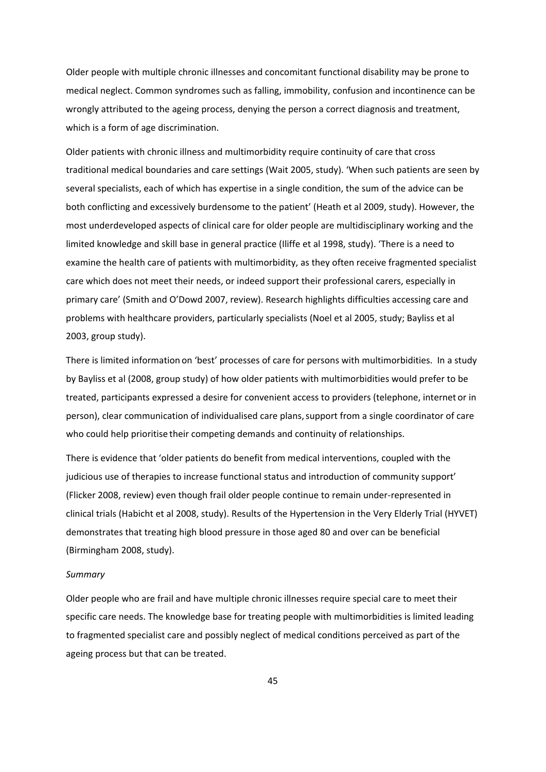Older people with multiple chronic illnesses and concomitant functional disability may be prone to medical neglect. Common syndromes such as falling, immobility, confusion and incontinence can be wrongly attributed to the ageing process, denying the person a correct diagnosis and treatment, which is a form of age discrimination.

Older patients with chronic illness and multimorbidity require continuity of care that cross traditional medical boundaries and care settings (Wait 2005, study). 'When such patients are seen by several specialists, each of which has expertise in a single condition, the sum of the advice can be both conflicting and excessively burdensome to the patient' (Heath et al 2009, study). However, the most underdeveloped aspects of clinical care for older people are multidisciplinary working and the limited knowledge and skill base in general practice (Iliffe et al 1998, study). 'There is a need to examine the health care of patients with multimorbidity, as they often receive fragmented specialist care which does not meet their needs, or indeed support their professional carers, especially in primary care' (Smith and O'Dowd 2007, review). Research highlights difficulties accessing care and problems with healthcare providers, particularly specialists (Noel et al 2005, study; Bayliss et al 2003, group study).

There is limited information on 'best' processes of care for persons with multimorbidities. In a study by Bayliss et al (2008, group study) of how older patients with multimorbidities would prefer to be treated, participants expressed a desire for convenient access to providers (telephone, internet or in person), clear communication of individualised care plans, support from a single coordinator of care who could help prioritise their competing demands and continuity of relationships.

There is evidence that 'older patients do benefit from medical interventions, coupled with the judicious use of therapies to increase functional status and introduction of community support' (Flicker 2008, review) even though frail older people continue to remain under-represented in clinical trials (Habicht et al 2008, study). Results of the Hypertension in the Very Elderly Trial (HYVET) demonstrates that treating high blood pressure in those aged 80 and over can be beneficial (Birmingham 2008, study).

*Summary*

Older people who are frail and have multiple chronic illnesses require special care to meet their specific care needs. The knowledge base for treating people with multimorbidities is limited leading to fragmented specialist care and possibly neglect of medical conditions perceived as part of the ageing process but that can be treated.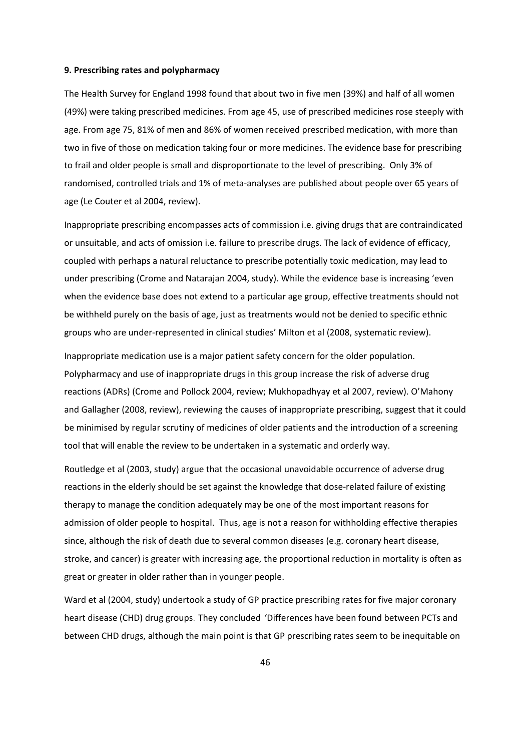**9. Prescribing rates and polypharmacy**

The Health Survey for England 1998 found that about two in five men (39%) and half of all women (49%) were taking prescribed medicines. From age 45, use of prescribed medicines rose steeply with age. From age 75, 81% of men and 86% of women received prescribed medication, with more than two in five of those on medication taking four or more medicines. The evidence base for prescribing to frail and older people is small and disproportionate to the level of prescribing. Only 3% of randomised, controlled trials and 1% of meta-analyses are published about people over 65 years of age (Le Couter et al 2004, review).

Inappropriate prescribing encompasses acts of commission i.e. giving drugs that are contraindicated or unsuitable, and acts of omission i.e. failure to prescribe drugs. The lack of evidence of efficacy, coupled with perhaps a natural reluctance to prescribe potentially toxic medication, may lead to under prescribing (Crome and Natarajan 2004, study). While the evidence base is increasing 'even when the evidence base does not extend to a particular age group, effective treatments should not be withheld purely on the basis of age, just as treatments would not be denied to specific ethnic groups who are under-represented in clinical studies' Milton et al (2008, systematic review).

Inappropriate medication use is a major patient safety concern for the older population. Polypharmacy and use of inappropriate drugs in this group increase the risk of adverse drug reactions (ADRs) (Crome and Pollock 2004, review; Mukhopadhyay et al 2007, review). O'Mahony and Gallagher (2008, review), reviewing the causes of inappropriate prescribing, suggest that it could be minimised by regular scrutiny of medicines of older patients and the introduction of a screening tool that will enable the review to be undertaken in a systematic and orderly way.

Routledge et al (2003, study) argue that the occasional unavoidable occurrence of adverse drug reactions in the elderly should be set against the knowledge that dose-related failure of existing therapy to manage the condition adequately may be one of the most important reasons for admission of older people to hospital. Thus, age is not a reason for withholding effective therapies since, although the risk of death due to several common diseases (e.g. coronary heart disease, stroke, and cancer) is greater with increasing age, the proportional reduction in mortality is often as great or greater in older rather than in younger people.

Ward et al (2004, study) undertook a study of GP practice prescribing rates for five major coronary heart disease (CHD) drug groups. They concluded 'Differences have been found between PCTs and between CHD drugs, although the main point is that GP prescribing rates seem to be inequitable on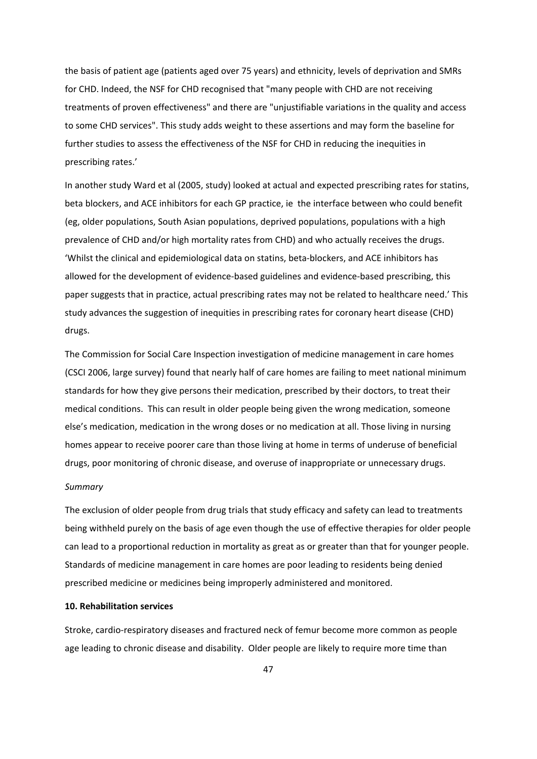the basis of patient age (patients aged over 75 years) and ethnicity, levels of deprivation and SMRs for CHD. Indeed, the NSF for CHD recognised that "many people with CHD are not receiving treatments of proven effectiveness" and there are "unjustifiable variations in the quality and access to some CHD services". This study adds weight to these assertions and may form the baseline for further studies to assess the effectiveness of the NSF for CHD in reducing the inequities in prescribing rates.'

In another study Ward et al (2005, study) looked at actual and expected prescribing rates for statins, beta blockers, and ACE inhibitors for each GP practice, ie the interface between who could benefit (eg, older populations, South Asian populations, deprived populations, populations with a high prevalence of CHD and/or high mortality rates from CHD) and who actually receives the drugs. 'Whilst the clinical and epidemiological data on statins, beta-blockers, and ACE inhibitors has allowed for the development of evidence-based guidelines and evidence-based prescribing, this paper suggests that in practice, actual prescribing rates may not be related to healthcare need.' This study advances the suggestion of inequities in prescribing rates for coronary heart disease (CHD) drugs.

The Commission for Social Care Inspection investigation of medicine management in care homes (CSCI 2006, large survey) found that nearly half of care homes are failing to meet national minimum standards for how they give persons their medication, prescribed by their doctors, to treat their medical conditions. This can result in older people being given the wrong medication, someone else's medication, medication in the wrong doses or no medication at all. Those living in nursing homes appear to receive poorer care than those living at home in terms of underuse of beneficial drugs, poor monitoring of chronic disease, and overuse of inappropriate or unnecessary drugs.

*Summary*

The exclusion of older people from drug trials that study efficacy and safety can lead to treatments being withheld purely on the basis of age even though the use of effective therapies for older people can lead to a proportional reduction in mortality as great as or greater than that for younger people. Standards of medicine management in care homes are poor leading to residents being denied prescribed medicine or medicines being improperly administered and monitored.

**10. Rehabilitation services**

Stroke, cardio-respiratory diseases and fractured neck of femur become more common as people age leading to chronic disease and disability. Older people are likely to require more time than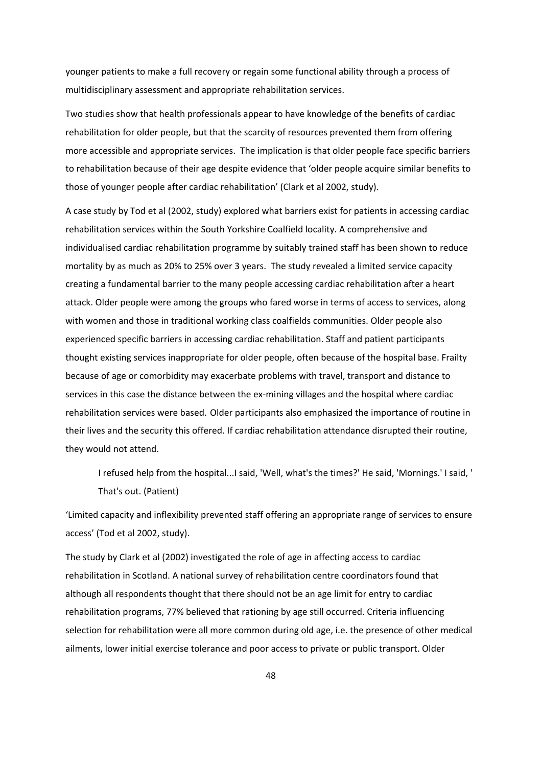younger patients to make a full recovery or regain some functional ability through a process of multidisciplinary assessment and appropriate rehabilitation services.

Two studies show that health professionals appear to have knowledge of the benefits of cardiac rehabilitation for older people, but that the scarcity of resources prevented them from offering more accessible and appropriate services. The implication is that older people face specific barriers to rehabilitation because of their age despite evidence that 'older people acquire similar benefits to those of younger people after cardiac rehabilitation' (Clark et al 2002, study).

A case study by Tod et al (2002, study) explored what barriers exist for patients in accessing cardiac rehabilitation services within the South Yorkshire Coalfield locality. A comprehensive and individualised cardiac rehabilitation programme by suitably trained staff has been shown to reduce mortality by as much as 20% to 25% over 3 years. The study revealed a limited service capacity creating a fundamental barrier to the many people accessing cardiac rehabilitation after a heart attack. Older people were among the groups who fared worse in terms of access to services, along with women and those in traditional working class coalfields communities. Older people also experienced specific barriers in accessing cardiac rehabilitation. Staff and patient participants thought existing services inappropriate for older people, often because of the hospital base. Frailty because of age or comorbidity may exacerbate problems with travel, transport and distance to services in this case the distance between the ex-mining villages and the hospital where cardiac rehabilitation services were based. Older participants also emphasized the importance of routine in their lives and the security this offered. If cardiac rehabilitation attendance disrupted their routine, they would not attend.

> I refused help from the hospital...I said, 'Well, what's the times?' He said, 'Mornings.' I said, ' That's out. (Patient)

'Limited capacity and inflexibility prevented staff offering an appropriate range of services to ensure access' (Tod et al 2002, study).

The study by Clark et al (2002) investigated the role of age in affecting access to cardiac rehabilitation in Scotland. A national survey of rehabilitation centre coordinators found that although all respondents thought that there should not be an age limit for entry to cardiac rehabilitation programs, 77% believed that rationing by age still occurred. Criteria influencing selection for rehabilitation were all more common during old age, i.e. the presence of other medical ailments, lower initial exercise tolerance and poor access to private or public transport. Older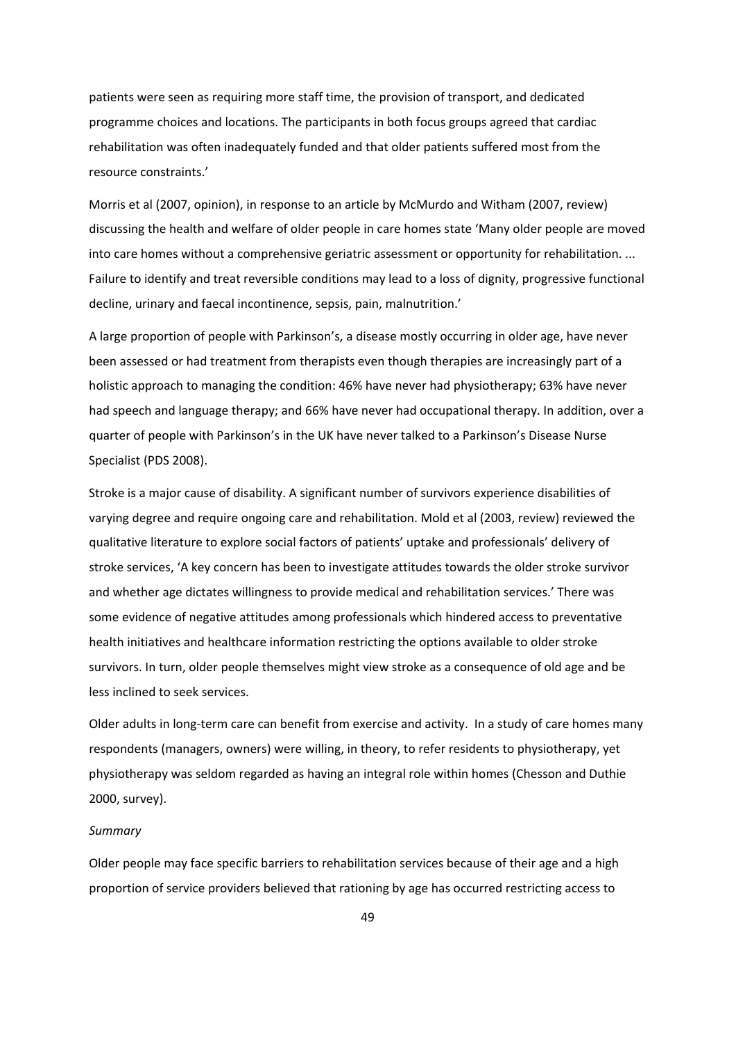patients were seen as requiring more staff time, the provision of transport, and dedicated programme choices and locations. The participants in both focus groups agreed that cardiac rehabilitation was often inadequately funded and that older patients suffered most from the resource constraints.'

Morris et al (2007, opinion), in response to an article by McMurdo and Witham (2007, review) discussing the health and welfare of older people in care homes state 'Many older people are moved into care homes without a comprehensive geriatric assessment or opportunity for rehabilitation. ... Failure to identify and treat reversible conditions may lead to a loss of dignity, progressive functional decline, urinary and faecal incontinence, sepsis, pain, malnutrition.'

A large proportion of people with Parkinson's, a disease mostly occurring in older age, have never been assessed or had treatment from therapists even though therapies are increasingly part of a holistic approach to managing the condition: 46% have never had physiotherapy; 63% have never had speech and language therapy; and 66% have never had occupational therapy. In addition, over a quarter of people with Parkinson's in the UK have never talked to a Parkinson's Disease Nurse Specialist (PDS 2008).

Stroke is a major cause of disability. A significant number of survivors experience disabilities of varying degree and require ongoing care and rehabilitation. Mold et al (2003, review) reviewed the qualitative literature to explore social factors of patients' uptake and professionals' delivery of stroke services, 'A key concern has been to investigate attitudes towards the older stroke survivor and whether age dictates willingness to provide medical and rehabilitation services.' There was some evidence of negative attitudes among professionals which hindered access to preventative health initiatives and healthcare information restricting the options available to older stroke survivors. In turn, older people themselves might view stroke as a consequence of old age and be less inclined to seek services.

Older adults in long-term care can benefit from exercise and activity. In a study of care homes many respondents (managers, owners) were willing, in theory, to refer residents to physiotherapy, yet physiotherapy was seldom regarded as having an integral role within homes (Chesson and Duthie 2000, survey).

*Summary*

Older people may face specific barriers to rehabilitation services because of their age and a high proportion of service providers believed that rationing by age has occurred restricting access to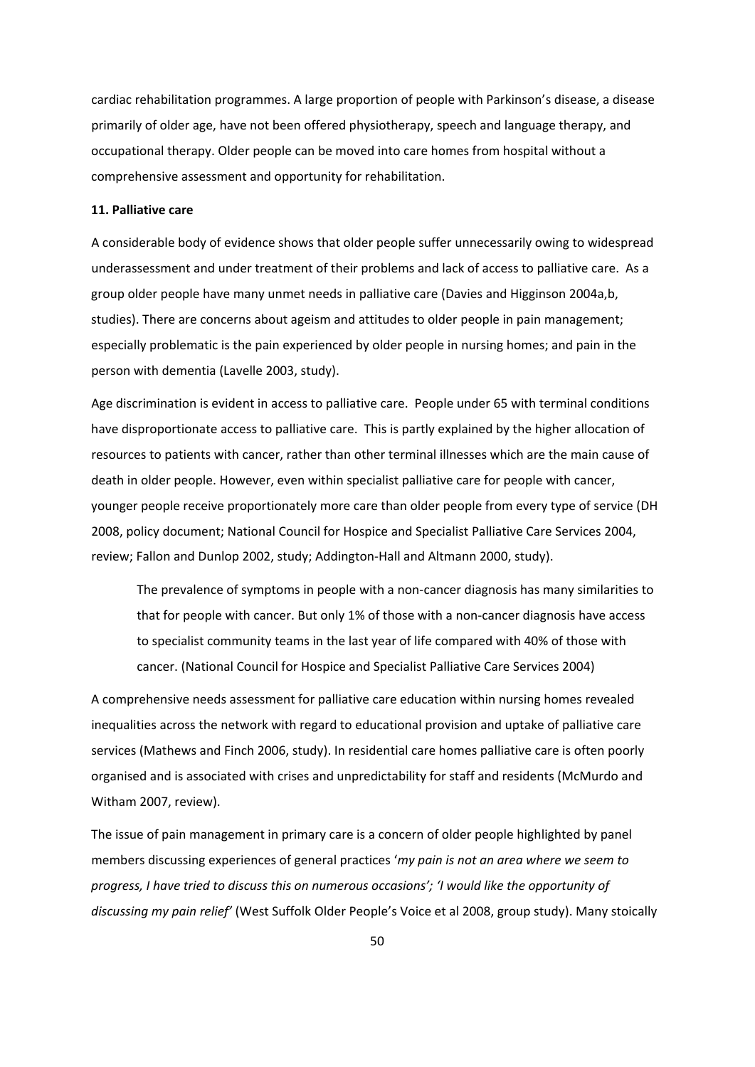cardiac rehabilitation programmes. A large proportion of people with Parkinson's disease, a disease primarily of older age, have not been offered physiotherapy, speech and language therapy, and occupational therapy. Older people can be moved into care homes from hospital without a comprehensive assessment and opportunity for rehabilitation.

**11. Palliative care**

A considerable body of evidence shows that older people suffer unnecessarily owing to widespread underassessment and under treatment of their problems and lack of access to palliative care. As a group older people have many unmet needs in palliative care (Davies and Higginson 2004a,b, studies). There are concerns about ageism and attitudes to older people in pain management; especially problematic is the pain experienced by older people in nursing homes; and pain in the person with dementia (Lavelle 2003, study).

Age discrimination is evident in access to palliative care. People under 65 with terminal conditions have disproportionate access to palliative care. This is partly explained by the higher allocation of resources to patients with cancer, rather than other terminal illnesses which are the main cause of death in older people. However, even within specialist palliative care for people with cancer, younger people receive proportionately more care than older people from every type of service (DH 2008, policy document; National Council for Hospice and Specialist Palliative Care Services 2004, review; Fallon and Dunlop 2002, study; Addington-Hall and Altmann 2000, study).

> The prevalence of symptoms in people with a non-cancer diagnosis has many similarities to that for people with cancer. But only 1% of those with a non-cancer diagnosis have access to specialist community teams in the last year of life compared with 40% of those with cancer. (National Council for Hospice and Specialist Palliative Care Services 2004)

A comprehensive needs assessment for palliative care education within nursing homes revealed inequalities across the network with regard to educational provision and uptake of palliative care services (Mathews and Finch 2006, study). In residential care homes palliative care is often poorly organised and is associated with crises and unpredictability for staff and residents (McMurdo and Witham 2007, review).

The issue of pain management in primary care is a concern of older people highlighted by panel members discussing experiences of general practices '*my pain is not an area where we seem to progress, I have tried to discuss this on numerous occasions*'; '*I would like the opportunity of discussing my pain relief*' (West Suffolk Older People's Voice et al 2008, group study). Many stoically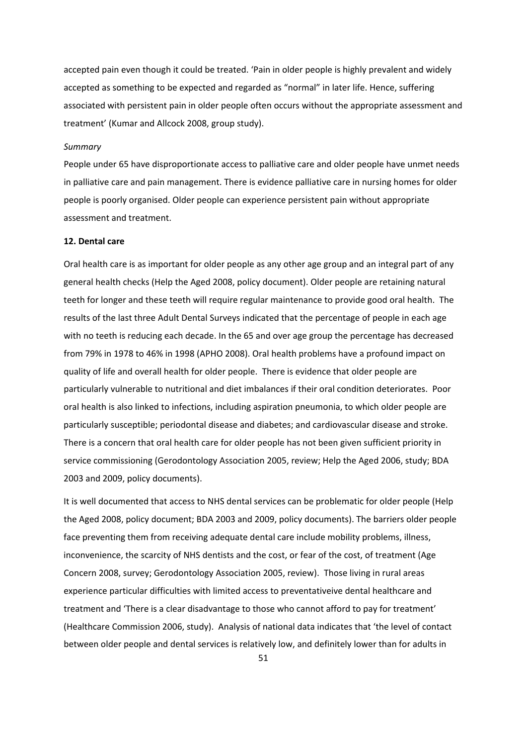accepted pain even though it could be treated. 'Pain in older people is highly prevalent and widely accepted as something to be expected and regarded as "normal" in later life. Hence, suffering associated with persistent pain in older people often occurs without the appropriate assessment and treatment' (Kumar and Allcock 2008, group study).

*Summary*

People under 65 have disproportionate access to palliative care and older people have unmet needs in palliative care and pain management. There is evidence palliative care in nursing homes for older people is poorly organised. Older people can experience persistent pain without appropriate assessment and treatment.

**12. Dental care**

Oral health care is as important for older people as any other age group and an integral part of any general health checks (Help the Aged 2008, policy document). Older people are retaining natural teeth for longer and these teeth will require regular maintenance to provide good oral health. The results of the last three Adult Dental Surveys indicated that the percentage of people in each age with no teeth is reducing each decade. In the 65 and over age group the percentage has decreased from 79% in 1978 to 46% in 1998 (APHO 2008). Oral health problems have a profound impact on quality of life and overall health for older people. There is evidence that older people are particularly vulnerable to nutritional and diet imbalances if their oral condition deteriorates. Poor oral health is also linked to infections, including aspiration pneumonia, to which older people are particularly susceptible; periodontal disease and diabetes; and cardiovascular disease and stroke. There is a concern that oral health care for older people has not been given sufficient priority in service commissioning (Gerodontology Association 2005, review; Help the Aged 2006, study; BDA 2003 and 2009, policy documents).

It is well documented that access to NHS dental services can be problematic for older people (Help the Aged 2008, policy document; BDA 2003 and 2009, policy documents). The barriers older people face preventing them from receiving adequate dental care include mobility problems, illness, inconvenience, the scarcity of NHS dentists and the cost, or fear of the cost, of treatment (Age Concern 2008, survey; Gerodontology Association 2005, review). Those living in rural areas experience particular difficulties with limited access to preventativeive dental healthcare and treatment and 'There is a clear disadvantage to those who cannot afford to pay for treatment' (Healthcare Commission 2006, study). Analysis of national data indicates that 'the level of contact between older people and dental services is relatively low, and definitely lower than for adults in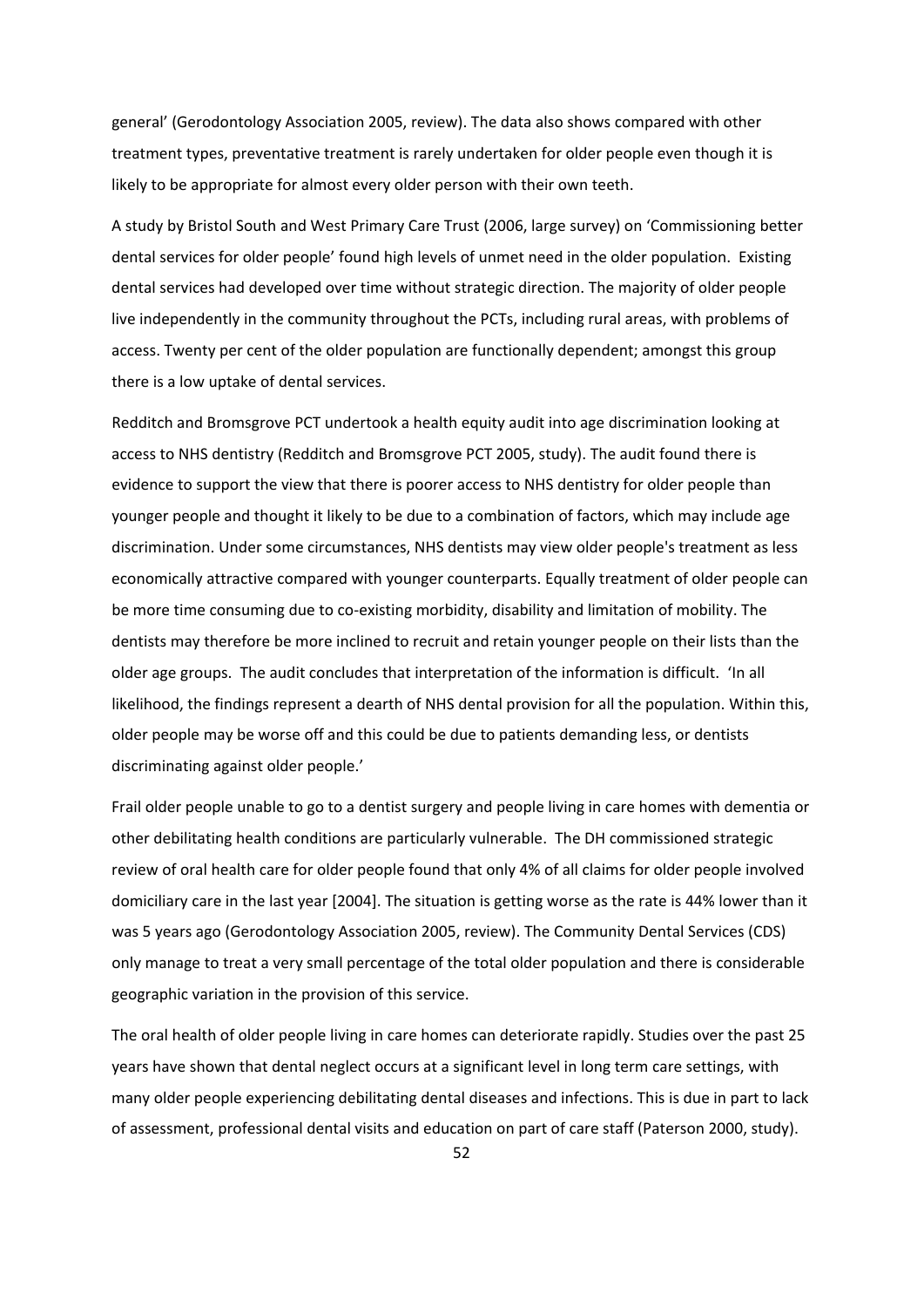general' (Gerodontology Association 2005, review). The data also shows compared with other treatment types, preventative treatment is rarely undertaken for older people even though it is likely to be appropriate for almost every older person with their own teeth.

A study by Bristol South and West Primary Care Trust (2006, large survey) on 'Commissioning better dental services for older people' found high levels of unmet need in the older population. Existing dental services had developed over time without strategic direction. The majority of older people live independently in the community throughout the PCTs, including rural areas, with problems of access. Twenty per cent of the older population are functionally dependent; amongst this group there is a low uptake of dental services.

Redditch and Bromsgrove PCT undertook a health equity audit into age discrimination looking at access to NHS dentistry (Redditch and Bromsgrove PCT 2005, study). The audit found there is evidence to support the view that there is poorer access to NHS dentistry for older people than younger people and thought it likely to be due to a combination of factors, which may include age discrimination. Under some circumstances, NHS dentists may view older people's treatment as less economically attractive compared with younger counterparts. Equally treatment of older people can be more time consuming due to co-existing morbidity, disability and limitation of mobility. The dentists may therefore be more inclined to recruit and retain younger people on their lists than the older age groups. The audit concludes that interpretation of the information is difficult. 'In all likelihood, the findings represent a dearth of NHS dental provision for all the population. Within this, older people may be worse off and this could be due to patients demanding less, or dentists discriminating against older people.'

Frail older people unable to go to a dentist surgery and people living in care homes with dementia or other debilitating health conditions are particularly vulnerable. The DH commissioned strategic review of oral health care for older people found that only 4% of all claims for older people involved domiciliary care in the last year [2004]. The situation is getting worse as the rate is 44% lower than it was 5 years ago (Gerodontology Association 2005, review). The Community Dental Services (CDS) only manage to treat a very small percentage of the total older population and there is considerable geographic variation in the provision of this service.

The oral health of older people living in care homes can deteriorate rapidly. Studies over the past 25 years have shown that dental neglect occurs at a significant level in long term care settings, with many older people experiencing debilitating dental diseases and infections. This is due in part to lack of assessment, professional dental visits and education on part of care staff (Paterson 2000, study).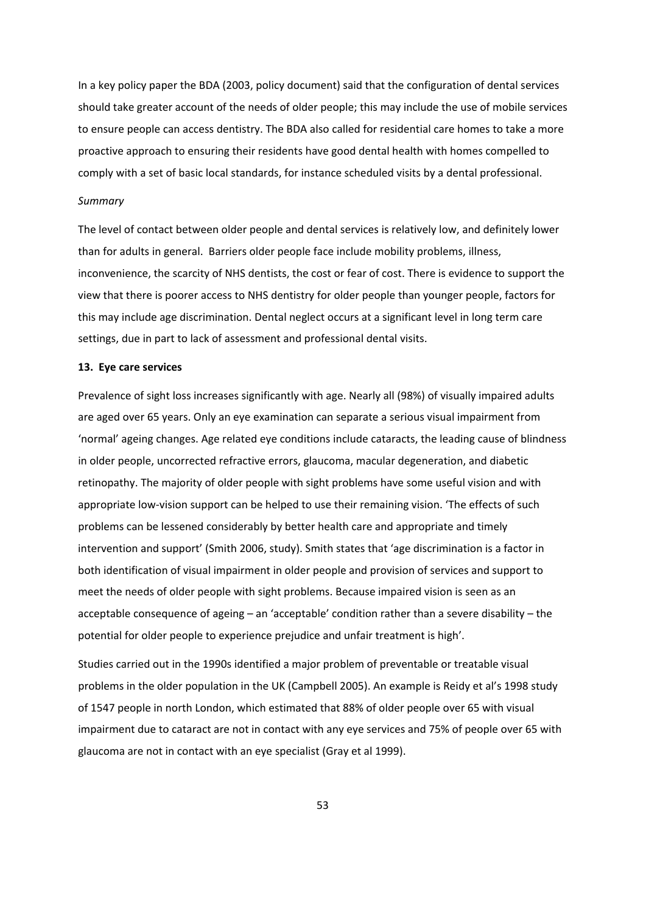In a key policy paper the BDA (2003, policy document) said that the configuration of dental services should take greater account of the needs of older people; this may include the use of mobile services to ensure people can access dentistry. The BDA also called for residential care homes to take a more proactive approach to ensuring their residents have good dental health with homes compelled to comply with a set of basic local standards, for instance scheduled visits by a dental professional.

*Summary*

The level of contact between older people and dental services is relatively low, and definitely lower than for adults in general. Barriers older people face include mobility problems, illness, inconvenience, the scarcity of NHS dentists, the cost or fear of cost. There is evidence to support the view that there is poorer access to NHS dentistry for older people than younger people, factors for this may include age discrimination. Dental neglect occurs at a significant level in long term care settings, due in part to lack of assessment and professional dental visits.

## 13. Eye care services

Prevalence of sight loss increases significantly with age. Nearly all (98%) of visually impaired adults are aged over 65 years. Only an eye examination can separate a serious visual impairment from 'normal' ageing changes. Age related eye conditions include cataracts, the leading cause of blindness in older people, uncorrected refractive errors, glaucoma, macular degeneration, and diabetic retinopathy. The majority of older people with sight problems have some useful vision and with appropriate low-vision support can be helped to use their remaining vision. 'The effects of such problems can be lessened considerably by better health care and appropriate and timely intervention and support' (Smith 2006, study). Smith states that 'age discrimination is a factor in both identification of visual impairment in older people and provision of services and support to meet the needs of older people with sight problems. Because impaired vision is seen as an acceptable consequence of ageing – an 'acceptable' condition rather than a severe disability – the potential for older people to experience prejudice and unfair treatment is high'.

Studies carried out in the 1990s identified a major problem of preventable or treatable visual problems in the older population in the UK (Campbell 2005). An example is Reidy et al's 1998 study of 1547 people in north London, which estimated that 88% of older people over 65 with visual impairment due to cataract are not in contact with any eye services and 75% of people over 65 with glaucoma are not in contact with an eye specialist (Gray et al 1999).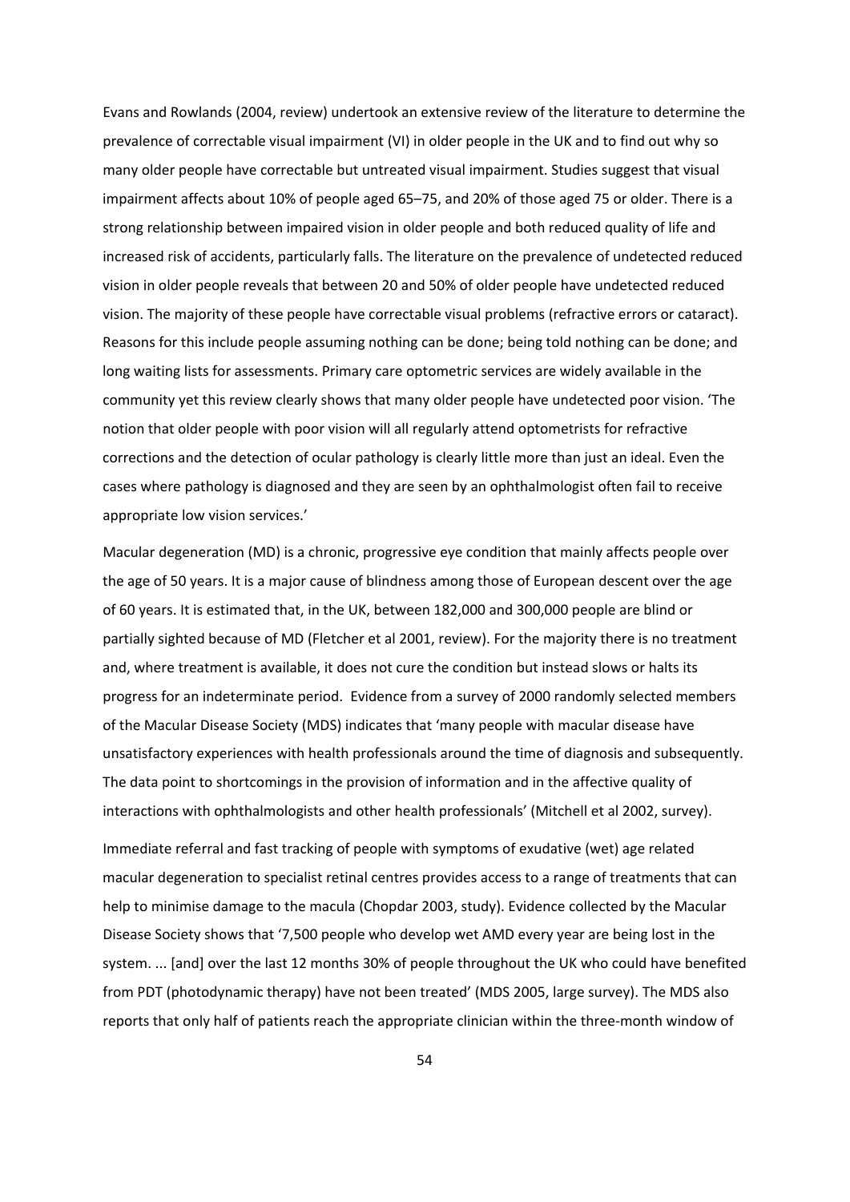Evans and Rowlands (2004, review) undertook an extensive review of the literature to determine the prevalence of correctable visual impairment (VI) in older people in the UK and to find out why so many older people have correctable but untreated visual impairment. Studies suggest that visual impairment affects about 10% of people aged 65–75, and 20% of those aged 75 or older. There is a strong relationship between impaired vision in older people and both reduced quality of life and increased risk of accidents, particularly falls. The literature on the prevalence of undetected reduced vision in older people reveals that between 20 and 50% of older people have undetected reduced vision. The majority of these people have correctable visual problems (refractive errors or cataract). Reasons for this include people assuming nothing can be done; being told nothing can be done; and long waiting lists for assessments. Primary care optometric services are widely available in the community yet this review clearly shows that many older people have undetected poor vision. 'The notion that older people with poor vision will all regularly attend optometrists for refractive corrections and the detection of ocular pathology is clearly little more than just an ideal. Even the cases where pathology is diagnosed and they are seen by an ophthalmologist often fail to receive appropriate low vision services.'

Macular degeneration (MD) is a chronic, progressive eye condition that mainly affects people over the age of 50 years. It is a major cause of blindness among those of European descent over the age of 60 years. It is estimated that, in the UK, between 182,000 and 300,000 people are blind or partially sighted because of MD (Fletcher et al 2001, review). For the majority there is no treatment and, where treatment is available, it does not cure the condition but instead slows or halts its progress for an indeterminate period. Evidence from a survey of 2000 randomly selected members of the Macular Disease Society (MDS) indicates that 'many people with macular disease have unsatisfactory experiences with health professionals around the time of diagnosis and subsequently. The data point to shortcomings in the provision of information and in the affective quality of interactions with ophthalmologists and other health professionals' (Mitchell et al 2002, survey).

Immediate referral and fast tracking of people with symptoms of exudative (wet) age related macular degeneration to specialist retinal centres provides access to a range of treatments that can help to minimise damage to the macula (Chopdar 2003, study). Evidence collected by the Macular Disease Society shows that '7,500 people who develop wet AMD every year are being lost in the system. ... [and] over the last 12 months 30% of people throughout the UK who could have benefited from PDT (photodynamic therapy) have not been treated' (MDS 2005, large survey). The MDS also reports that only half of patients reach the appropriate clinician within the three-month window of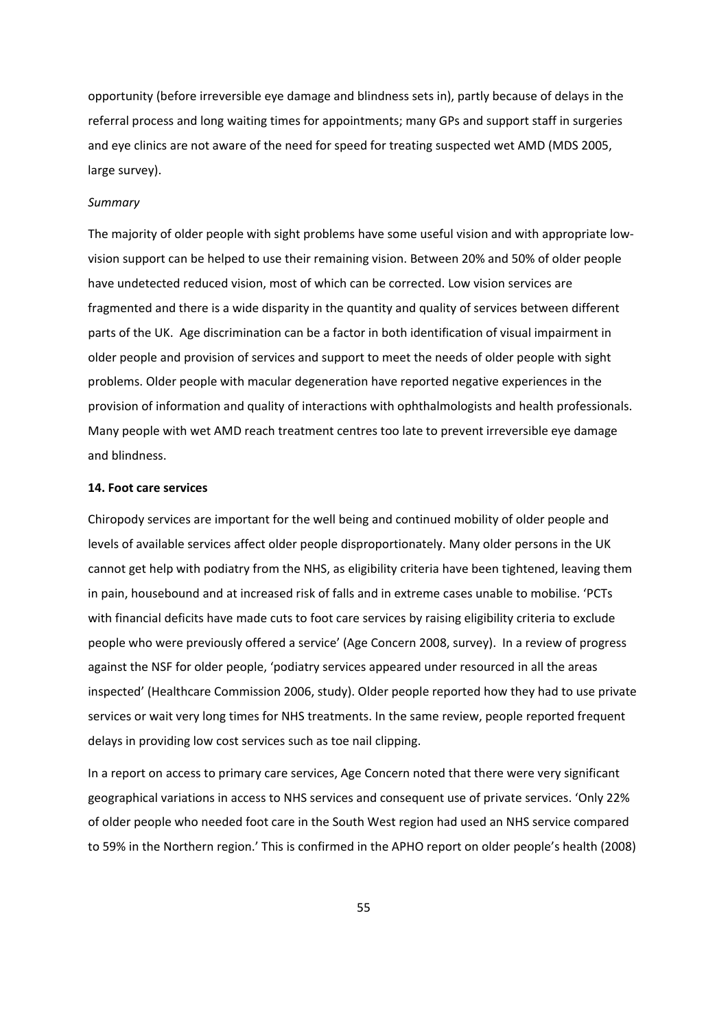opportunity (before irreversible eye damage and blindness sets in), partly because of delays in the referral process and long waiting times for appointments; many GPs and support staff in surgeries and eye clinics are not aware of the need for speed for treating suspected wet AMD (MDS 2005, large survey).

*Summary*

The majority of older people with sight problems have some useful vision and with appropriate low-vision support can be helped to use their remaining vision. Between 20% and 50% of older people have undetected reduced vision, most of which can be corrected. Low vision services are fragmented and there is a wide disparity in the quantity and quality of services between different parts of the UK. Age discrimination can be a factor in both identification of visual impairment in older people and provision of services and support to meet the needs of older people with sight problems. Older people with macular degeneration have reported negative experiences in the provision of information and quality of interactions with ophthalmologists and health professionals. Many people with wet AMD reach treatment centres too late to prevent irreversible eye damage and blindness.

**14. Foot care services**

Chiropody services are important for the well being and continued mobility of older people and levels of available services affect older people disproportionately. Many older persons in the UK cannot get help with podiatry from the NHS, as eligibility criteria have been tightened, leaving them in pain, housebound and at increased risk of falls and in extreme cases unable to mobilise. 'PCTs with financial deficits have made cuts to foot care services by raising eligibility criteria to exclude people who were previously offered a service' (Age Concern 2008, survey). In a review of progress against the NSF for older people, 'podiatry services appeared under resourced in all the areas inspected' (Healthcare Commission 2006, study). Older people reported how they had to use private services or wait very long times for NHS treatments. In the same review, people reported frequent delays in providing low cost services such as toe nail clipping.

In a report on access to primary care services, Age Concern noted that there were very significant geographical variations in access to NHS services and consequent use of private services. 'Only 22% of older people who needed foot care in the South West region had used an NHS service compared to 59% in the Northern region.' This is confirmed in the APHO report on older people's health (2008)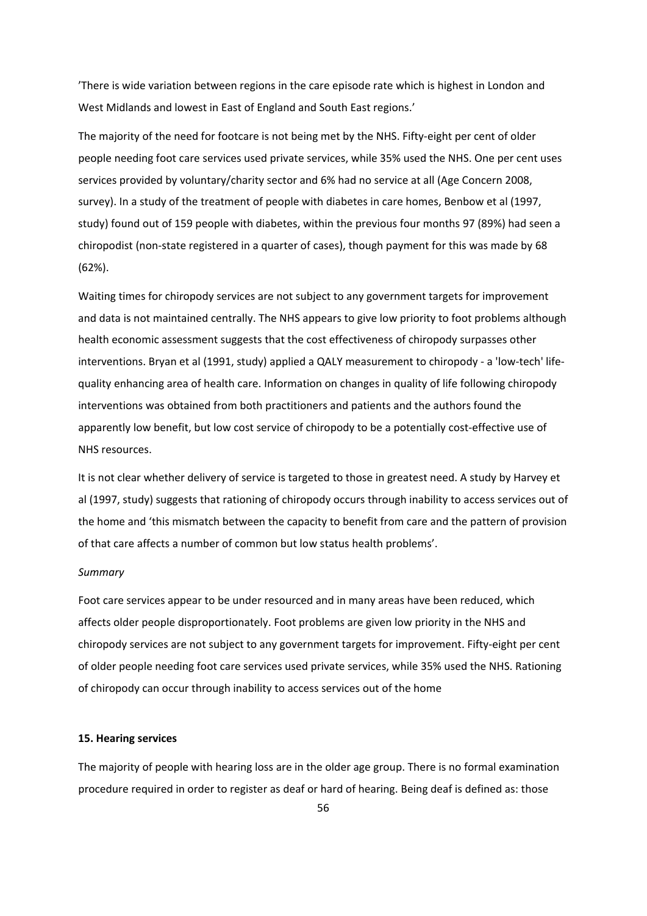’There is wide variation between regions in the care episode rate which is highest in London and West Midlands and lowest in East of England and South East regions.’

The majority of the need for footcare is not being met by the NHS. Fifty-eight per cent of older people needing foot care services used private services, while 35% used the NHS. One per cent uses services provided by voluntary/charity sector and 6% had no service at all (Age Concern 2008, survey). In a study of the treatment of people with diabetes in care homes, Benbow et al (1997, study) found out of 159 people with diabetes, within the previous four months 97 (89%) had seen a chiropodist (non-state registered in a quarter of cases), though payment for this was made by 68 (62%).

Waiting times for chiropody services are not subject to any government targets for improvement and data is not maintained centrally. The NHS appears to give low priority to foot problems although health economic assessment suggests that the cost effectiveness of chiropody surpasses other interventions. Bryan et al (1991, study) applied a QALY measurement to chiropody - a 'low-tech' life-quality enhancing area of health care. Information on changes in quality of life following chiropody interventions was obtained from both practitioners and patients and the authors found the apparently low benefit, but low cost service of chiropody to be a potentially cost-effective use of NHS resources.

It is not clear whether delivery of service is targeted to those in greatest need. A study by Harvey et al (1997, study) suggests that rationing of chiropody occurs through inability to access services out of the home and ‘this mismatch between the capacity to benefit from care and the pattern of provision of that care affects a number of common but low status health problems’.

*Summary*

Foot care services appear to be under resourced and in many areas have been reduced, which affects older people disproportionately. Foot problems are given low priority in the NHS and chiropody services are not subject to any government targets for improvement. Fifty-eight per cent of older people needing foot care services used private services, while 35% used the NHS. Rationing of chiropody can occur through inability to access services out of the home

## 15. Hearing services

The majority of people with hearing loss are in the older age group. There is no formal examination procedure required in order to register as deaf or hard of hearing. Being deaf is defined as: those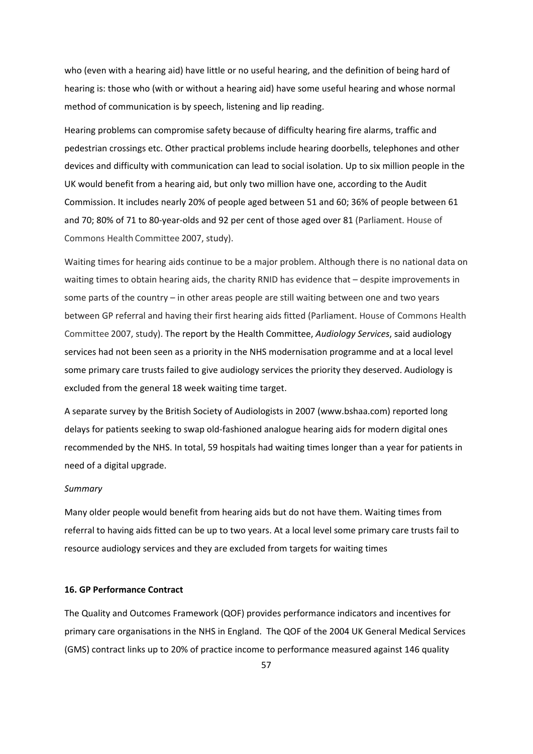who (even with a hearing aid) have little or no useful hearing, and the definition of being hard of hearing is: those who (with or without a hearing aid) have some useful hearing and whose normal method of communication is by speech, listening and lip reading.

Hearing problems can compromise safety because of difficulty hearing fire alarms, traffic and pedestrian crossings etc. Other practical problems include hearing doorbells, telephones and other devices and difficulty with communication can lead to social isolation. Up to six million people in the UK would benefit from a hearing aid, but only two million have one, according to the Audit Commission. It includes nearly 20% of people aged between 51 and 60; 36% of people between 61 and 70; 80% of 71 to 80-year-olds and 92 per cent of those aged over 81 (Parliament. House of Commons Health Committee 2007, study).

Waiting times for hearing aids continue to be a major problem. Although there is no national data on waiting times to obtain hearing aids, the charity RNID has evidence that – despite improvements in some parts of the country – in other areas people are still waiting between one and two years between GP referral and having their first hearing aids fitted (Parliament. House of Commons Health Committee 2007, study). The report by the Health Committee, *Audiology Services*, said audiology services had not been seen as a priority in the NHS modernisation programme and at a local level some primary care trusts failed to give audiology services the priority they deserved. Audiology is excluded from the general 18 week waiting time target.

A separate survey by the British Society of Audiologists in 2007 (www.bshaa.com) reported long delays for patients seeking to swap old-fashioned analogue hearing aids for modern digital ones recommended by the NHS. In total, 59 hospitals had waiting times longer than a year for patients in need of a digital upgrade.

*Summary*

Many older people would benefit from hearing aids but do not have them. Waiting times from referral to having aids fitted can be up to two years. At a local level some primary care trusts fail to resource audiology services and they are excluded from targets for waiting times

**16. GP Performance Contract**

The Quality and Outcomes Framework (QOF) provides performance indicators and incentives for primary care organisations in the NHS in England. The QOF of the 2004 UK General Medical Services (GMS) contract links up to 20% of practice income to performance measured against 146 quality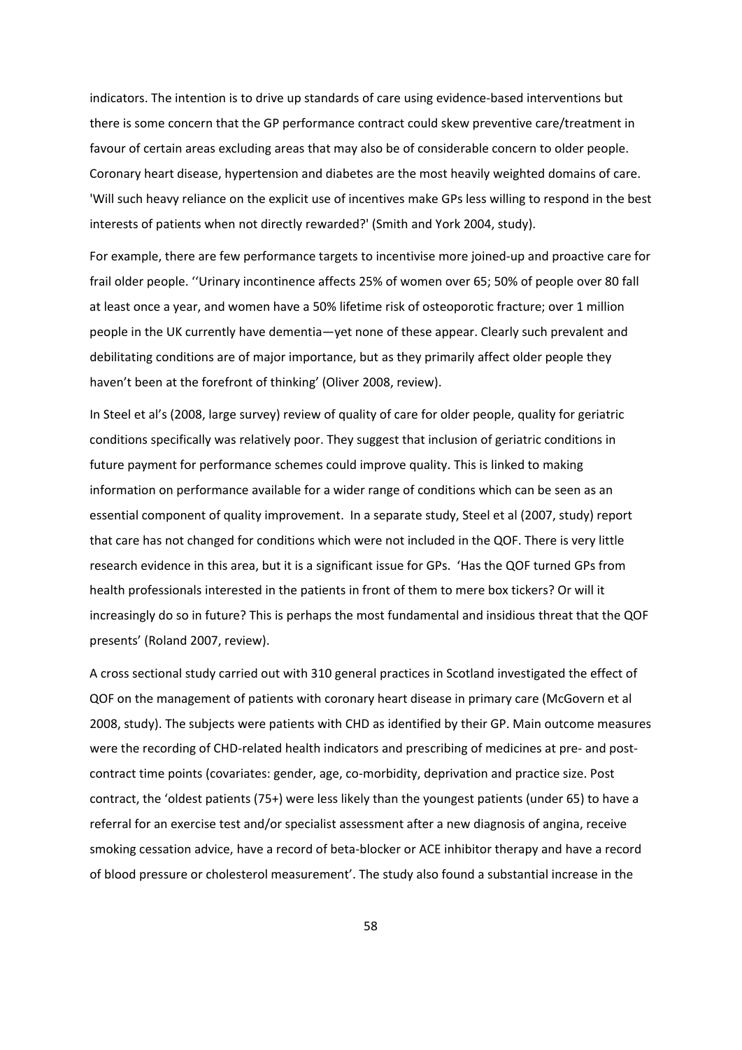indicators. The intention is to drive up standards of care using evidence-based interventions but there is some concern that the GP performance contract could skew preventive care/treatment in favour of certain areas excluding areas that may also be of considerable concern to older people. Coronary heart disease, hypertension and diabetes are the most heavily weighted domains of care. 'Will such heavy reliance on the explicit use of incentives make GPs less willing to respond in the best interests of patients when not directly rewarded?' (Smith and York 2004, study).

For example, there are few performance targets to incentivise more joined-up and proactive care for frail older people. ''Urinary incontinence affects 25% of women over 65; 50% of people over 80 fall at least once a year, and women have a 50% lifetime risk of osteoporotic fracture; over 1 million people in the UK currently have dementia—yet none of these appear. Clearly such prevalent and debilitating conditions are of major importance, but as they primarily affect older people they haven't been at the forefront of thinking' (Oliver 2008, review).

In Steel et al's (2008, large survey) review of quality of care for older people, quality for geriatric conditions specifically was relatively poor. They suggest that inclusion of geriatric conditions in future payment for performance schemes could improve quality. This is linked to making information on performance available for a wider range of conditions which can be seen as an essential component of quality improvement. In a separate study, Steel et al (2007, study) report that care has not changed for conditions which were not included in the QOF. There is very little research evidence in this area, but it is a significant issue for GPs. 'Has the QOF turned GPs from health professionals interested in the patients in front of them to mere box tickers? Or will it increasingly do so in future? This is perhaps the most fundamental and insidious threat that the QOF presents' (Roland 2007, review).

A cross sectional study carried out with 310 general practices in Scotland investigated the effect of QOF on the management of patients with coronary heart disease in primary care (McGovern et al 2008, study). The subjects were patients with CHD as identified by their GP. Main outcome measures were the recording of CHD-related health indicators and prescribing of medicines at pre- and post-contract time points (covariates: gender, age, co-morbidity, deprivation and practice size. Post contract, the 'oldest patients (75+) were less likely than the youngest patients (under 65) to have a referral for an exercise test and/or specialist assessment after a new diagnosis of angina, receive smoking cessation advice, have a record of beta-blocker or ACE inhibitor therapy and have a record of blood pressure or cholesterol measurement'. The study also found a substantial increase in the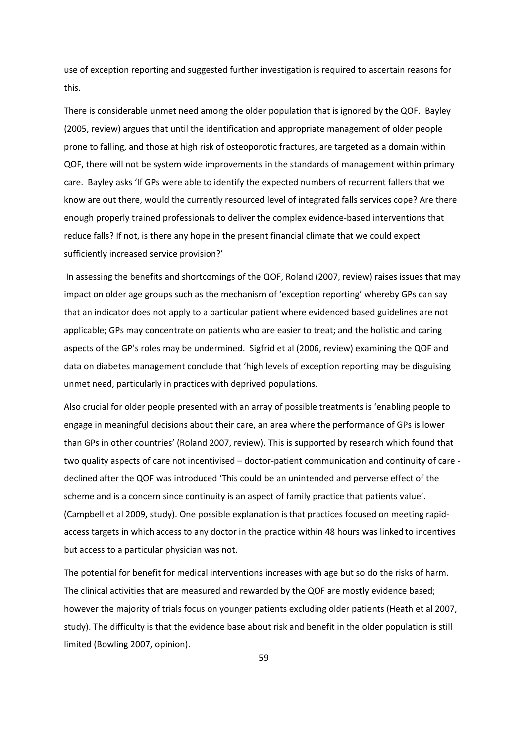use of exception reporting and suggested further investigation is required to ascertain reasons for this.

There is considerable unmet need among the older population that is ignored by the QOF. Bayley (2005, review) argues that until the identification and appropriate management of older people prone to falling, and those at high risk of osteoporotic fractures, are targeted as a domain within QOF, there will not be system wide improvements in the standards of management within primary care. Bayley asks 'If GPs were able to identify the expected numbers of recurrent fallers that we know are out there, would the currently resourced level of integrated falls services cope? Are there enough properly trained professionals to deliver the complex evidence-based interventions that reduce falls? If not, is there any hope in the present financial climate that we could expect sufficiently increased service provision?'

In assessing the benefits and shortcomings of the QOF, Roland (2007, review) raises issues that may impact on older age groups such as the mechanism of 'exception reporting' whereby GPs can say that an indicator does not apply to a particular patient where evidenced based guidelines are not applicable; GPs may concentrate on patients who are easier to treat; and the holistic and caring aspects of the GP's roles may be undermined. Sigfrid et al (2006, review) examining the QOF and data on diabetes management conclude that 'high levels of exception reporting may be disguising unmet need, particularly in practices with deprived populations.

Also crucial for older people presented with an array of possible treatments is 'enabling people to engage in meaningful decisions about their care, an area where the performance of GPs is lower than GPs in other countries' (Roland 2007, review). This is supported by research which found that two quality aspects of care not incentivised – doctor-patient communication and continuity of care - declined after the QOF was introduced 'This could be an unintended and perverse effect of the scheme and is a concern since continuity is an aspect of family practice that patients value'. (Campbell et al 2009, study). One possible explanation is that practices focused on meeting rapid-access targets in which access to any doctor in the practice within 48 hours was linked to incentives but access to a particular physician was not.

The potential for benefit for medical interventions increases with age but so do the risks of harm. The clinical activities that are measured and rewarded by the QOF are mostly evidence based; however the majority of trials focus on younger patients excluding older patients (Heath et al 2007, study). The difficulty is that the evidence base about risk and benefit in the older population is still limited (Bowling 2007, opinion).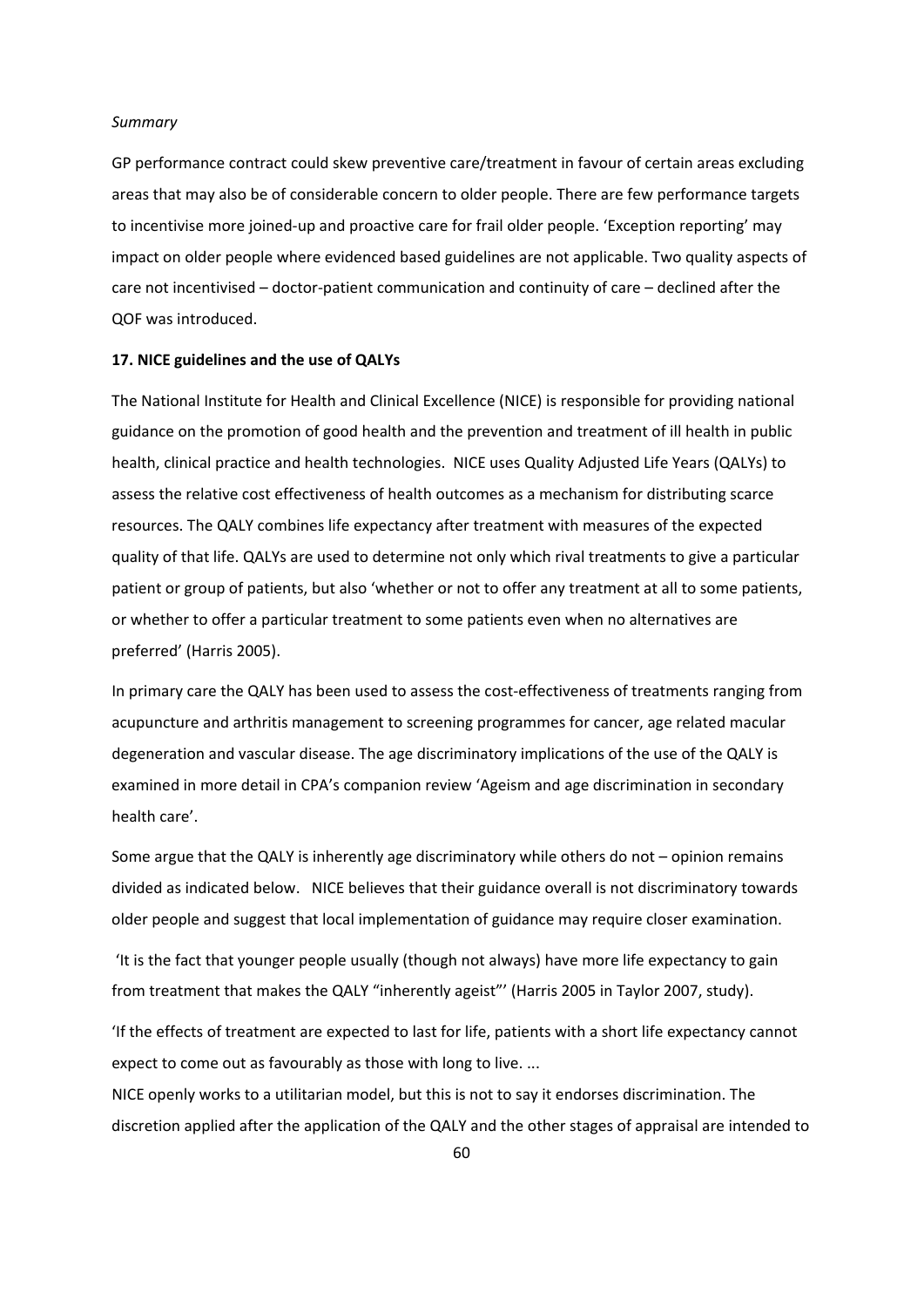*Summary*

GP performance contract could skew preventive care/treatment in favour of certain areas excluding areas that may also be of considerable concern to older people. There are few performance targets to incentivise more joined-up and proactive care for frail older people. 'Exception reporting' may impact on older people where evidenced based guidelines are not applicable. Two quality aspects of care not incentivised – doctor-patient communication and continuity of care – declined after the QOF was introduced.

**17. NICE guidelines and the use of QALYs**

The National Institute for Health and Clinical Excellence (NICE) is responsible for providing national guidance on the promotion of good health and the prevention and treatment of ill health in public health, clinical practice and health technologies. NICE uses Quality Adjusted Life Years (QALYs) to assess the relative cost effectiveness of health outcomes as a mechanism for distributing scarce resources. The QALY combines life expectancy after treatment with measures of the expected quality of that life. QALYs are used to determine not only which rival treatments to give a particular patient or group of patients, but also 'whether or not to offer any treatment at all to some patients, or whether to offer a particular treatment to some patients even when no alternatives are preferred' (Harris 2005).

In primary care the QALY has been used to assess the cost-effectiveness of treatments ranging from acupuncture and arthritis management to screening programmes for cancer, age related macular degeneration and vascular disease. The age discriminatory implications of the use of the QALY is examined in more detail in CPA's companion review 'Ageism and age discrimination in secondary health care'.

Some argue that the QALY is inherently age discriminatory while others do not – opinion remains divided as indicated below. NICE believes that their guidance overall is not discriminatory towards older people and suggest that local implementation of guidance may require closer examination.

'It is the fact that younger people usually (though not always) have more life expectancy to gain from treatment that makes the QALY "inherently ageist"' (Harris 2005 in Taylor 2007, study).

'If the effects of treatment are expected to last for life, patients with a short life expectancy cannot expect to come out as favourably as those with long to live. ...
NICE openly works to a utilitarian model, but this is not to say it endorses discrimination. The discretion applied after the application of the QALY and the other stages of appraisal are intended to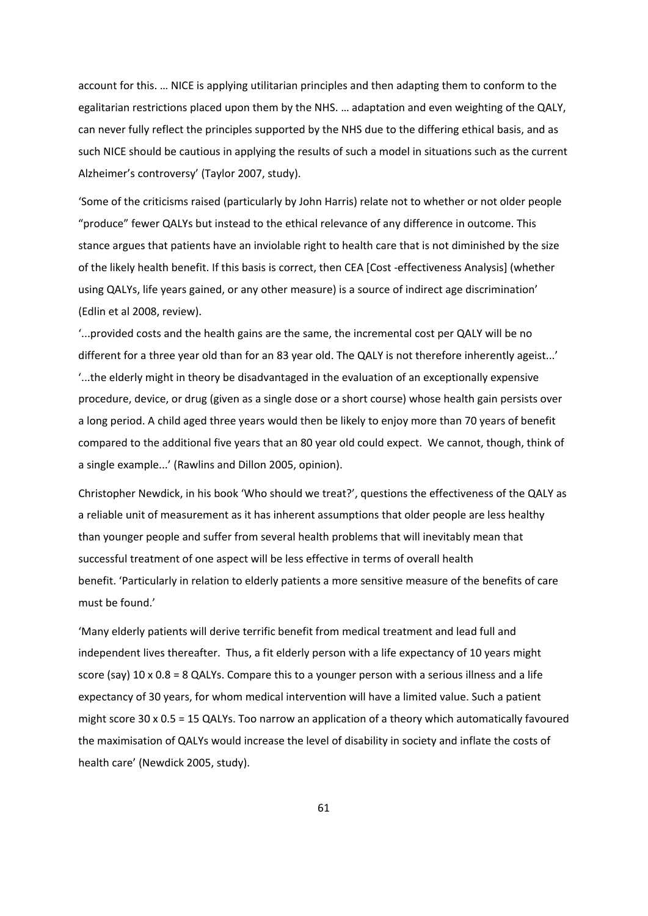account for this. … NICE is applying utilitarian principles and then adapting them to conform to the egalitarian restrictions placed upon them by the NHS. … adaptation and even weighting of the QALY, can never fully reflect the principles supported by the NHS due to the differing ethical basis, and as such NICE should be cautious in applying the results of such a model in situations such as the current Alzheimer's controversy' (Taylor 2007, study).

'Some of the criticisms raised (particularly by John Harris) relate not to whether or not older people "produce" fewer QALYs but instead to the ethical relevance of any difference in outcome. This stance argues that patients have an inviolable right to health care that is not diminished by the size of the likely health benefit. If this basis is correct, then CEA [Cost -effectiveness Analysis] (whether using QALYs, life years gained, or any other measure) is a source of indirect age discrimination' (Edlin et al 2008, review).

'...provided costs and the health gains are the same, the incremental cost per QALY will be no different for a three year old than for an 83 year old. The QALY is not therefore inherently ageist...' '...the elderly might in theory be disadvantaged in the evaluation of an exceptionally expensive procedure, device, or drug (given as a single dose or a short course) whose health gain persists over a long period. A child aged three years would then be likely to enjoy more than 70 years of benefit compared to the additional five years that an 80 year old could expect. We cannot, though, think of a single example...' (Rawlins and Dillon 2005, opinion).

Christopher Newdick, in his book 'Who should we treat?', questions the effectiveness of the QALY as a reliable unit of measurement as it has inherent assumptions that older people are less healthy than younger people and suffer from several health problems that will inevitably mean that successful treatment of one aspect will be less effective in terms of overall health benefit. 'Particularly in relation to elderly patients a more sensitive measure of the benefits of care must be found.'

'Many elderly patients will derive terrific benefit from medical treatment and lead full and independent lives thereafter. Thus, a fit elderly person with a life expectancy of 10 years might score (say) 10 x 0.8 = 8 QALYs. Compare this to a younger person with a serious illness and a life expectancy of 30 years, for whom medical intervention will have a limited value. Such a patient might score 30 x 0.5 = 15 QALYs. Too narrow an application of a theory which automatically favoured the maximisation of QALYs would increase the level of disability in society and inflate the costs of health care' (Newdick 2005, study).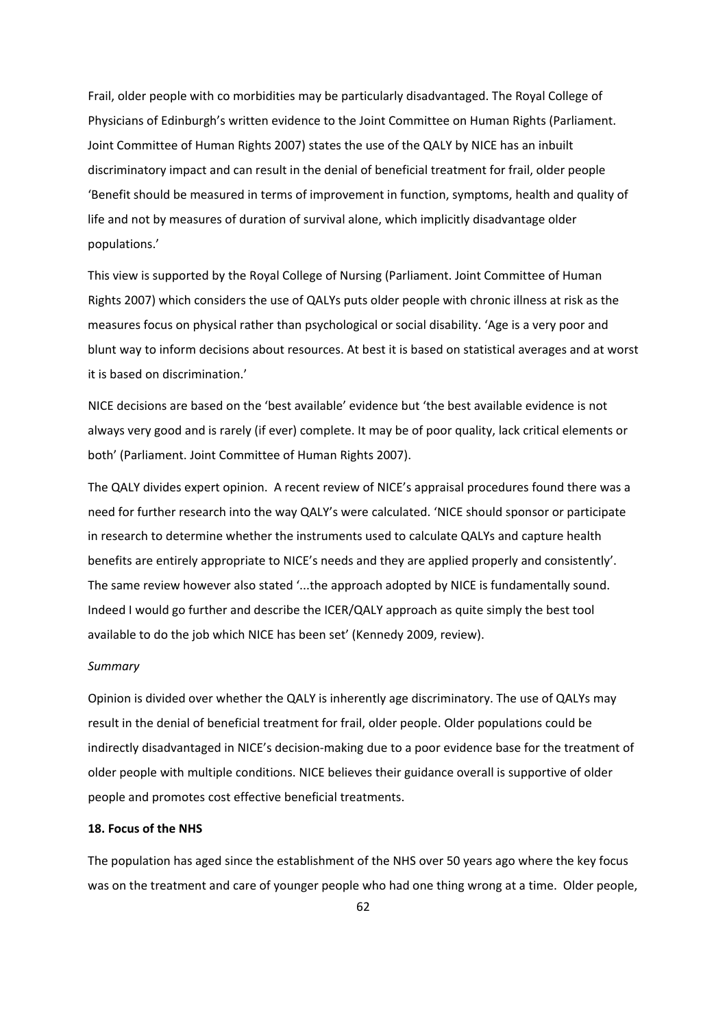Frail, older people with co morbidities may be particularly disadvantaged. The Royal College of Physicians of Edinburgh's written evidence to the Joint Committee on Human Rights (Parliament. Joint Committee of Human Rights 2007) states the use of the QALY by NICE has an inbuilt discriminatory impact and can result in the denial of beneficial treatment for frail, older people 'Benefit should be measured in terms of improvement in function, symptoms, health and quality of life and not by measures of duration of survival alone, which implicitly disadvantage older populations.'

This view is supported by the Royal College of Nursing (Parliament. Joint Committee of Human Rights 2007) which considers the use of QALYs puts older people with chronic illness at risk as the measures focus on physical rather than psychological or social disability. 'Age is a very poor and blunt way to inform decisions about resources. At best it is based on statistical averages and at worst it is based on discrimination.'

NICE decisions are based on the 'best available' evidence but 'the best available evidence is not always very good and is rarely (if ever) complete. It may be of poor quality, lack critical elements or both' (Parliament. Joint Committee of Human Rights 2007).

The QALY divides expert opinion. A recent review of NICE's appraisal procedures found there was a need for further research into the way QALY's were calculated. 'NICE should sponsor or participate in research to determine whether the instruments used to calculate QALYs and capture health benefits are entirely appropriate to NICE's needs and they are applied properly and consistently'. The same review however also stated '...the approach adopted by NICE is fundamentally sound. Indeed I would go further and describe the ICER/QALY approach as quite simply the best tool available to do the job which NICE has been set' (Kennedy 2009, review).

*Summary*

Opinion is divided over whether the QALY is inherently age discriminatory. The use of QALYs may result in the denial of beneficial treatment for frail, older people. Older populations could be indirectly disadvantaged in NICE's decision-making due to a poor evidence base for the treatment of older people with multiple conditions. NICE believes their guidance overall is supportive of older people and promotes cost effective beneficial treatments.

**18. Focus of the NHS**

The population has aged since the establishment of the NHS over 50 years ago where the key focus was on the treatment and care of younger people who had one thing wrong at a time. Older people,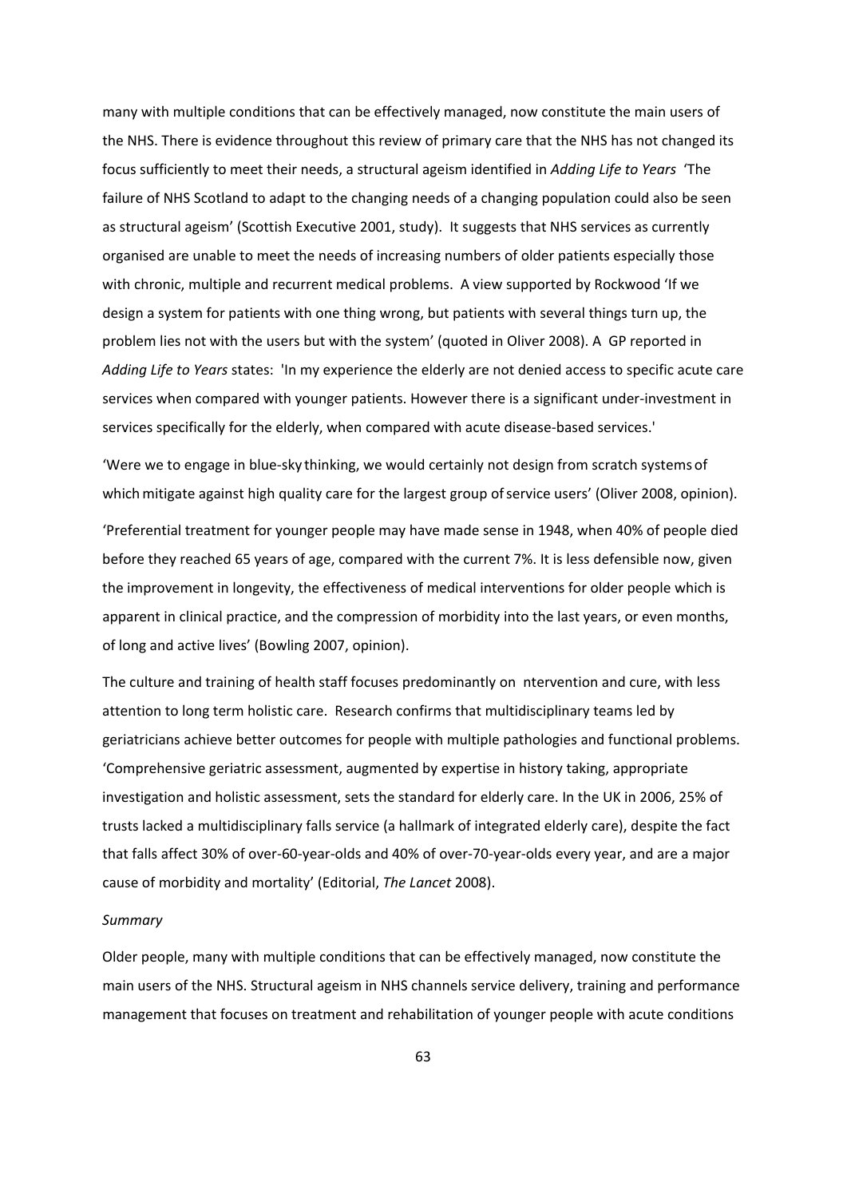many with multiple conditions that can be effectively managed, now constitute the main users of the NHS. There is evidence throughout this review of primary care that the NHS has not changed its focus sufficiently to meet their needs, a structural ageism identified in *Adding Life to Years* 'The failure of NHS Scotland to adapt to the changing needs of a changing population could also be seen as structural ageism' (Scottish Executive 2001, study). It suggests that NHS services as currently organised are unable to meet the needs of increasing numbers of older patients especially those with chronic, multiple and recurrent medical problems. A view supported by Rockwood 'If we design a system for patients with one thing wrong, but patients with several things turn up, the problem lies not with the users but with the system' (quoted in Oliver 2008). A GP reported in *Adding Life to Years* states: 'In my experience the elderly are not denied access to specific acute care services when compared with younger patients. However there is a significant under-investment in services specifically for the elderly, when compared with acute disease-based services.'

'Were we to engage in blue-sky thinking, we would certainly not design from scratch systems of which mitigate against high quality care for the largest group of service users' (Oliver 2008, opinion).

'Preferential treatment for younger people may have made sense in 1948, when 40% of people died before they reached 65 years of age, compared with the current 7%. It is less defensible now, given the improvement in longevity, the effectiveness of medical interventions for older people which is apparent in clinical practice, and the compression of morbidity into the last years, or even months, of long and active lives' (Bowling 2007, opinion).

The culture and training of health staff focuses predominantly on ntervention and cure, with less attention to long term holistic care. Research confirms that multidisciplinary teams led by geriatricians achieve better outcomes for people with multiple pathologies and functional problems. 'Comprehensive geriatric assessment, augmented by expertise in history taking, appropriate investigation and holistic assessment, sets the standard for elderly care. In the UK in 2006, 25% of trusts lacked a multidisciplinary falls service (a hallmark of integrated elderly care), despite the fact that falls affect 30% of over-60-year-olds and 40% of over-70-year-olds every year, and are a major cause of morbidity and mortality' (Editorial, *The Lancet* 2008).

*Summary*

Older people, many with multiple conditions that can be effectively managed, now constitute the main users of the NHS. Structural ageism in NHS channels service delivery, training and performance management that focuses on treatment and rehabilitation of younger people with acute conditions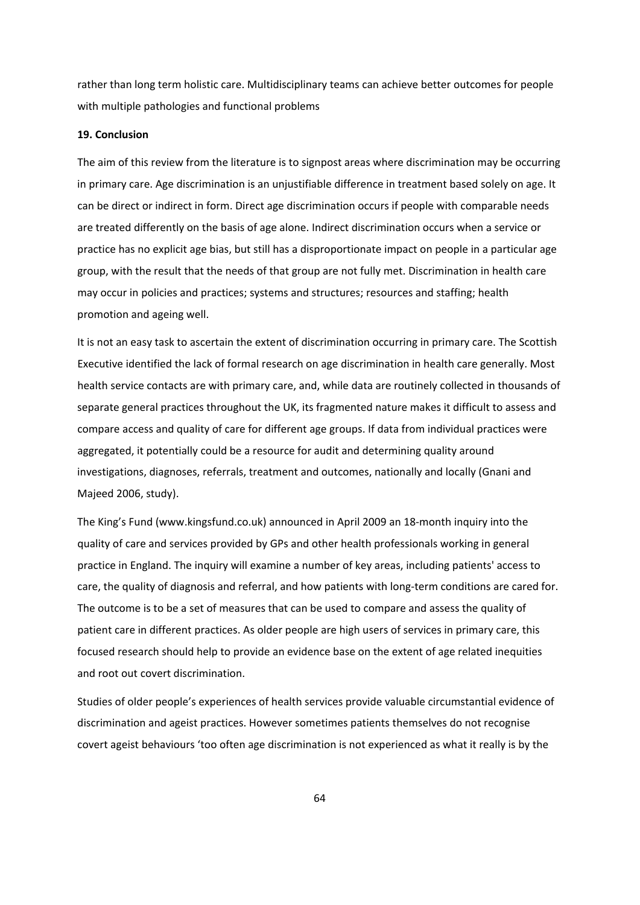rather than long term holistic care. Multidisciplinary teams can achieve better outcomes for people with multiple pathologies and functional problems

**19. Conclusion**

The aim of this review from the literature is to signpost areas where discrimination may be occurring in primary care. Age discrimination is an unjustifiable difference in treatment based solely on age. It can be direct or indirect in form. Direct age discrimination occurs if people with comparable needs are treated differently on the basis of age alone. Indirect discrimination occurs when a service or practice has no explicit age bias, but still has a disproportionate impact on people in a particular age group, with the result that the needs of that group are not fully met. Discrimination in health care may occur in policies and practices; systems and structures; resources and staffing; health promotion and ageing well.

It is not an easy task to ascertain the extent of discrimination occurring in primary care. The Scottish Executive identified the lack of formal research on age discrimination in health care generally. Most health service contacts are with primary care, and, while data are routinely collected in thousands of separate general practices throughout the UK, its fragmented nature makes it difficult to assess and compare access and quality of care for different age groups. If data from individual practices were aggregated, it potentially could be a resource for audit and determining quality around investigations, diagnoses, referrals, treatment and outcomes, nationally and locally (Gnani and Majeed 2006, study).

The King's Fund (www.kingsfund.co.uk) announced in April 2009 an 18-month inquiry into the quality of care and services provided by GPs and other health professionals working in general practice in England. The inquiry will examine a number of key areas, including patients' access to care, the quality of diagnosis and referral, and how patients with long-term conditions are cared for. The outcome is to be a set of measures that can be used to compare and assess the quality of patient care in different practices. As older people are high users of services in primary care, this focused research should help to provide an evidence base on the extent of age related inequities and root out covert discrimination.

Studies of older people's experiences of health services provide valuable circumstantial evidence of discrimination and ageist practices. However sometimes patients themselves do not recognise covert ageist behaviours 'too often age discrimination is not experienced as what it really is by the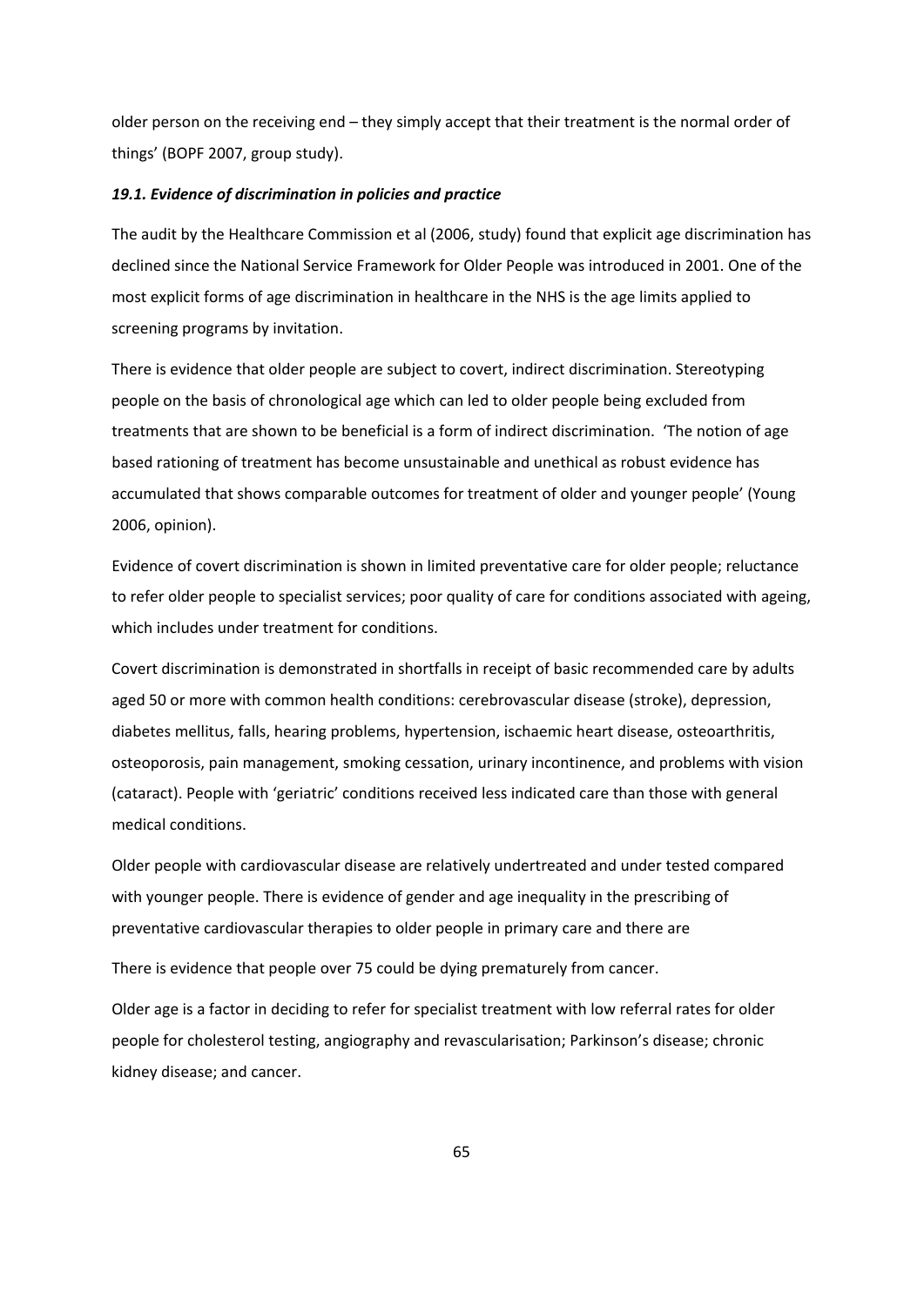older person on the receiving end – they simply accept that their treatment is the normal order of things' (BOPF 2007, group study).

### *19.1. Evidence of discrimination in policies and practice*

The audit by the Healthcare Commission et al (2006, study) found that explicit age discrimination has declined since the National Service Framework for Older People was introduced in 2001. One of the most explicit forms of age discrimination in healthcare in the NHS is the age limits applied to screening programs by invitation.

There is evidence that older people are subject to covert, indirect discrimination. Stereotyping people on the basis of chronological age which can led to older people being excluded from treatments that are shown to be beneficial is a form of indirect discrimination. 'The notion of age based rationing of treatment has become unsustainable and unethical as robust evidence has accumulated that shows comparable outcomes for treatment of older and younger people' (Young 2006, opinion).

Evidence of covert discrimination is shown in limited preventative care for older people; reluctance to refer older people to specialist services; poor quality of care for conditions associated with ageing, which includes under treatment for conditions.

Covert discrimination is demonstrated in shortfalls in receipt of basic recommended care by adults aged 50 or more with common health conditions: cerebrovascular disease (stroke), depression, diabetes mellitus, falls, hearing problems, hypertension, ischaemic heart disease, osteoarthritis, osteoporosis, pain management, smoking cessation, urinary incontinence, and problems with vision (cataract). People with 'geriatric' conditions received less indicated care than those with general medical conditions.

Older people with cardiovascular disease are relatively undertreated and under tested compared with younger people. There is evidence of gender and age inequality in the prescribing of preventative cardiovascular therapies to older people in primary care and there are

There is evidence that people over 75 could be dying prematurely from cancer.

Older age is a factor in deciding to refer for specialist treatment with low referral rates for older people for cholesterol testing, angiography and revascularisation; Parkinson's disease; chronic kidney disease; and cancer.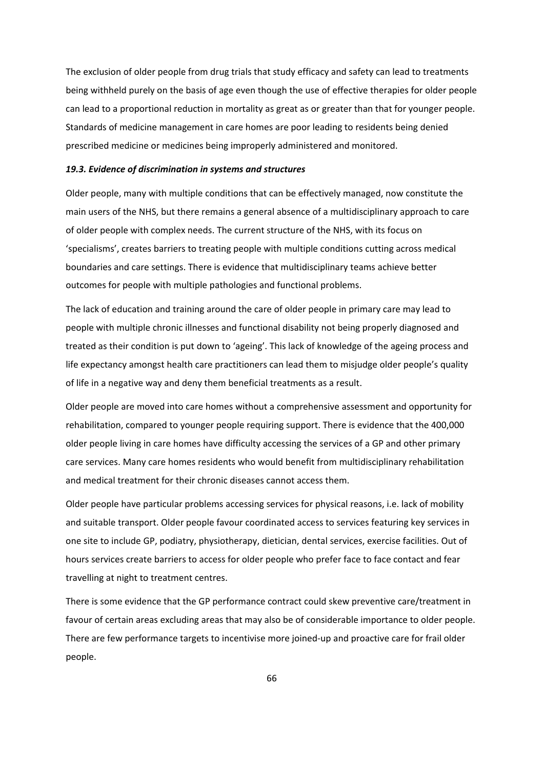The exclusion of older people from drug trials that study efficacy and safety can lead to treatments being withheld purely on the basis of age even though the use of effective therapies for older people can lead to a proportional reduction in mortality as great as or greater than that for younger people. Standards of medicine management in care homes are poor leading to residents being denied prescribed medicine or medicines being improperly administered and monitored.

### *19.3. Evidence of discrimination in systems and structures*

Older people, many with multiple conditions that can be effectively managed, now constitute the main users of the NHS, but there remains a general absence of a multidisciplinary approach to care of older people with complex needs. The current structure of the NHS, with its focus on 'specialisms', creates barriers to treating people with multiple conditions cutting across medical boundaries and care settings. There is evidence that multidisciplinary teams achieve better outcomes for people with multiple pathologies and functional problems.

The lack of education and training around the care of older people in primary care may lead to people with multiple chronic illnesses and functional disability not being properly diagnosed and treated as their condition is put down to 'ageing'. This lack of knowledge of the ageing process and life expectancy amongst health care practitioners can lead them to misjudge older people's quality of life in a negative way and deny them beneficial treatments as a result.

Older people are moved into care homes without a comprehensive assessment and opportunity for rehabilitation, compared to younger people requiring support. There is evidence that the 400,000 older people living in care homes have difficulty accessing the services of a GP and other primary care services. Many care homes residents who would benefit from multidisciplinary rehabilitation and medical treatment for their chronic diseases cannot access them.

Older people have particular problems accessing services for physical reasons, i.e. lack of mobility and suitable transport. Older people favour coordinated access to services featuring key services in one site to include GP, podiatry, physiotherapy, dietician, dental services, exercise facilities. Out of hours services create barriers to access for older people who prefer face to face contact and fear travelling at night to treatment centres.

There is some evidence that the GP performance contract could skew preventive care/treatment in favour of certain areas excluding areas that may also be of considerable importance to older people. There are few performance targets to incentivise more joined-up and proactive care for frail older people.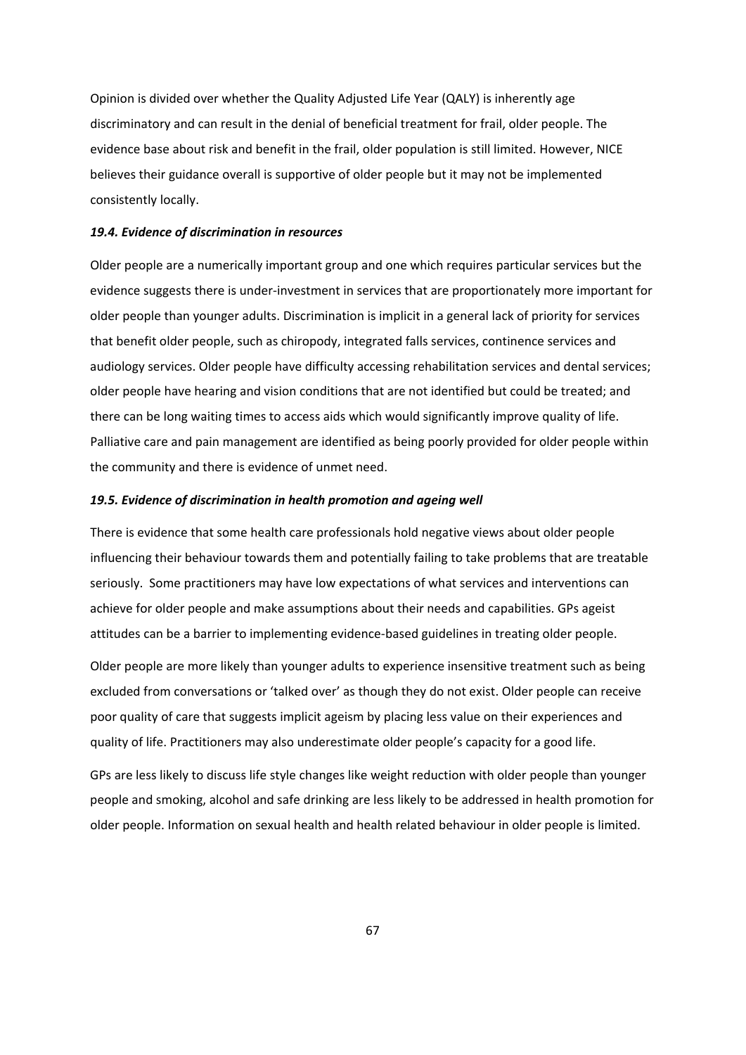Opinion is divided over whether the Quality Adjusted Life Year (QALY) is inherently age discriminatory and can result in the denial of beneficial treatment for frail, older people. The evidence base about risk and benefit in the frail, older population is still limited. However, NICE believes their guidance overall is supportive of older people but it may not be implemented consistently locally.

### *19.4. Evidence of discrimination in resources*

Older people are a numerically important group and one which requires particular services but the evidence suggests there is under-investment in services that are proportionately more important for older people than younger adults. Discrimination is implicit in a general lack of priority for services that benefit older people, such as chiropody, integrated falls services, continence services and audiology services. Older people have difficulty accessing rehabilitation services and dental services; older people have hearing and vision conditions that are not identified but could be treated; and there can be long waiting times to access aids which would significantly improve quality of life. Palliative care and pain management are identified as being poorly provided for older people within the community and there is evidence of unmet need.

### *19.5. Evidence of discrimination in health promotion and ageing well*

There is evidence that some health care professionals hold negative views about older people influencing their behaviour towards them and potentially failing to take problems that are treatable seriously. Some practitioners may have low expectations of what services and interventions can achieve for older people and make assumptions about their needs and capabilities. GPs ageist attitudes can be a barrier to implementing evidence-based guidelines in treating older people.

Older people are more likely than younger adults to experience insensitive treatment such as being excluded from conversations or 'talked over' as though they do not exist. Older people can receive poor quality of care that suggests implicit ageism by placing less value on their experiences and quality of life. Practitioners may also underestimate older people's capacity for a good life.

GPs are less likely to discuss life style changes like weight reduction with older people than younger people and smoking, alcohol and safe drinking are less likely to be addressed in health promotion for older people. Information on sexual health and health related behaviour in older people is limited.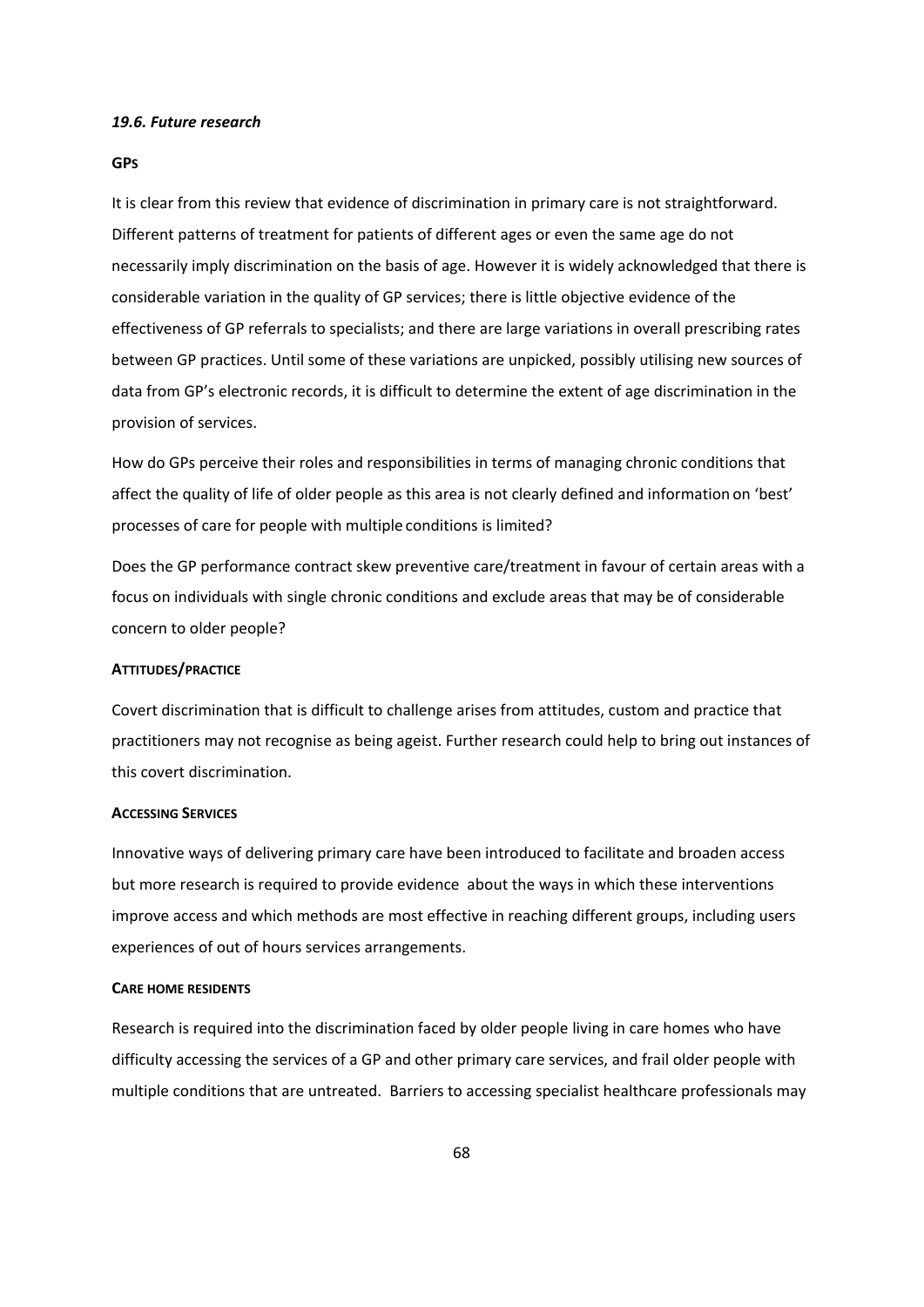### *19.6. Future research*

**GPs**

It is clear from this review that evidence of discrimination in primary care is not straightforward. Different patterns of treatment for patients of different ages or even the same age do not necessarily imply discrimination on the basis of age. However it is widely acknowledged that there is considerable variation in the quality of GP services; there is little objective evidence of the effectiveness of GP referrals to specialists; and there are large variations in overall prescribing rates between GP practices. Until some of these variations are unpicked, possibly utilising new sources of data from GP's electronic records, it is difficult to determine the extent of age discrimination in the provision of services.

How do GPs perceive their roles and responsibilities in terms of managing chronic conditions that affect the quality of life of older people as this area is not clearly defined and information on 'best' processes of care for people with multiple conditions is limited?

Does the GP performance contract skew preventive care/treatment in favour of certain areas with a focus on individuals with single chronic conditions and exclude areas that may be of considerable concern to older people?

**ATTITUDES/PRACTICE**

Covert discrimination that is difficult to challenge arises from attitudes, custom and practice that practitioners may not recognise as being ageist. Further research could help to bring out instances of this covert discrimination.

**ACCESSING SERVICES**

Innovative ways of delivering primary care have been introduced to facilitate and broaden access but more research is required to provide evidence about the ways in which these interventions improve access and which methods are most effective in reaching different groups, including users experiences of out of hours services arrangements.

**CARE HOME RESIDENTS**

Research is required into the discrimination faced by older people living in care homes who have difficulty accessing the services of a GP and other primary care services, and frail older people with multiple conditions that are untreated. Barriers to accessing specialist healthcare professionals may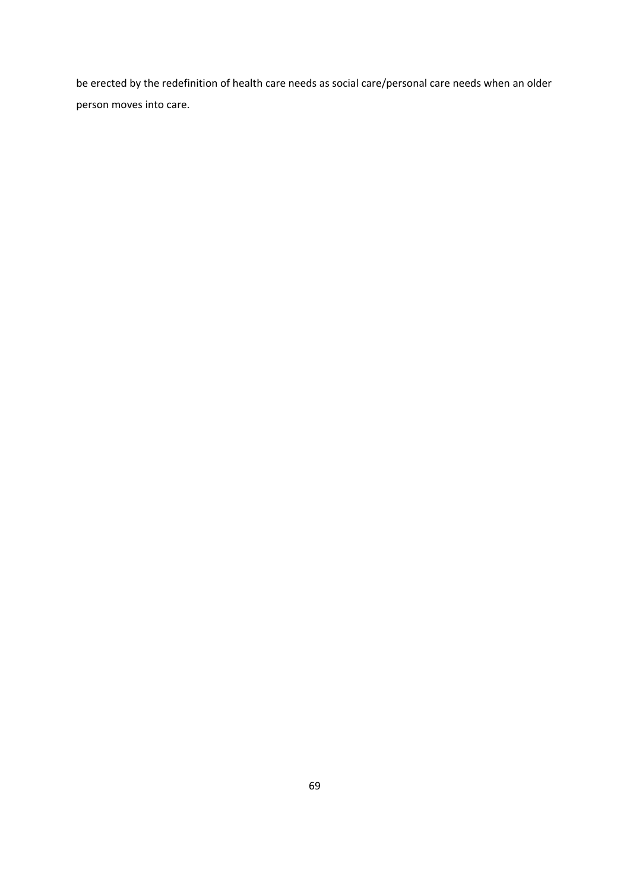be erected by the redefinition of health care needs as social care/personal care needs when an older person moves into care.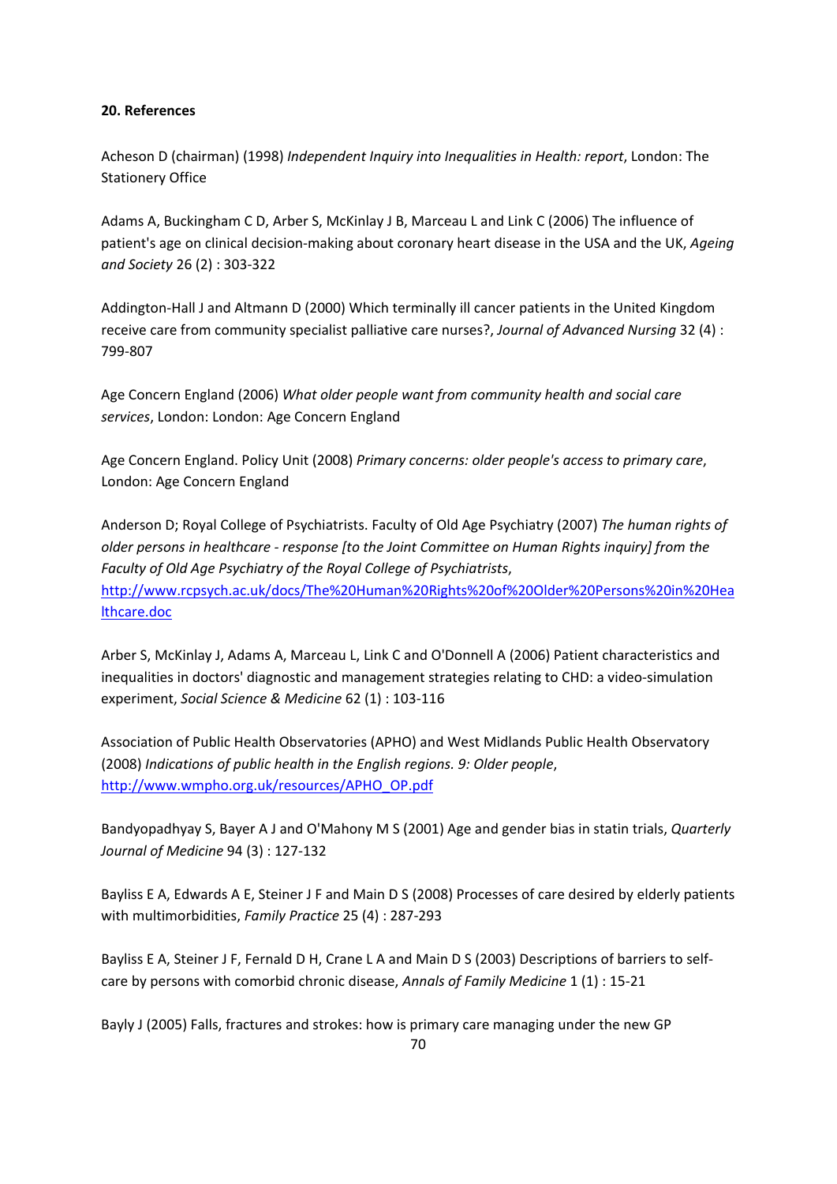**20. References**

Acheson D (chairman) (1998) *Independent Inquiry into Inequalities in Health: report*, London: The Stationery Office

Adams A, Buckingham C D, Arber S, McKinlay J B, Marceau L and Link C (2006) The influence of patient's age on clinical decision-making about coronary heart disease in the USA and the UK, *Ageing and Society* 26 (2) : 303-322

Addington-Hall J and Altmann D (2000) Which terminally ill cancer patients in the United Kingdom receive care from community specialist palliative care nurses?, *Journal of Advanced Nursing* 32 (4) : 799-807

Age Concern England (2006) *What older people want from community health and social care services*, London: London: Age Concern England

Age Concern England. Policy Unit (2008) *Primary concerns: older people's access to primary care*, London: Age Concern England

Anderson D; Royal College of Psychiatrists. Faculty of Old Age Psychiatry (2007) *The human rights of older persons in healthcare - response [to the Joint Committee on Human Rights inquiry] from the Faculty of Old Age Psychiatry of the Royal College of Psychiatrists*, http://www.rcpsych.ac.uk/docs/The%20Human%20Rights%20of%20Older%20Persons%20in%20Healthcare.doc

Arber S, McKinlay J, Adams A, Marceau L, Link C and O'Donnell A (2006) Patient characteristics and inequalities in doctors' diagnostic and management strategies relating to CHD: a video-simulation experiment, *Social Science & Medicine* 62 (1) : 103-116

Association of Public Health Observatories (APHO) and West Midlands Public Health Observatory (2008) *Indications of public health in the English regions. 9: Older people*, http://www.wmpho.org.uk/resources/APHO_OP.pdf

Bandyopadhyay S, Bayer A J and O'Mahony M S (2001) Age and gender bias in statin trials, *Quarterly Journal of Medicine* 94 (3) : 127-132

Bayliss E A, Edwards A E, Steiner J F and Main D S (2008) Processes of care desired by elderly patients with multimorbidities, *Family Practice* 25 (4) : 287-293

Bayliss E A, Steiner J F, Fernald D H, Crane L A and Main D S (2003) Descriptions of barriers to self-care by persons with comorbid chronic disease, *Annals of Family Medicine* 1 (1) : 15-21

Bayly J (2005) Falls, fractures and strokes: how is primary care managing under the new GP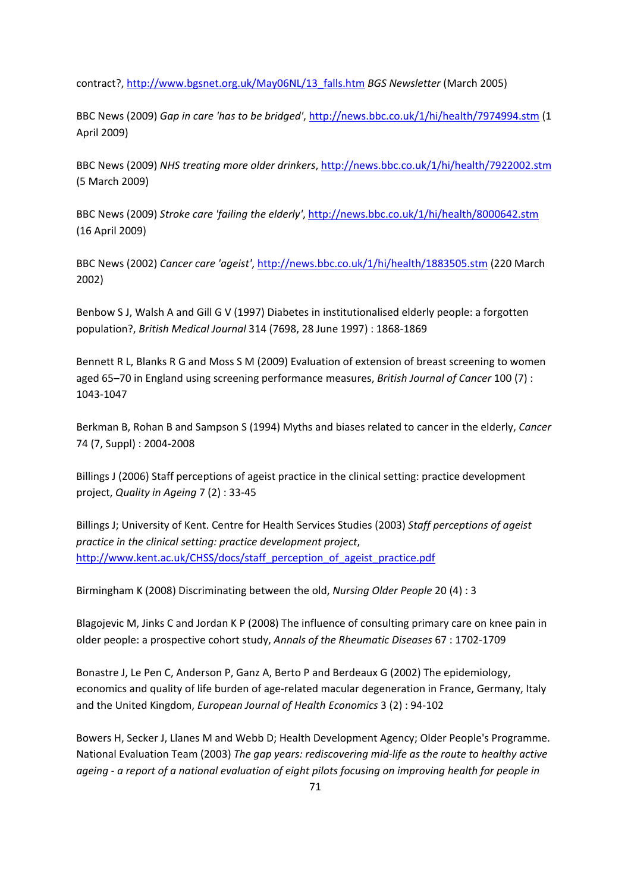contract?, http://www.bgsnet.org.uk/May06NL/13_falls.htm *BGS Newsletter* (March 2005)

BBC News (2009) *Gap in care 'has to be bridged'*, http://news.bbc.co.uk/1/hi/health/7974994.stm (1 April 2009)

BBC News (2009) *NHS treating more older drinkers*, http://news.bbc.co.uk/1/hi/health/7922002.stm (5 March 2009)

BBC News (2009) *Stroke care 'failing the elderly'*, http://news.bbc.co.uk/1/hi/health/8000642.stm (16 April 2009)

BBC News (2002) *Cancer care 'ageist'*, http://news.bbc.co.uk/1/hi/health/1883505.stm (220 March 2002)

Benbow S J, Walsh A and Gill G V (1997) Diabetes in institutionalised elderly people: a forgotten population?, *British Medical Journal* 314 (7698, 28 June 1997) : 1868-1869

Bennett R L, Blanks R G and Moss S M (2009) Evaluation of extension of breast screening to women aged 65–70 in England using screening performance measures, *British Journal of Cancer* 100 (7) : 1043-1047

Berkman B, Rohan B and Sampson S (1994) Myths and biases related to cancer in the elderly, *Cancer* 74 (7, Suppl) : 2004-2008

Billings J (2006) Staff perceptions of ageist practice in the clinical setting: practice development project, *Quality in Ageing* 7 (2) : 33-45

Billings J; University of Kent. Centre for Health Services Studies (2003) *Staff perceptions of ageist practice in the clinical setting: practice development project*, http://www.kent.ac.uk/CHSS/docs/staff_perception_of_ageist_practice.pdf

Birmingham K (2008) Discriminating between the old, *Nursing Older People* 20 (4) : 3

Blagojevic M, Jinks C and Jordan K P (2008) The influence of consulting primary care on knee pain in older people: a prospective cohort study, *Annals of the Rheumatic Diseases* 67 : 1702-1709

Bonastre J, Le Pen C, Anderson P, Ganz A, Berto P and Berdeaux G (2002) The epidemiology, economics and quality of life burden of age-related macular degeneration in France, Germany, Italy and the United Kingdom, *European Journal of Health Economics* 3 (2) : 94-102

Bowers H, Secker J, Llanes M and Webb D; Health Development Agency; Older People's Programme. National Evaluation Team (2003) *The gap years: rediscovering mid-life as the route to healthy active ageing - a report of a national evaluation of eight pilots focusing on improving health for people in*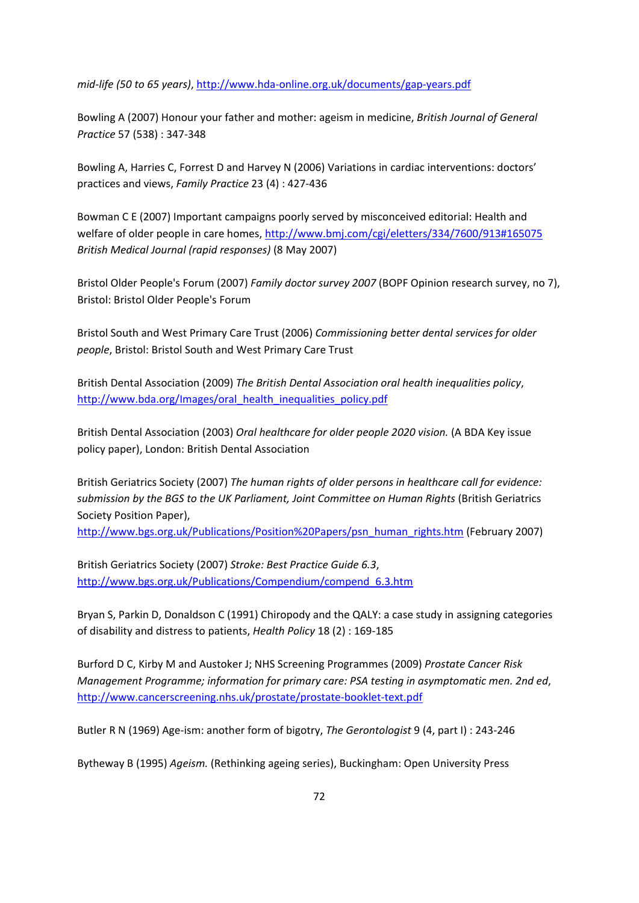*mid-life (50 to 65 years)*, http://www.hda-online.org.uk/documents/gap-years.pdf

Bowling A (2007) Honour your father and mother: ageism in medicine, *British Journal of General Practice* 57 (538) : 347-348

Bowling A, Harries C, Forrest D and Harvey N (2006) Variations in cardiac interventions: doctors' practices and views, *Family Practice* 23 (4) : 427-436

Bowman C E (2007) Important campaigns poorly served by misconceived editorial: Health and welfare of older people in care homes, http://www.bmj.com/cgi/eletters/334/7600/913#165075 *British Medical Journal (rapid responses)* (8 May 2007)

Bristol Older People's Forum (2007) *Family doctor survey 2007* (BOPF Opinion research survey, no 7), Bristol: Bristol Older People's Forum

Bristol South and West Primary Care Trust (2006) *Commissioning better dental services for older people*, Bristol: Bristol South and West Primary Care Trust

British Dental Association (2009) *The British Dental Association oral health inequalities policy*, http://www.bda.org/Images/oral_health_inequalities_policy.pdf

British Dental Association (2003) *Oral healthcare for older people 2020 vision.* (A BDA Key issue policy paper), London: British Dental Association

British Geriatrics Society (2007) *The human rights of older persons in healthcare call for evidence: submission by the BGS to the UK Parliament, Joint Committee on Human Rights* (British Geriatrics Society Position Paper), http://www.bgs.org.uk/Publications/Position%20Papers/psn_human_rights.htm (February 2007)

British Geriatrics Society (2007) *Stroke: Best Practice Guide 6.3*, http://www.bgs.org.uk/Publications/Compendium/compend_6.3.htm

Bryan S, Parkin D, Donaldson C (1991) Chiropody and the QALY: a case study in assigning categories of disability and distress to patients, *Health Policy* 18 (2) : 169-185

Burford D C, Kirby M and Austoker J; NHS Screening Programmes (2009) *Prostate Cancer Risk Management Programme; information for primary care: PSA testing in asymptomatic men. 2nd ed*, http://www.cancerscreening.nhs.uk/prostate/prostate-booklet-text.pdf

Butler R N (1969) Age-ism: another form of bigotry, *The Gerontologist* 9 (4, part I) : 243-246

Bytheway B (1995) *Ageism.* (Rethinking ageing series), Buckingham: Open University Press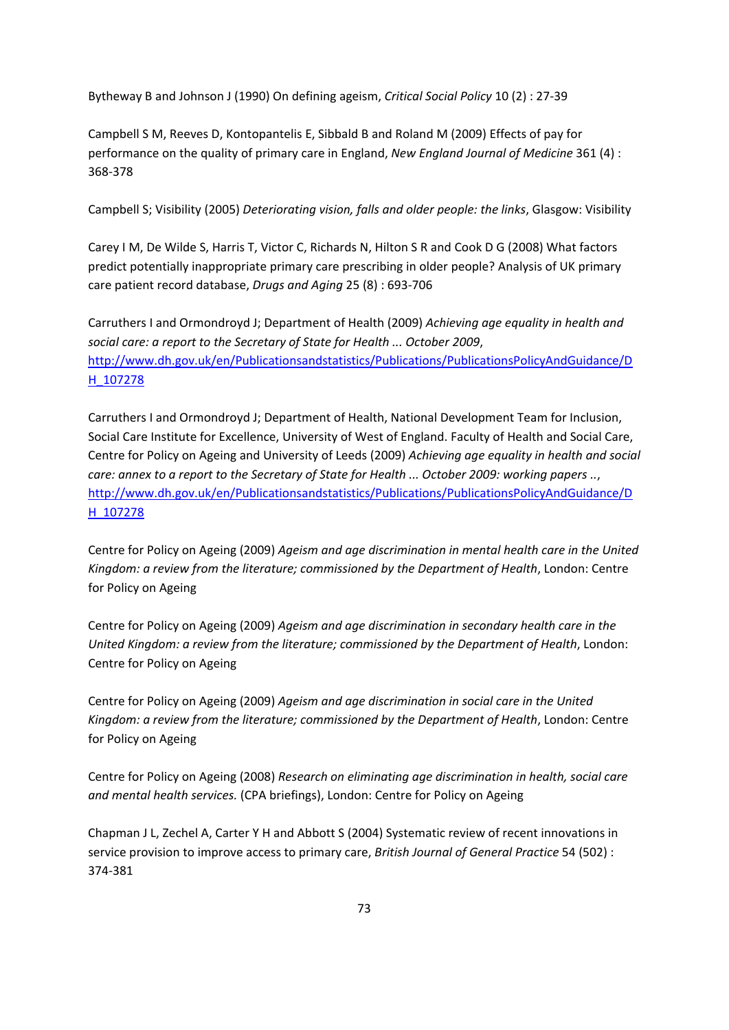Bytheway B and Johnson J (1990) On defining ageism, *Critical Social Policy* 10 (2) : 27-39

Campbell S M, Reeves D, Kontopantelis E, Sibbald B and Roland M (2009) Effects of pay for performance on the quality of primary care in England, *New England Journal of Medicine* 361 (4) : 368-378

Campbell S; Visibility (2005) *Deteriorating vision, falls and older people: the links*, Glasgow: Visibility

Carey I M, De Wilde S, Harris T, Victor C, Richards N, Hilton S R and Cook D G (2008) What factors predict potentially inappropriate primary care prescribing in older people? Analysis of UK primary care patient record database, *Drugs and Aging* 25 (8) : 693-706

Carruthers I and Ormondroyd J; Department of Health (2009) *Achieving age equality in health and social care: a report to the Secretary of State for Health ... October 2009*, [http://www.dh.gov.uk/en/Publicationsandstatistics/Publications/PublicationsPolicyAndGuidance/DH_107278](http://www.dh.gov.uk/en/Publicationsandstatistics/Publications/PublicationsPolicyAndGuidance/DH_107278)

Carruthers I and Ormondroyd J; Department of Health, National Development Team for Inclusion, Social Care Institute for Excellence, University of West of England. Faculty of Health and Social Care, Centre for Policy on Ageing and University of Leeds (2009) *Achieving age equality in health and social care: annex to a report to the Secretary of State for Health ... October 2009: working papers ..*, [http://www.dh.gov.uk/en/Publicationsandstatistics/Publications/PublicationsPolicyAndGuidance/DH_107278](http://www.dh.gov.uk/en/Publicationsandstatistics/Publications/PublicationsPolicyAndGuidance/DH_107278)

Centre for Policy on Ageing (2009) *Ageism and age discrimination in mental health care in the United Kingdom: a review from the literature; commissioned by the Department of Health*, London: Centre for Policy on Ageing

Centre for Policy on Ageing (2009) *Ageism and age discrimination in secondary health care in the United Kingdom: a review from the literature; commissioned by the Department of Health*, London: Centre for Policy on Ageing

Centre for Policy on Ageing (2009) *Ageism and age discrimination in social care in the United Kingdom: a review from the literature; commissioned by the Department of Health*, London: Centre for Policy on Ageing

Centre for Policy on Ageing (2008) *Research on eliminating age discrimination in health, social care and mental health services.* (CPA briefings), London: Centre for Policy on Ageing

Chapman J L, Zechel A, Carter Y H and Abbott S (2004) Systematic review of recent innovations in service provision to improve access to primary care, *British Journal of General Practice* 54 (502) : 374-381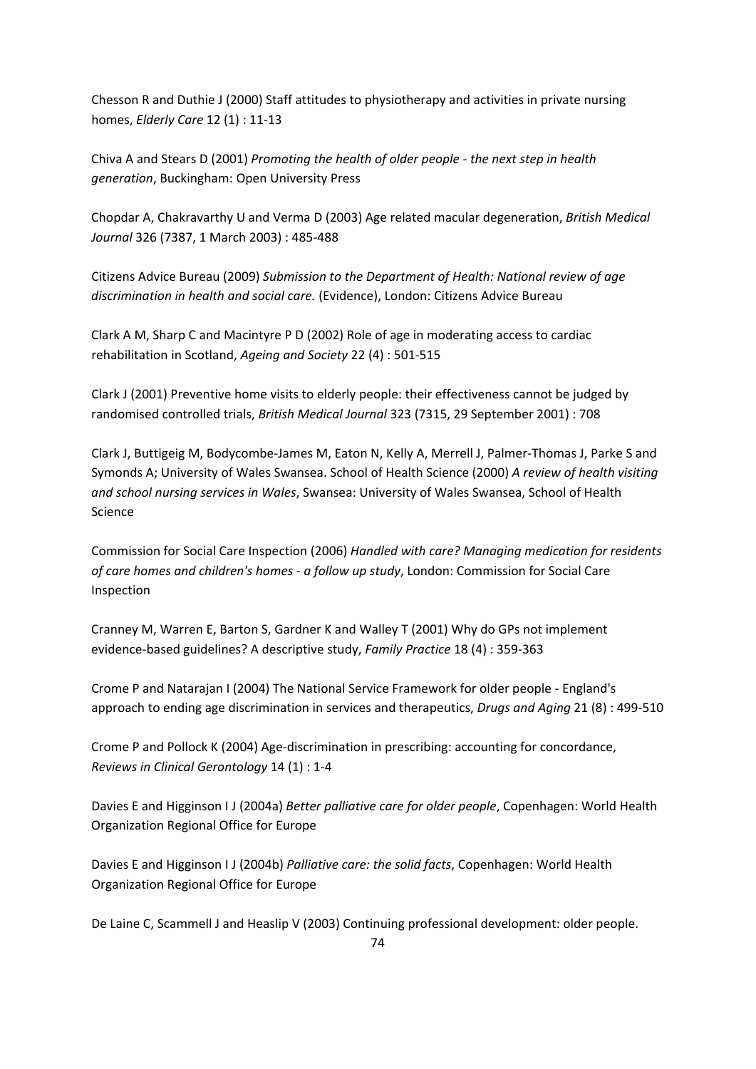Chesson R and Duthie J (2000) Staff attitudes to physiotherapy and activities in private nursing homes, *Elderly Care* 12 (1) : 11-13

Chiva A and Stears D (2001) *Promoting the health of older people - the next step in health generation*, Buckingham: Open University Press

Chopdar A, Chakravarthy U and Verma D (2003) Age related macular degeneration, *British Medical Journal* 326 (7387, 1 March 2003) : 485-488

Citizens Advice Bureau (2009) *Submission to the Department of Health: National review of age discrimination in health and social care.* (Evidence), London: Citizens Advice Bureau

Clark A M, Sharp C and Macintyre P D (2002) Role of age in moderating access to cardiac rehabilitation in Scotland, *Ageing and Society* 22 (4) : 501-515

Clark J (2001) Preventive home visits to elderly people: their effectiveness cannot be judged by randomised controlled trials, *British Medical Journal* 323 (7315, 29 September 2001) : 708

Clark J, Buttigeig M, Bodycombe-James M, Eaton N, Kelly A, Merrell J, Palmer-Thomas J, Parke S and Symonds A; University of Wales Swansea. School of Health Science (2000) *A review of health visiting and school nursing services in Wales*, Swansea: University of Wales Swansea, School of Health Science

Commission for Social Care Inspection (2006) *Handled with care? Managing medication for residents of care homes and children's homes - a follow up study*, London: Commission for Social Care Inspection

Cranney M, Warren E, Barton S, Gardner K and Walley T (2001) Why do GPs not implement evidence-based guidelines? A descriptive study, *Family Practice* 18 (4) : 359-363

Crome P and Natarajan I (2004) The National Service Framework for older people - England's approach to ending age discrimination in services and therapeutics, *Drugs and Aging* 21 (8) : 499-510

Crome P and Pollock K (2004) Age-discrimination in prescribing: accounting for concordance, *Reviews in Clinical Gerontology* 14 (1) : 1-4

Davies E and Higginson I J (2004a) *Better palliative care for older people*, Copenhagen: World Health Organization Regional Office for Europe

Davies E and Higginson I J (2004b) *Palliative care: the solid facts*, Copenhagen: World Health Organization Regional Office for Europe

De Laine C, Scammell J and Heaslip V (2003) Continuing professional development: older people.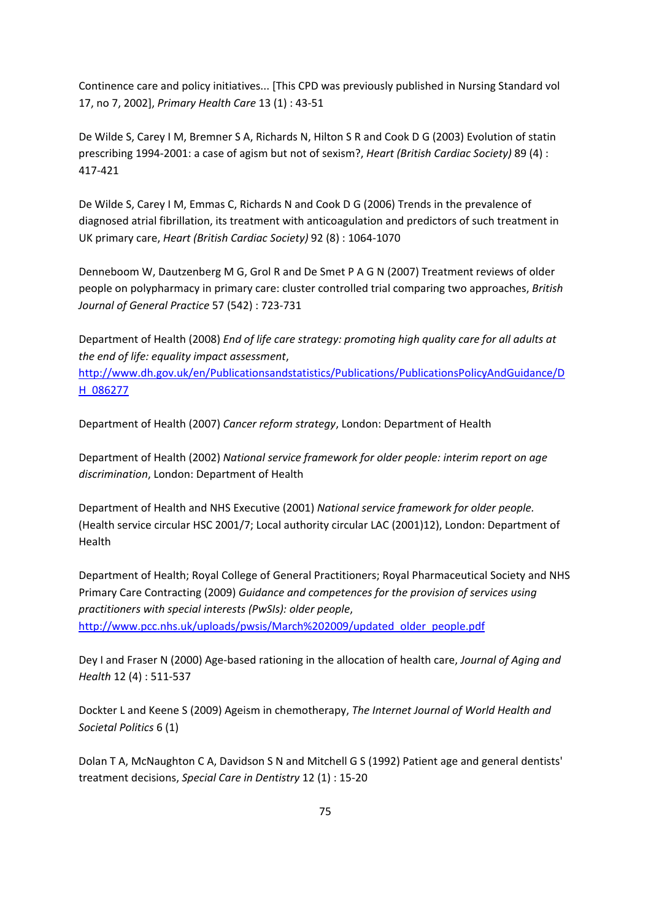Continence care and policy initiatives... [This CPD was previously published in Nursing Standard vol 17, no 7, 2002], *Primary Health Care* 13 (1) : 43-51

De Wilde S, Carey I M, Bremner S A, Richards N, Hilton S R and Cook D G (2003) Evolution of statin prescribing 1994-2001: a case of agism but not of sexism?, *Heart (British Cardiac Society)* 89 (4) : 417-421

De Wilde S, Carey I M, Emmas C, Richards N and Cook D G (2006) Trends in the prevalence of diagnosed atrial fibrillation, its treatment with anticoagulation and predictors of such treatment in UK primary care, *Heart (British Cardiac Society)* 92 (8) : 1064-1070

Denneboom W, Dautzenberg M G, Grol R and De Smet P A G N (2007) Treatment reviews of older people on polypharmacy in primary care: cluster controlled trial comparing two approaches, *British Journal of General Practice* 57 (542) : 723-731

Department of Health (2008) *End of life care strategy: promoting high quality care for all adults at the end of life: equality impact assessment*, http://www.dh.gov.uk/en/Publicationsandstatistics/Publications/PublicationsPolicyAndGuidance/DH_086277

Department of Health (2007) *Cancer reform strategy*, London: Department of Health

Department of Health (2002) *National service framework for older people: interim report on age discrimination*, London: Department of Health

Department of Health and NHS Executive (2001) *National service framework for older people.* (Health service circular HSC 2001/7; Local authority circular LAC (2001)12), London: Department of Health

Department of Health; Royal College of General Practitioners; Royal Pharmaceutical Society and NHS Primary Care Contracting (2009) *Guidance and competences for the provision of services using practitioners with special interests (PwSIs): older people*, http://www.pcc.nhs.uk/uploads/pwsis/March%202009/updated_older_people.pdf

Dey I and Fraser N (2000) Age-based rationing in the allocation of health care, *Journal of Aging and Health* 12 (4) : 511-537

Dockter L and Keene S (2009) Ageism in chemotherapy, *The Internet Journal of World Health and Societal Politics* 6 (1)

Dolan T A, McNaughton C A, Davidson S N and Mitchell G S (1992) Patient age and general dentists' treatment decisions, *Special Care in Dentistry* 12 (1) : 15-20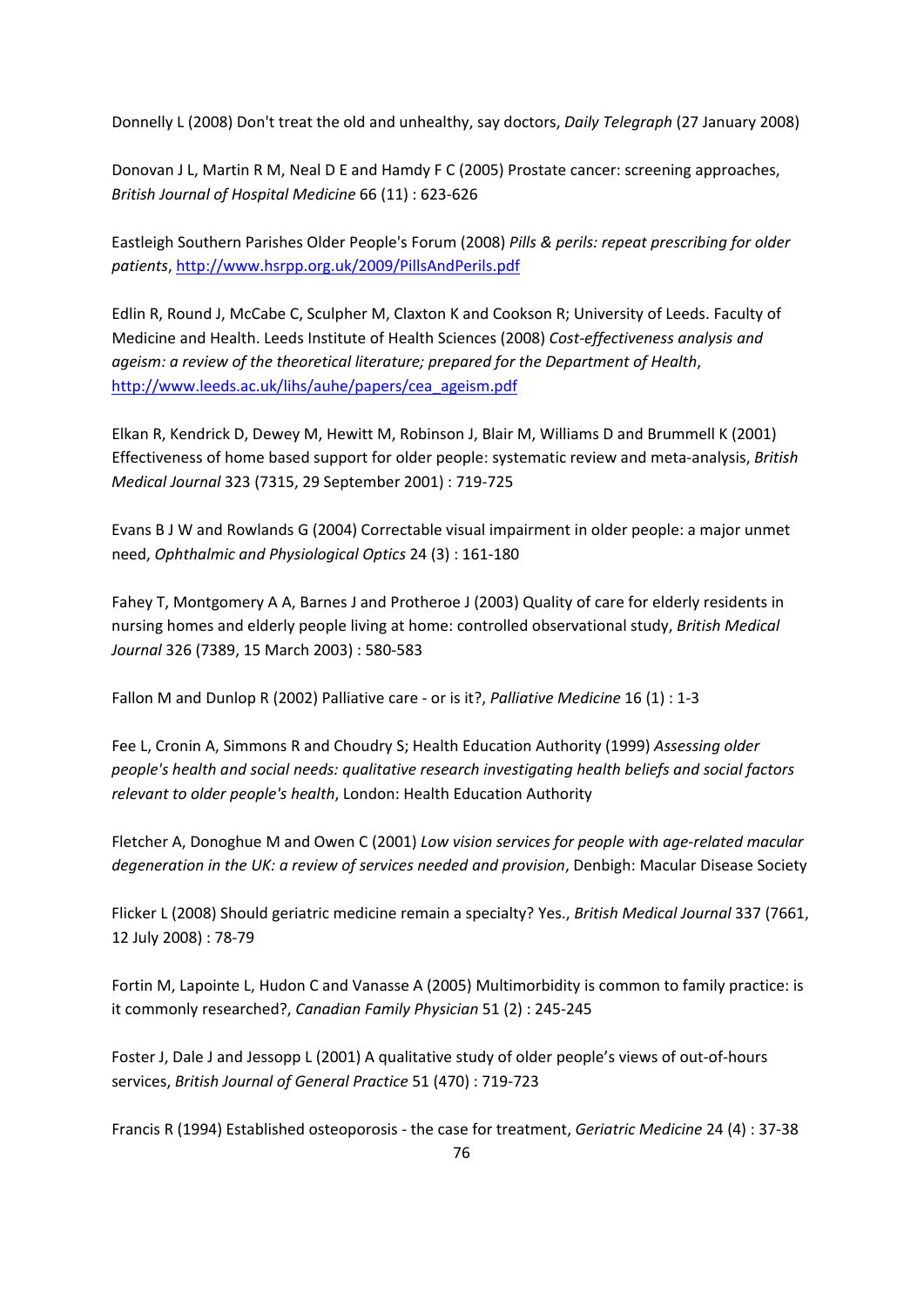Donnelly L (2008) Don't treat the old and unhealthy, say doctors, *Daily Telegraph* (27 January 2008)

Donovan J L, Martin R M, Neal D E and Hamdy F C (2005) Prostate cancer: screening approaches, *British Journal of Hospital Medicine* 66 (11) : 623-626

Eastleigh Southern Parishes Older People's Forum (2008) *Pills & perils: repeat prescribing for older patients*, http://www.hsrpp.org.uk/2009/PillsAndPerils.pdf

Edlin R, Round J, McCabe C, Sculpher M, Claxton K and Cookson R; University of Leeds. Faculty of Medicine and Health. Leeds Institute of Health Sciences (2008) *Cost-effectiveness analysis and ageism: a review of the theoretical literature; prepared for the Department of Health*, http://www.leeds.ac.uk/lihs/auhe/papers/cea_ageism.pdf

Elkan R, Kendrick D, Dewey M, Hewitt M, Robinson J, Blair M, Williams D and Brummell K (2001) Effectiveness of home based support for older people: systematic review and meta-analysis, *British Medical Journal* 323 (7315, 29 September 2001) : 719-725

Evans B J W and Rowlands G (2004) Correctable visual impairment in older people: a major unmet need, *Ophthalmic and Physiological Optics* 24 (3) : 161-180

Fahey T, Montgomery A A, Barnes J and Protheroe J (2003) Quality of care for elderly residents in nursing homes and elderly people living at home: controlled observational study, *British Medical Journal* 326 (7389, 15 March 2003) : 580-583

Fallon M and Dunlop R (2002) Palliative care - or is it?, *Palliative Medicine* 16 (1) : 1-3

Fee L, Cronin A, Simmons R and Choudry S; Health Education Authority (1999) *Assessing older people's health and social needs: qualitative research investigating health beliefs and social factors relevant to older people's health*, London: Health Education Authority

Fletcher A, Donoghue M and Owen C (2001) *Low vision services for people with age-related macular degeneration in the UK: a review of services needed and provision*, Denbigh: Macular Disease Society

Flicker L (2008) Should geriatric medicine remain a specialty? Yes., *British Medical Journal* 337 (7661, 12 July 2008) : 78-79

Fortin M, Lapointe L, Hudon C and Vanasse A (2005) Multimorbidity is common to family practice: is it commonly researched?, *Canadian Family Physician* 51 (2) : 245-245

Foster J, Dale J and Jessopp L (2001) A qualitative study of older people's views of out-of-hours services, *British Journal of General Practice* 51 (470) : 719-723

Francis R (1994) Established osteoporosis - the case for treatment, *Geriatric Medicine* 24 (4) : 37-38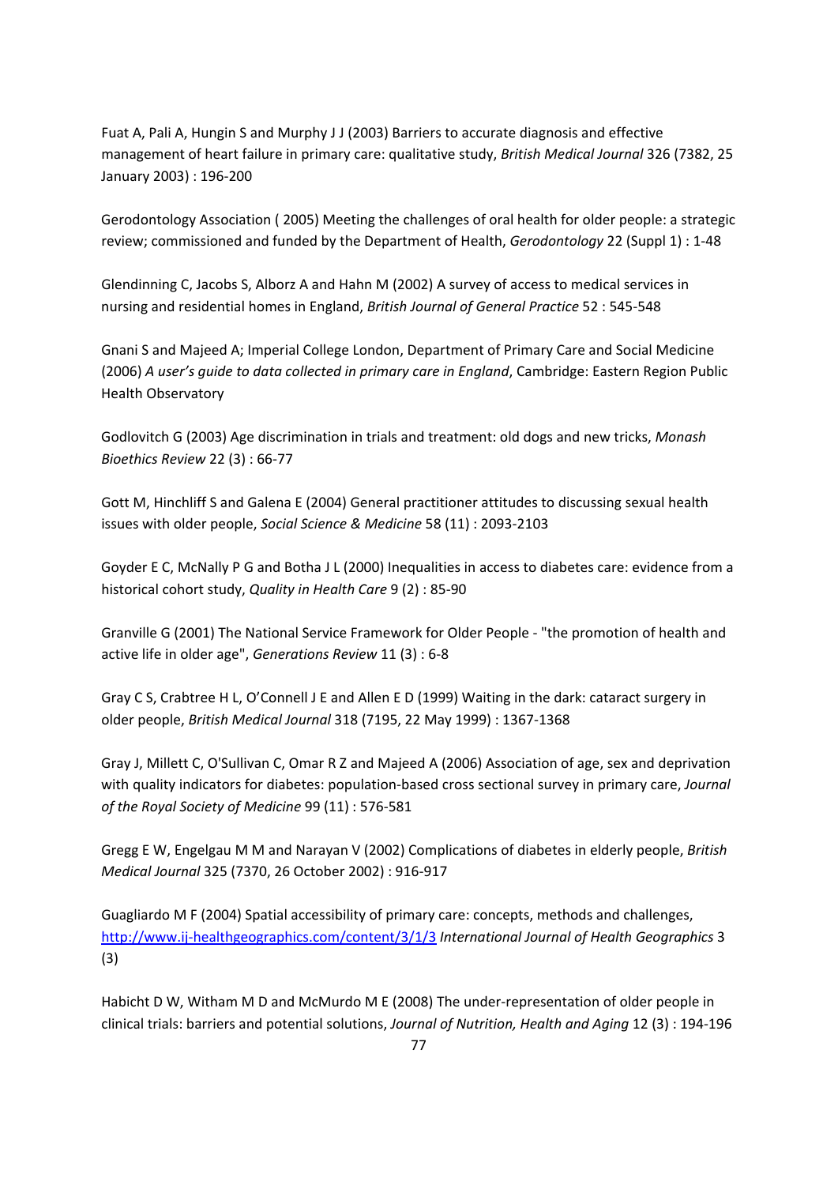Fuat A, Pali A, Hungin S and Murphy J J (2003) Barriers to accurate diagnosis and effective management of heart failure in primary care: qualitative study, *British Medical Journal* 326 (7382, 25 January 2003) : 196-200

Gerodontology Association ( 2005) Meeting the challenges of oral health for older people: a strategic review; commissioned and funded by the Department of Health, *Gerodontology* 22 (Suppl 1) : 1-48

Glendinning C, Jacobs S, Alborz A and Hahn M (2002) A survey of access to medical services in nursing and residential homes in England, *British Journal of General Practice* 52 : 545-548

Gnani S and Majeed A; Imperial College London, Department of Primary Care and Social Medicine (2006) *A user's guide to data collected in primary care in England*, Cambridge: Eastern Region Public Health Observatory

Godlovitch G (2003) Age discrimination in trials and treatment: old dogs and new tricks, *Monash Bioethics Review* 22 (3) : 66-77

Gott M, Hinchliff S and Galena E (2004) General practitioner attitudes to discussing sexual health issues with older people, *Social Science & Medicine* 58 (11) : 2093-2103

Goyder E C, McNally P G and Botha J L (2000) Inequalities in access to diabetes care: evidence from a historical cohort study, *Quality in Health Care* 9 (2) : 85-90

Granville G (2001) The National Service Framework for Older People - "the promotion of health and active life in older age", *Generations Review* 11 (3) : 6-8

Gray C S, Crabtree H L, O'Connell J E and Allen E D (1999) Waiting in the dark: cataract surgery in older people, *British Medical Journal* 318 (7195, 22 May 1999) : 1367-1368

Gray J, Millett C, O'Sullivan C, Omar R Z and Majeed A (2006) Association of age, sex and deprivation with quality indicators for diabetes: population-based cross sectional survey in primary care, *Journal of the Royal Society of Medicine* 99 (11) : 576-581

Gregg E W, Engelgau M M and Narayan V (2002) Complications of diabetes in elderly people, *British Medical Journal* 325 (7370, 26 October 2002) : 916-917

Guagliardo M F (2004) Spatial accessibility of primary care: concepts, methods and challenges, http://www.ij-healthgeographics.com/content/3/1/3 *International Journal of Health Geographics* 3 (3)

Habicht D W, Witham M D and McMurdo M E (2008) The under-representation of older people in clinical trials: barriers and potential solutions, *Journal of Nutrition, Health and Aging* 12 (3) : 194-196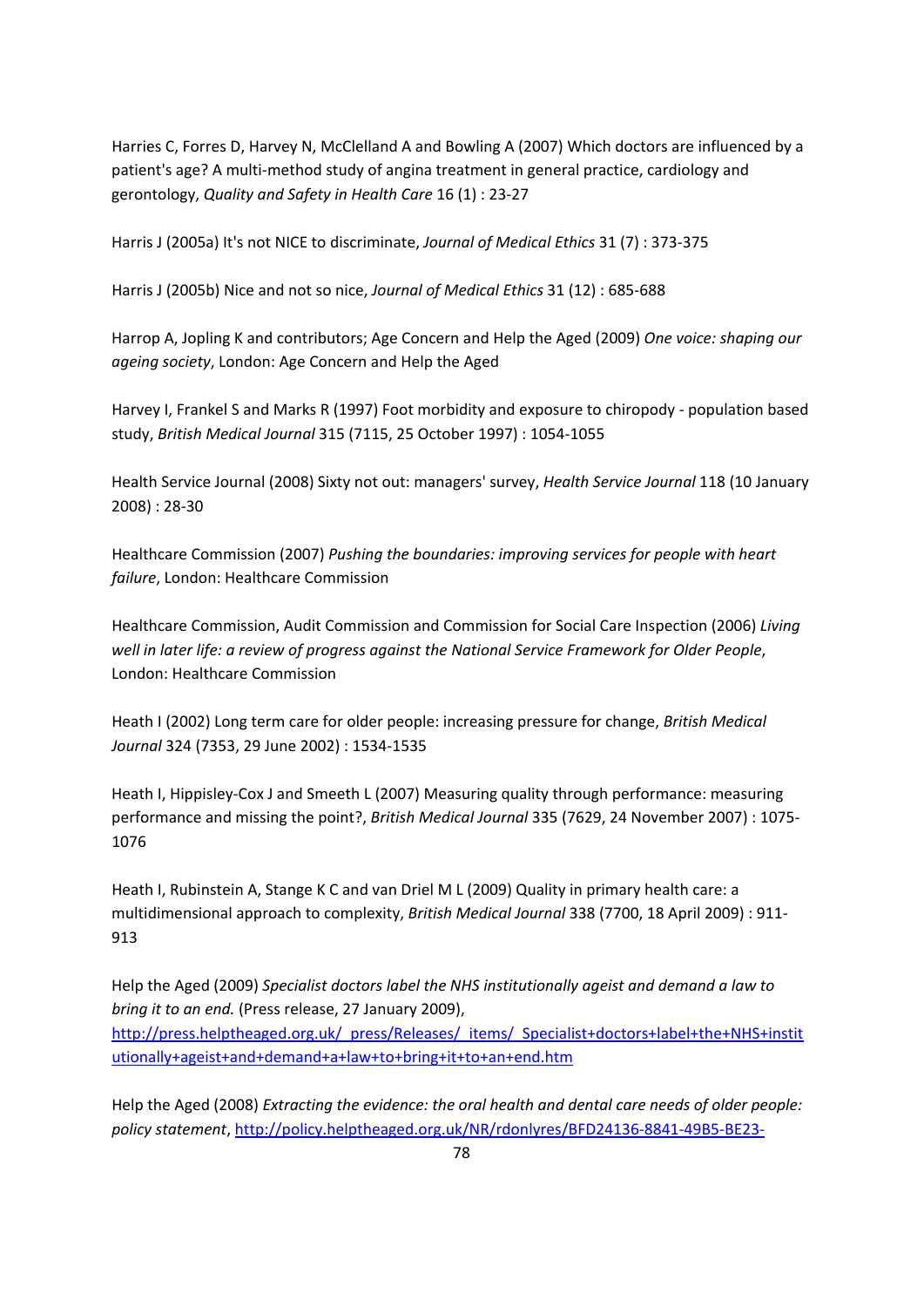Harries C, Forres D, Harvey N, McClelland A and Bowling A (2007) Which doctors are influenced by a patient's age? A multi-method study of angina treatment in general practice, cardiology and gerontology, *Quality and Safety in Health Care* 16 (1) : 23-27

Harris J (2005a) It's not NICE to discriminate, *Journal of Medical Ethics* 31 (7) : 373-375

Harris J (2005b) Nice and not so nice, *Journal of Medical Ethics* 31 (12) : 685-688

Harrop A, Jopling K and contributors; Age Concern and Help the Aged (2009) *One voice: shaping our ageing society*, London: Age Concern and Help the Aged

Harvey I, Frankel S and Marks R (1997) Foot morbidity and exposure to chiropody - population based study, *British Medical Journal* 315 (7115, 25 October 1997) : 1054-1055

Health Service Journal (2008) Sixty not out: managers' survey, *Health Service Journal* 118 (10 January 2008) : 28-30

Healthcare Commission (2007) *Pushing the boundaries: improving services for people with heart failure*, London: Healthcare Commission

Healthcare Commission, Audit Commission and Commission for Social Care Inspection (2006) *Living well in later life: a review of progress against the National Service Framework for Older People*, London: Healthcare Commission

Heath I (2002) Long term care for older people: increasing pressure for change, *British Medical Journal* 324 (7353, 29 June 2002) : 1534-1535

Heath I, Hippisley-Cox J and Smeeth L (2007) Measuring quality through performance: measuring performance and missing the point?, *British Medical Journal* 335 (7629, 24 November 2007) : 1075-1076

Heath I, Rubinstein A, Stange K C and van Driel M L (2009) Quality in primary health care: a multidimensional approach to complexity, *British Medical Journal* 338 (7700, 18 April 2009) : 911-913

Help the Aged (2009) *Specialist doctors label the NHS institutionally ageist and demand a law to bring it to an end.* (Press release, 27 January 2009), http://press.helptheaged.org.uk/_press/Releases/_items/_Specialist+doctors+label+the+NHS+institutionally+ageist+and+demand+a+law+to+bring+it+to+an+end.htm

Help the Aged (2008) *Extracting the evidence: the oral health and dental care needs of older people: policy statement*, http://policy.helptheaged.org.uk/NR/rdonlyres/BFD24136-8841-49B5-BE23-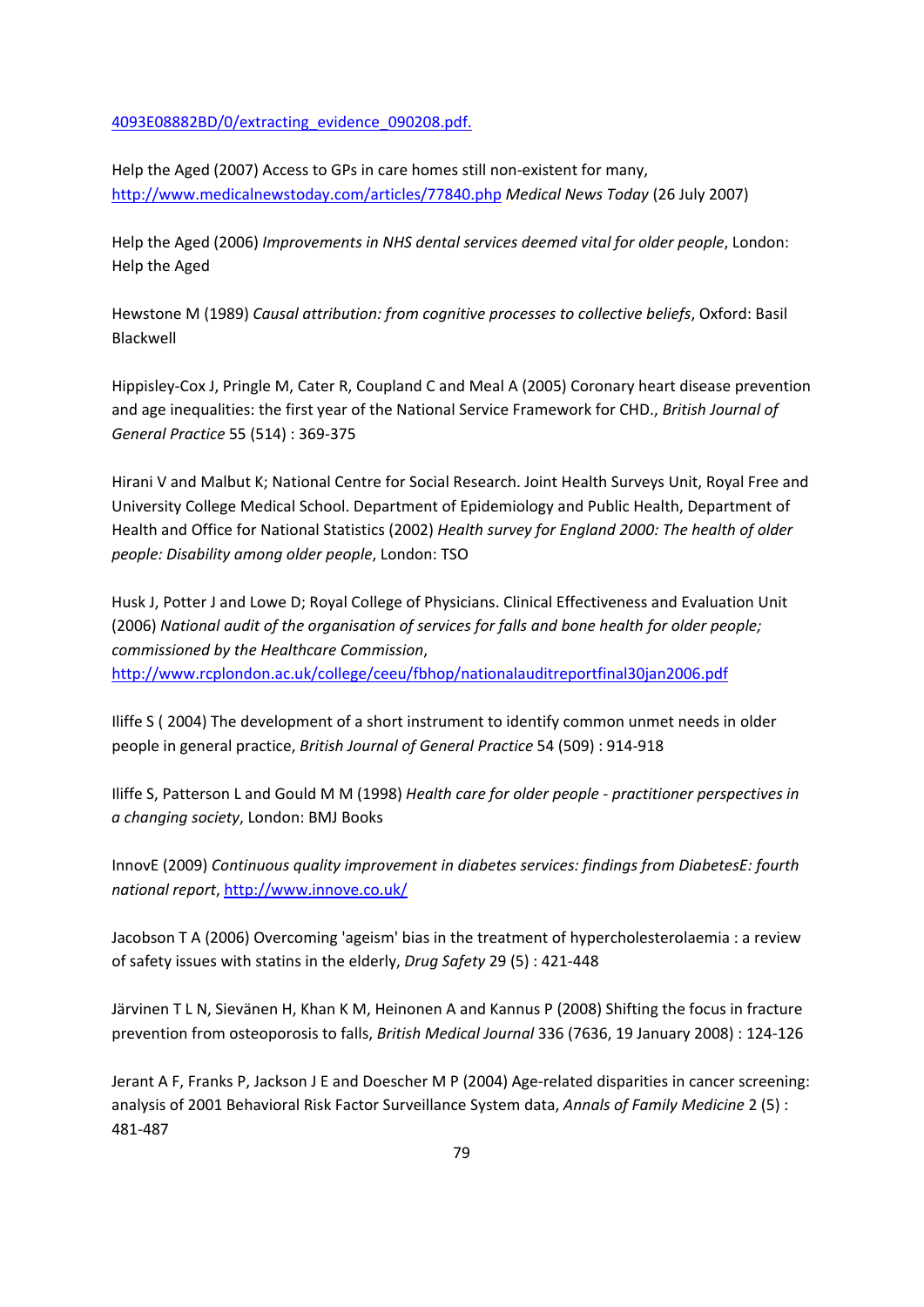4093E08882BD/0/extracting_evidence_090208.pdf.

Help the Aged (2007) Access to GPs in care homes still non-existent for many, http://www.medicalnewstoday.com/articles/77840.php *Medical News Today* (26 July 2007)

Help the Aged (2006) *Improvements in NHS dental services deemed vital for older people*, London: Help the Aged

Hewstone M (1989) *Causal attribution: from cognitive processes to collective beliefs*, Oxford: Basil Blackwell

Hippisley-Cox J, Pringle M, Cater R, Coupland C and Meal A (2005) Coronary heart disease prevention and age inequalities: the first year of the National Service Framework for CHD., *British Journal of General Practice* 55 (514) : 369-375

Hirani V and Malbut K; National Centre for Social Research. Joint Health Surveys Unit, Royal Free and University College Medical School. Department of Epidemiology and Public Health, Department of Health and Office for National Statistics (2002) *Health survey for England 2000: The health of older people: Disability among older people*, London: TSO

Husk J, Potter J and Lowe D; Royal College of Physicians. Clinical Effectiveness and Evaluation Unit (2006) *National audit of the organisation of services for falls and bone health for older people; commissioned by the Healthcare Commission*, http://www.rcplondon.ac.uk/college/ceeu/fbhop/nationalauditreportfinal30jan2006.pdf

Iliffe S ( 2004) The development of a short instrument to identify common unmet needs in older people in general practice, *British Journal of General Practice* 54 (509) : 914-918

Iliffe S, Patterson L and Gould M M (1998) *Health care for older people - practitioner perspectives in a changing society*, London: BMJ Books

InnovE (2009) *Continuous quality improvement in diabetes services: findings from DiabetesE: fourth national report*, http://www.innove.co.uk/

Jacobson T A (2006) Overcoming 'ageism' bias in the treatment of hypercholesterolaemia : a review of safety issues with statins in the elderly, *Drug Safety* 29 (5) : 421-448

Järvinen T L N, Sievänen H, Khan K M, Heinonen A and Kannus P (2008) Shifting the focus in fracture prevention from osteoporosis to falls, *British Medical Journal* 336 (7636, 19 January 2008) : 124-126

Jerant A F, Franks P, Jackson J E and Doescher M P (2004) Age-related disparities in cancer screening: analysis of 2001 Behavioral Risk Factor Surveillance System data, *Annals of Family Medicine* 2 (5) : 481-487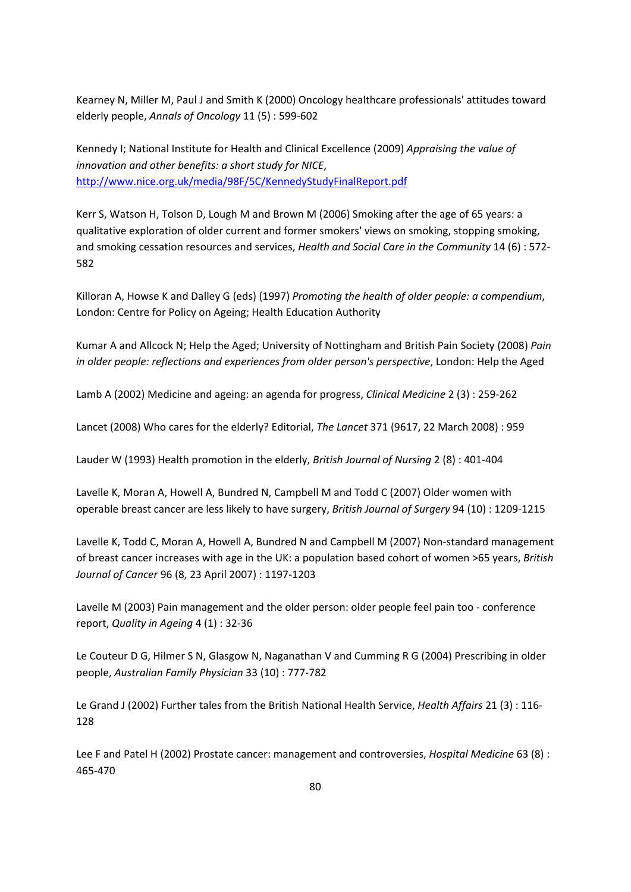Kearney N, Miller M, Paul J and Smith K (2000) Oncology healthcare professionals' attitudes toward elderly people, *Annals of Oncology* 11 (5) : 599-602

Kennedy I; National Institute for Health and Clinical Excellence (2009) *Appraising the value of innovation and other benefits: a short study for NICE*, http://www.nice.org.uk/media/98F/5C/KennedyStudyFinalReport.pdf

Kerr S, Watson H, Tolson D, Lough M and Brown M (2006) Smoking after the age of 65 years: a qualitative exploration of older current and former smokers' views on smoking, stopping smoking, and smoking cessation resources and services, *Health and Social Care in the Community* 14 (6) : 572-582

Killoran A, Howse K and Dalley G (eds) (1997) *Promoting the health of older people: a compendium*, London: Centre for Policy on Ageing; Health Education Authority

Kumar A and Allcock N; Help the Aged; University of Nottingham and British Pain Society (2008) *Pain in older people: reflections and experiences from older person's perspective*, London: Help the Aged

Lamb A (2002) Medicine and ageing: an agenda for progress, *Clinical Medicine* 2 (3) : 259-262

Lancet (2008) Who cares for the elderly? Editorial, *The Lancet* 371 (9617, 22 March 2008) : 959

Lauder W (1993) Health promotion in the elderly, *British Journal of Nursing* 2 (8) : 401-404

Lavelle K, Moran A, Howell A, Bundred N, Campbell M and Todd C (2007) Older women with operable breast cancer are less likely to have surgery, *British Journal of Surgery* 94 (10) : 1209-1215

Lavelle K, Todd C, Moran A, Howell A, Bundred N and Campbell M (2007) Non-standard management of breast cancer increases with age in the UK: a population based cohort of women >65 years, *British Journal of Cancer* 96 (8, 23 April 2007) : 1197-1203

Lavelle M (2003) Pain management and the older person: older people feel pain too - conference report, *Quality in Ageing* 4 (1) : 32-36

Le Couteur D G, Hilmer S N, Glasgow N, Naganathan V and Cumming R G (2004) Prescribing in older people, *Australian Family Physician* 33 (10) : 777-782

Le Grand J (2002) Further tales from the British National Health Service, *Health Affairs* 21 (3) : 116-128

Lee F and Patel H (2002) Prostate cancer: management and controversies, *Hospital Medicine* 63 (8) : 465-470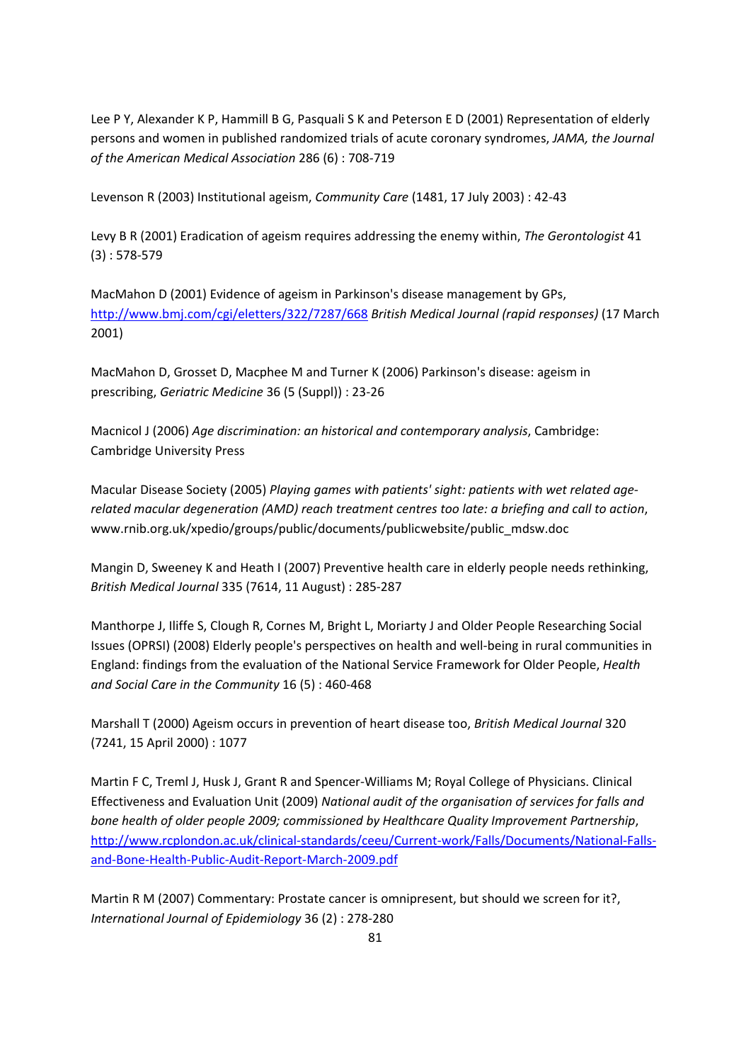Lee P Y, Alexander K P, Hammill B G, Pasquali S K and Peterson E D (2001) Representation of elderly persons and women in published randomized trials of acute coronary syndromes, *JAMA, the Journal of the American Medical Association* 286 (6) : 708-719

Levenson R (2003) Institutional ageism, *Community Care* (1481, 17 July 2003) : 42-43

Levy B R (2001) Eradication of ageism requires addressing the enemy within, *The Gerontologist* 41 (3) : 578-579

MacMahon D (2001) Evidence of ageism in Parkinson's disease management by GPs, http://www.bmj.com/cgi/eletters/322/7287/668 *British Medical Journal (rapid responses)* (17 March 2001)

MacMahon D, Grosset D, Macphee M and Turner K (2006) Parkinson's disease: ageism in prescribing, *Geriatric Medicine* 36 (5 (Suppl)) : 23-26

Macnicol J (2006) *Age discrimination: an historical and contemporary analysis*, Cambridge: Cambridge University Press

Macular Disease Society (2005) *Playing games with patients' sight: patients with wet related age-related macular degeneration (AMD) reach treatment centres too late: a briefing and call to action*, www.rnib.org.uk/xpedio/groups/public/documents/publicwebsite/public_mdsw.doc

Mangin D, Sweeney K and Heath I (2007) Preventive health care in elderly people needs rethinking, *British Medical Journal* 335 (7614, 11 August) : 285-287

Manthorpe J, Iliffe S, Clough R, Cornes M, Bright L, Moriarty J and Older People Researching Social Issues (OPRSI) (2008) Elderly people's perspectives on health and well-being in rural communities in England: findings from the evaluation of the National Service Framework for Older People, *Health and Social Care in the Community* 16 (5) : 460-468

Marshall T (2000) Ageism occurs in prevention of heart disease too, *British Medical Journal* 320 (7241, 15 April 2000) : 1077

Martin F C, Treml J, Husk J, Grant R and Spencer-Williams M; Royal College of Physicians. Clinical Effectiveness and Evaluation Unit (2009) *National audit of the organisation of services for falls and bone health of older people 2009; commissioned by Healthcare Quality Improvement Partnership*, http://www.rcplondon.ac.uk/clinical-standards/ceeu/Current-work/Falls/Documents/National-Falls-and-Bone-Health-Public-Audit-Report-March-2009.pdf

Martin R M (2007) Commentary: Prostate cancer is omnipresent, but should we screen for it?, *International Journal of Epidemiology* 36 (2) : 278-280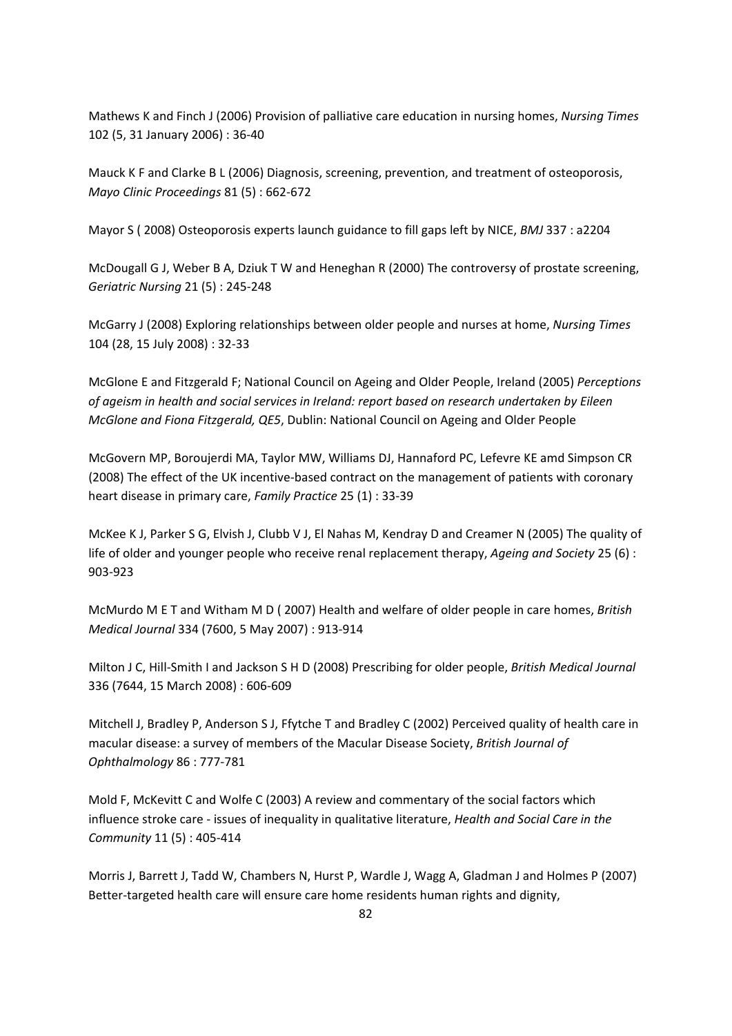Mathews K and Finch J (2006) Provision of palliative care education in nursing homes, *Nursing Times* 102 (5, 31 January 2006) : 36-40

Mauck K F and Clarke B L (2006) Diagnosis, screening, prevention, and treatment of osteoporosis, *Mayo Clinic Proceedings* 81 (5) : 662-672

Mayor S ( 2008) Osteoporosis experts launch guidance to fill gaps left by NICE, *BMJ* 337 : a2204

McDougall G J, Weber B A, Dziuk T W and Heneghan R (2000) The controversy of prostate screening, *Geriatric Nursing* 21 (5) : 245-248

McGarry J (2008) Exploring relationships between older people and nurses at home, *Nursing Times* 104 (28, 15 July 2008) : 32-33

McGlone E and Fitzgerald F; National Council on Ageing and Older People, Ireland (2005) *Perceptions of ageism in health and social services in Ireland: report based on research undertaken by Eileen McGlone and Fiona Fitzgerald, QE5*, Dublin: National Council on Ageing and Older People

McGovern MP, Boroujerdi MA, Taylor MW, Williams DJ, Hannaford PC, Lefevre KE amd Simpson CR (2008) The effect of the UK incentive-based contract on the management of patients with coronary heart disease in primary care, *Family Practice* 25 (1) : 33-39

McKee K J, Parker S G, Elvish J, Clubb V J, El Nahas M, Kendray D and Creamer N (2005) The quality of life of older and younger people who receive renal replacement therapy, *Ageing and Society* 25 (6) : 903-923

McMurdo M E T and Witham M D ( 2007) Health and welfare of older people in care homes, *British Medical Journal* 334 (7600, 5 May 2007) : 913-914

Milton J C, Hill-Smith I and Jackson S H D (2008) Prescribing for older people, *British Medical Journal* 336 (7644, 15 March 2008) : 606-609

Mitchell J, Bradley P, Anderson S J, Ffytche T and Bradley C (2002) Perceived quality of health care in macular disease: a survey of members of the Macular Disease Society, *British Journal of Ophthalmology* 86 : 777-781

Mold F, McKevitt C and Wolfe C (2003) A review and commentary of the social factors which influence stroke care - issues of inequality in qualitative literature, *Health and Social Care in the Community* 11 (5) : 405-414

Morris J, Barrett J, Tadd W, Chambers N, Hurst P, Wardle J, Wagg A, Gladman J and Holmes P (2007) Better-targeted health care will ensure care home residents human rights and dignity,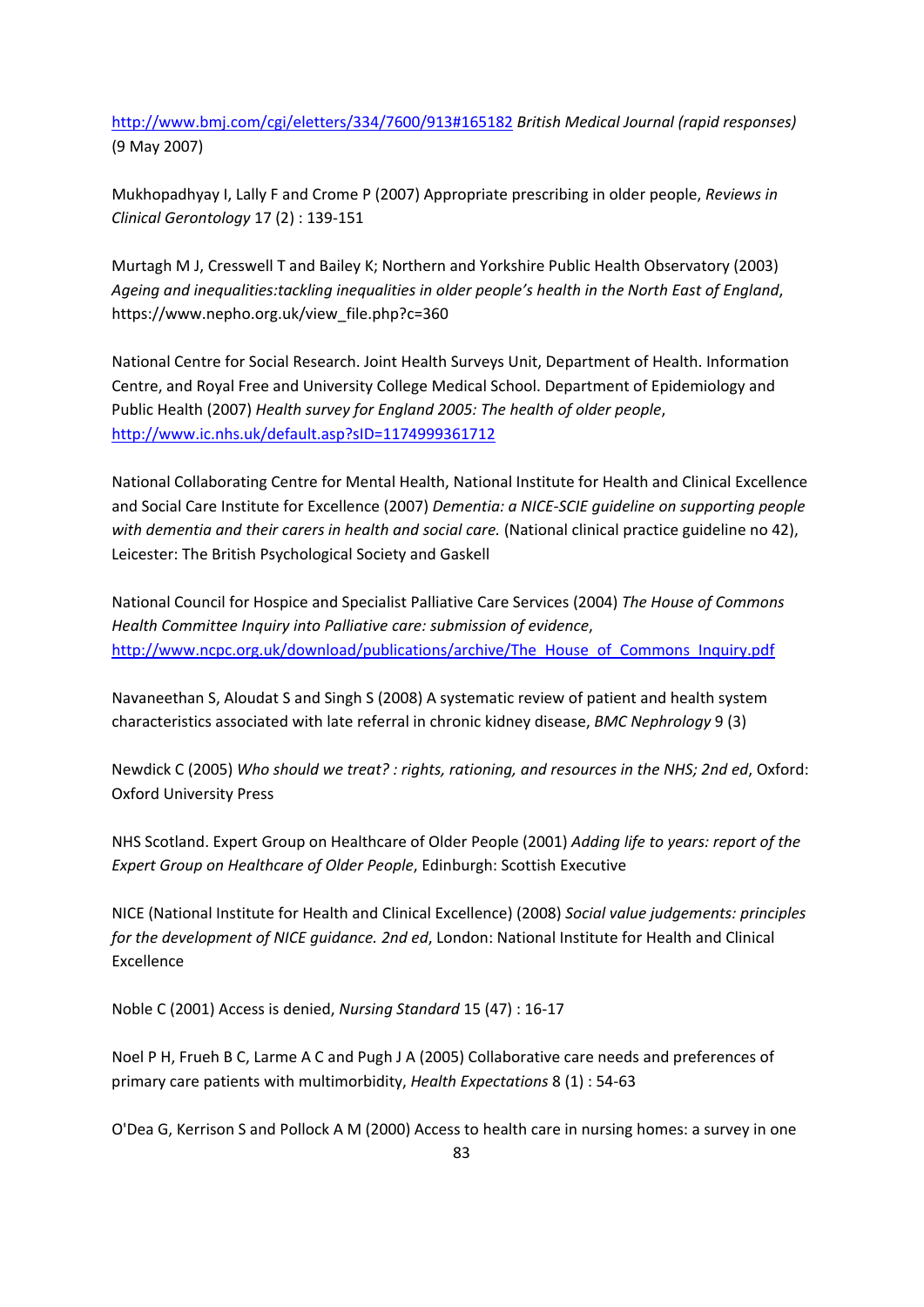http://www.bmj.com/cgi/eletters/334/7600/913#165182 *British Medical Journal (rapid responses)* (9 May 2007)

Mukhopadhyay I, Lally F and Crome P (2007) Appropriate prescribing in older people, *Reviews in Clinical Gerontology* 17 (2) : 139-151

Murtagh M J, Cresswell T and Bailey K; Northern and Yorkshire Public Health Observatory (2003) *Ageing and inequalities:tackling inequalities in older people's health in the North East of England*, https://www.nepho.org.uk/view_file.php?c=360

National Centre for Social Research. Joint Health Surveys Unit, Department of Health. Information Centre, and Royal Free and University College Medical School. Department of Epidemiology and Public Health (2007) *Health survey for England 2005: The health of older people*, http://www.ic.nhs.uk/default.asp?sID=1174999361712

National Collaborating Centre for Mental Health, National Institute for Health and Clinical Excellence and Social Care Institute for Excellence (2007) *Dementia: a NICE-SCIE guideline on supporting people with dementia and their carers in health and social care.* (National clinical practice guideline no 42), Leicester: The British Psychological Society and Gaskell

National Council for Hospice and Specialist Palliative Care Services (2004) *The House of Commons Health Committee Inquiry into Palliative care: submission of evidence*, http://www.ncpc.org.uk/download/publications/archive/The_House_of_Commons_Inquiry.pdf

Navaneethan S, Aloudat S and Singh S (2008) A systematic review of patient and health system characteristics associated with late referral in chronic kidney disease, *BMC Nephrology* 9 (3)

Newdick C (2005) *Who should we treat? : rights, rationing, and resources in the NHS; 2nd ed*, Oxford: Oxford University Press

NHS Scotland. Expert Group on Healthcare of Older People (2001) *Adding life to years: report of the Expert Group on Healthcare of Older People*, Edinburgh: Scottish Executive

NICE (National Institute for Health and Clinical Excellence) (2008) *Social value judgements: principles for the development of NICE guidance. 2nd ed*, London: National Institute for Health and Clinical Excellence

Noble C (2001) Access is denied, *Nursing Standard* 15 (47) : 16-17

Noel P H, Frueh B C, Larme A C and Pugh J A (2005) Collaborative care needs and preferences of primary care patients with multimorbidity, *Health Expectations* 8 (1) : 54-63

O'Dea G, Kerrison S and Pollock A M (2000) Access to health care in nursing homes: a survey in one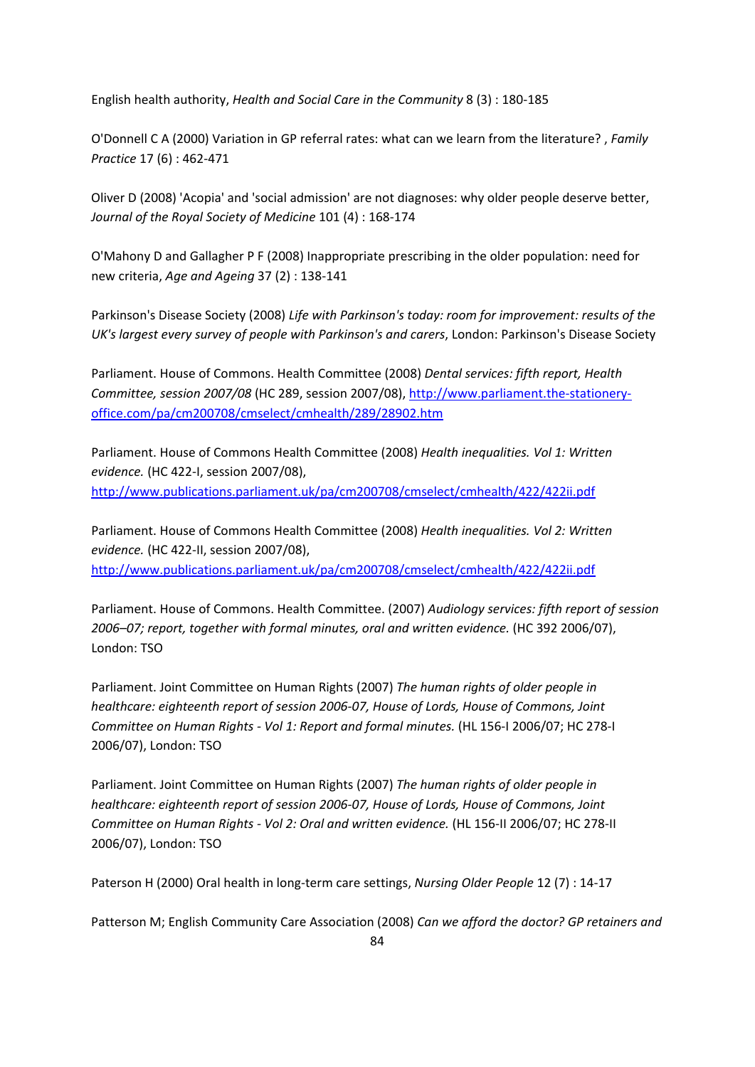English health authority, *Health and Social Care in the Community* 8 (3) : 180-185

O'Donnell C A (2000) Variation in GP referral rates: what can we learn from the literature? , *Family Practice* 17 (6) : 462-471

Oliver D (2008) 'Acopia' and 'social admission' are not diagnoses: why older people deserve better, *Journal of the Royal Society of Medicine* 101 (4) : 168-174

O'Mahony D and Gallagher P F (2008) Inappropriate prescribing in the older population: need for new criteria, *Age and Ageing* 37 (2) : 138-141

Parkinson's Disease Society (2008) *Life with Parkinson's today: room for improvement: results of the UK's largest every survey of people with Parkinson's and carers*, London: Parkinson's Disease Society

Parliament. House of Commons. Health Committee (2008) *Dental services: fifth report, Health Committee, session 2007/08* (HC 289, session 2007/08), http://www.parliament.the-stationery-office.com/pa/cm200708/cmselect/cmhealth/289/28902.htm

Parliament. House of Commons Health Committee (2008) *Health inequalities. Vol 1: Written evidence.* (HC 422-I, session 2007/08), http://www.publications.parliament.uk/pa/cm200708/cmselect/cmhealth/422/422ii.pdf

Parliament. House of Commons Health Committee (2008) *Health inequalities. Vol 2: Written evidence.* (HC 422-II, session 2007/08), http://www.publications.parliament.uk/pa/cm200708/cmselect/cmhealth/422/422ii.pdf

Parliament. House of Commons. Health Committee. (2007) *Audiology services: fifth report of session 2006–07; report, together with formal minutes, oral and written evidence.* (HC 392 2006/07), London: TSO

Parliament. Joint Committee on Human Rights (2007) *The human rights of older people in healthcare: eighteenth report of session 2006-07, House of Lords, House of Commons, Joint Committee on Human Rights - Vol 1: Report and formal minutes.* (HL 156-I 2006/07; HC 278-I 2006/07), London: TSO

Parliament. Joint Committee on Human Rights (2007) *The human rights of older people in healthcare: eighteenth report of session 2006-07, House of Lords, House of Commons, Joint Committee on Human Rights - Vol 2: Oral and written evidence.* (HL 156-II 2006/07; HC 278-II 2006/07), London: TSO

Paterson H (2000) Oral health in long-term care settings, *Nursing Older People* 12 (7) : 14-17

Patterson M; English Community Care Association (2008) *Can we afford the doctor? GP retainers and*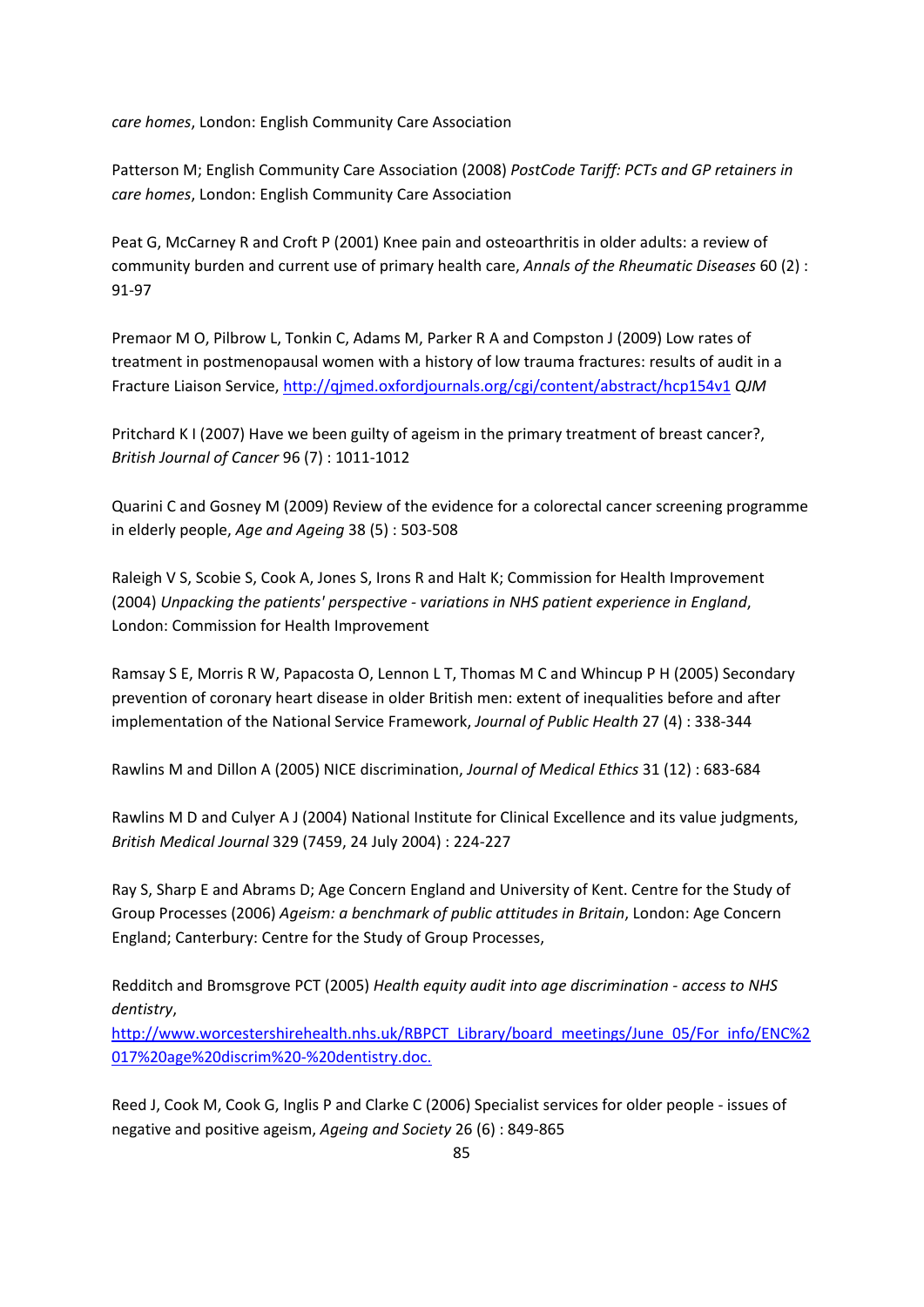*care homes*, London: English Community Care Association

Patterson M; English Community Care Association (2008) *PostCode Tariff: PCTs and GP retainers in care homes*, London: English Community Care Association

Peat G, McCarney R and Croft P (2001) Knee pain and osteoarthritis in older adults: a review of community burden and current use of primary health care, *Annals of the Rheumatic Diseases* 60 (2) : 91-97

Premaor M O, Pilbrow L, Tonkin C, Adams M, Parker R A and Compston J (2009) Low rates of treatment in postmenopausal women with a history of low trauma fractures: results of audit in a Fracture Liaison Service, http://qjmed.oxfordjournals.org/cgi/content/abstract/hcp154v1 *QJM*

Pritchard K I (2007) Have we been guilty of ageism in the primary treatment of breast cancer?, *British Journal of Cancer* 96 (7) : 1011-1012

Quarini C and Gosney M (2009) Review of the evidence for a colorectal cancer screening programme in elderly people, *Age and Ageing* 38 (5) : 503-508

Raleigh V S, Scobie S, Cook A, Jones S, Irons R and Halt K; Commission for Health Improvement (2004) *Unpacking the patients' perspective - variations in NHS patient experience in England*, London: Commission for Health Improvement

Ramsay S E, Morris R W, Papacosta O, Lennon L T, Thomas M C and Whincup P H (2005) Secondary prevention of coronary heart disease in older British men: extent of inequalities before and after implementation of the National Service Framework, *Journal of Public Health* 27 (4) : 338-344

Rawlins M and Dillon A (2005) NICE discrimination, *Journal of Medical Ethics* 31 (12) : 683-684

Rawlins M D and Culyer A J (2004) National Institute for Clinical Excellence and its value judgments, *British Medical Journal* 329 (7459, 24 July 2004) : 224-227

Ray S, Sharp E and Abrams D; Age Concern England and University of Kent. Centre for the Study of Group Processes (2006) *Ageism: a benchmark of public attitudes in Britain*, London: Age Concern England; Canterbury: Centre for the Study of Group Processes,

Redditch and Bromsgrove PCT (2005) *Health equity audit into age discrimination - access to NHS dentistry*, http://www.worcestershirehealth.nhs.uk/RBPCT_Library/board_meetings/June_05/For_info/ENC%2017%20age%20discrim%20-%20dentistry.doc.

Reed J, Cook M, Cook G, Inglis P and Clarke C (2006) Specialist services for older people - issues of negative and positive ageism, *Ageing and Society* 26 (6) : 849-865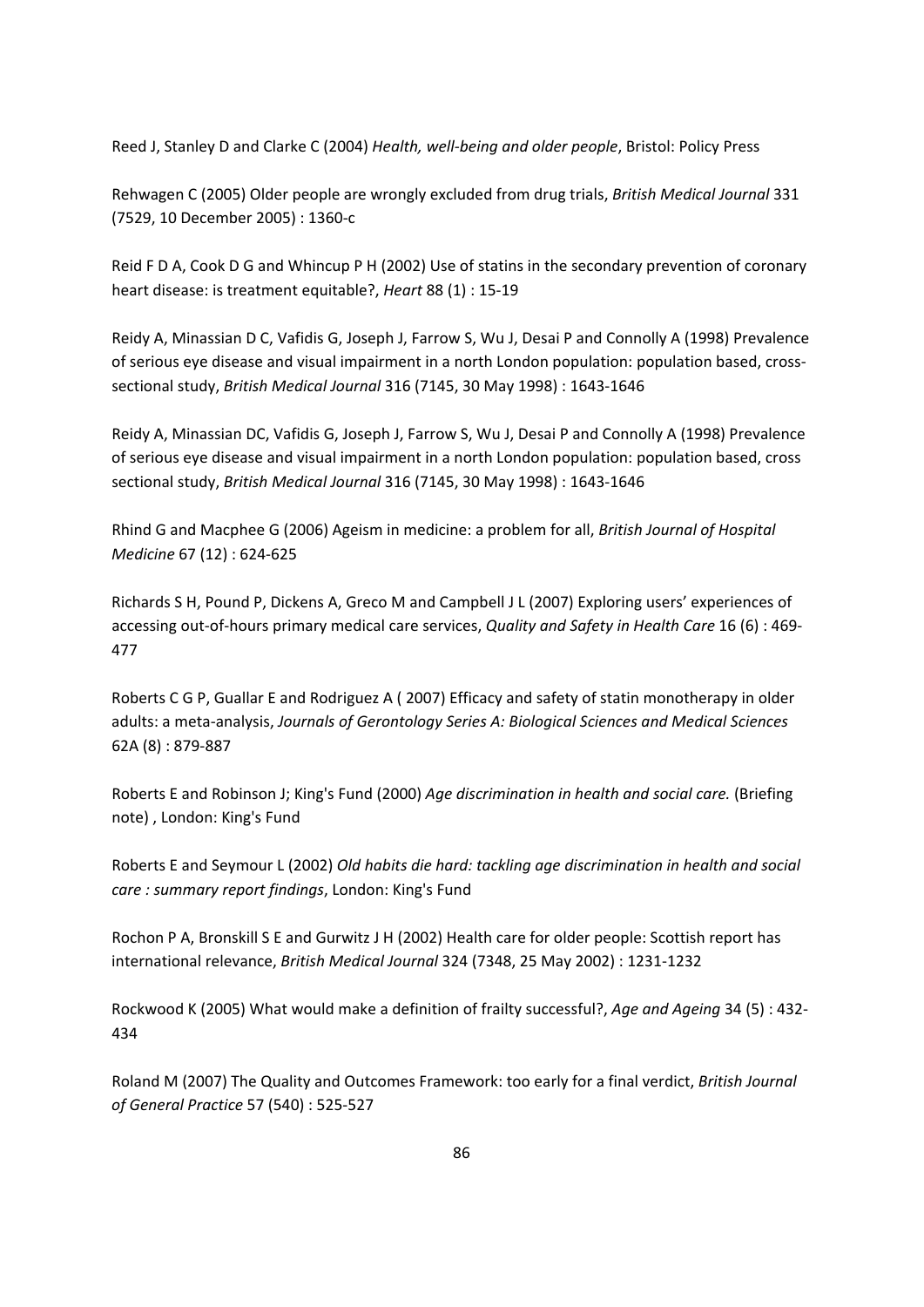Reed J, Stanley D and Clarke C (2004) *Health, well-being and older people*, Bristol: Policy Press

Rehwagen C (2005) Older people are wrongly excluded from drug trials, *British Medical Journal* 331 (7529, 10 December 2005) : 1360-c

Reid F D A, Cook D G and Whincup P H (2002) Use of statins in the secondary prevention of coronary heart disease: is treatment equitable?, *Heart* 88 (1) : 15-19

Reidy A, Minassian D C, Vafidis G, Joseph J, Farrow S, Wu J, Desai P and Connolly A (1998) Prevalence of serious eye disease and visual impairment in a north London population: population based, cross-sectional study, *British Medical Journal* 316 (7145, 30 May 1998) : 1643-1646

Reidy A, Minassian DC, Vafidis G, Joseph J, Farrow S, Wu J, Desai P and Connolly A (1998) Prevalence of serious eye disease and visual impairment in a north London population: population based, cross sectional study, *British Medical Journal* 316 (7145, 30 May 1998) : 1643-1646

Rhind G and Macphee G (2006) Ageism in medicine: a problem for all, *British Journal of Hospital Medicine* 67 (12) : 624-625

Richards S H, Pound P, Dickens A, Greco M and Campbell J L (2007) Exploring users' experiences of accessing out-of-hours primary medical care services, *Quality and Safety in Health Care* 16 (6) : 469-477

Roberts C G P, Guallar E and Rodriguez A ( 2007) Efficacy and safety of statin monotherapy in older adults: a meta-analysis, *Journals of Gerontology Series A: Biological Sciences and Medical Sciences* 62A (8) : 879-887

Roberts E and Robinson J; King's Fund (2000) *Age discrimination in health and social care.* (Briefing note) , London: King's Fund

Roberts E and Seymour L (2002) *Old habits die hard: tackling age discrimination in health and social care : summary report findings*, London: King's Fund

Rochon P A, Bronskill S E and Gurwitz J H (2002) Health care for older people: Scottish report has international relevance, *British Medical Journal* 324 (7348, 25 May 2002) : 1231-1232

Rockwood K (2005) What would make a definition of frailty successful?, *Age and Ageing* 34 (5) : 432-434

Roland M (2007) The Quality and Outcomes Framework: too early for a final verdict, *British Journal of General Practice* 57 (540) : 525-527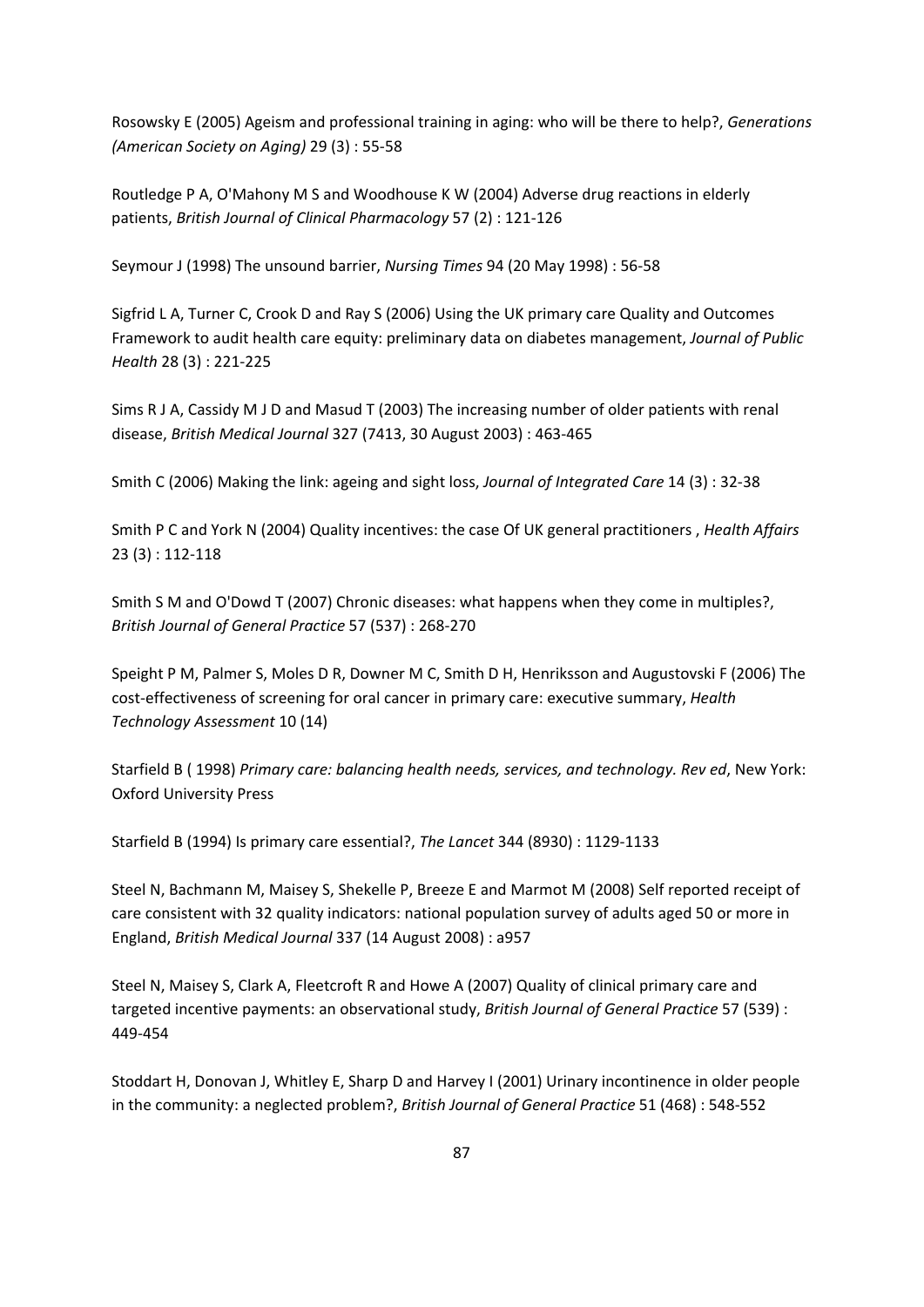Rosowsky E (2005) Ageism and professional training in aging: who will be there to help?, *Generations (American Society on Aging)* 29 (3) : 55-58

Routledge P A, O'Mahony M S and Woodhouse K W (2004) Adverse drug reactions in elderly patients, *British Journal of Clinical Pharmacology* 57 (2) : 121-126

Seymour J (1998) The unsound barrier, *Nursing Times* 94 (20 May 1998) : 56-58

Sigfrid L A, Turner C, Crook D and Ray S (2006) Using the UK primary care Quality and Outcomes Framework to audit health care equity: preliminary data on diabetes management, *Journal of Public Health* 28 (3) : 221-225

Sims R J A, Cassidy M J D and Masud T (2003) The increasing number of older patients with renal disease, *British Medical Journal* 327 (7413, 30 August 2003) : 463-465

Smith C (2006) Making the link: ageing and sight loss, *Journal of Integrated Care* 14 (3) : 32-38

Smith P C and York N (2004) Quality incentives: the case Of UK general practitioners , *Health Affairs* 23 (3) : 112-118

Smith S M and O'Dowd T (2007) Chronic diseases: what happens when they come in multiples?, *British Journal of General Practice* 57 (537) : 268-270

Speight P M, Palmer S, Moles D R, Downer M C, Smith D H, Henriksson and Augustovski F (2006) The cost-effectiveness of screening for oral cancer in primary care: executive summary, *Health Technology Assessment* 10 (14)

Starfield B ( 1998) *Primary care: balancing health needs, services, and technology. Rev ed*, New York: Oxford University Press

Starfield B (1994) Is primary care essential?, *The Lancet* 344 (8930) : 1129-1133

Steel N, Bachmann M, Maisey S, Shekelle P, Breeze E and Marmot M (2008) Self reported receipt of care consistent with 32 quality indicators: national population survey of adults aged 50 or more in England, *British Medical Journal* 337 (14 August 2008) : a957

Steel N, Maisey S, Clark A, Fleetcroft R and Howe A (2007) Quality of clinical primary care and targeted incentive payments: an observational study, *British Journal of General Practice* 57 (539) : 449-454

Stoddart H, Donovan J, Whitley E, Sharp D and Harvey I (2001) Urinary incontinence in older people in the community: a neglected problem?, *British Journal of General Practice* 51 (468) : 548-552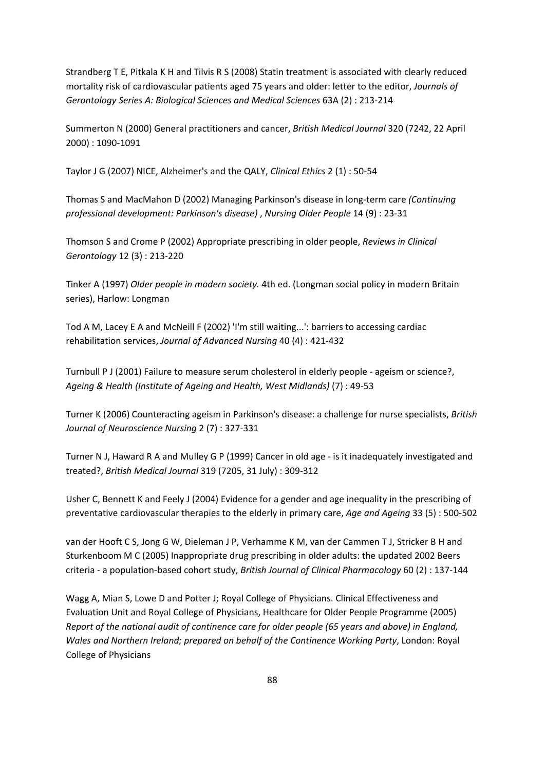Strandberg T E, Pitkala K H and Tilvis R S (2008) Statin treatment is associated with clearly reduced mortality risk of cardiovascular patients aged 75 years and older: letter to the editor, *Journals of Gerontology Series A: Biological Sciences and Medical Sciences* 63A (2) : 213-214

Summerton N (2000) General practitioners and cancer, *British Medical Journal* 320 (7242, 22 April 2000) : 1090-1091

Taylor J G (2007) NICE, Alzheimer's and the QALY, *Clinical Ethics* 2 (1) : 50-54

Thomas S and MacMahon D (2002) Managing Parkinson's disease in long-term care *(Continuing professional development: Parkinson's disease)* , *Nursing Older People* 14 (9) : 23-31

Thomson S and Crome P (2002) Appropriate prescribing in older people, *Reviews in Clinical Gerontology* 12 (3) : 213-220

Tinker A (1997) *Older people in modern society.* 4th ed. (Longman social policy in modern Britain series), Harlow: Longman

Tod A M, Lacey E A and McNeill F (2002) 'I'm still waiting...': barriers to accessing cardiac rehabilitation services, *Journal of Advanced Nursing* 40 (4) : 421-432

Turnbull P J (2001) Failure to measure serum cholesterol in elderly people - ageism or science?, *Ageing & Health (Institute of Ageing and Health, West Midlands)* (7) : 49-53

Turner K (2006) Counteracting ageism in Parkinson's disease: a challenge for nurse specialists, *British Journal of Neuroscience Nursing* 2 (7) : 327-331

Turner N J, Haward R A and Mulley G P (1999) Cancer in old age - is it inadequately investigated and treated?, *British Medical Journal* 319 (7205, 31 July) : 309-312

Usher C, Bennett K and Feely J (2004) Evidence for a gender and age inequality in the prescribing of preventative cardiovascular therapies to the elderly in primary care, *Age and Ageing* 33 (5) : 500-502

van der Hooft C S, Jong G W, Dieleman J P, Verhamme K M, van der Cammen T J, Stricker B H and Sturkenboom M C (2005) Inappropriate drug prescribing in older adults: the updated 2002 Beers criteria - a population-based cohort study, *British Journal of Clinical Pharmacology* 60 (2) : 137-144

Wagg A, Mian S, Lowe D and Potter J; Royal College of Physicians. Clinical Effectiveness and Evaluation Unit and Royal College of Physicians, Healthcare for Older People Programme (2005) *Report of the national audit of continence care for older people (65 years and above) in England, Wales and Northern Ireland; prepared on behalf of the Continence Working Party*, London: Royal College of Physicians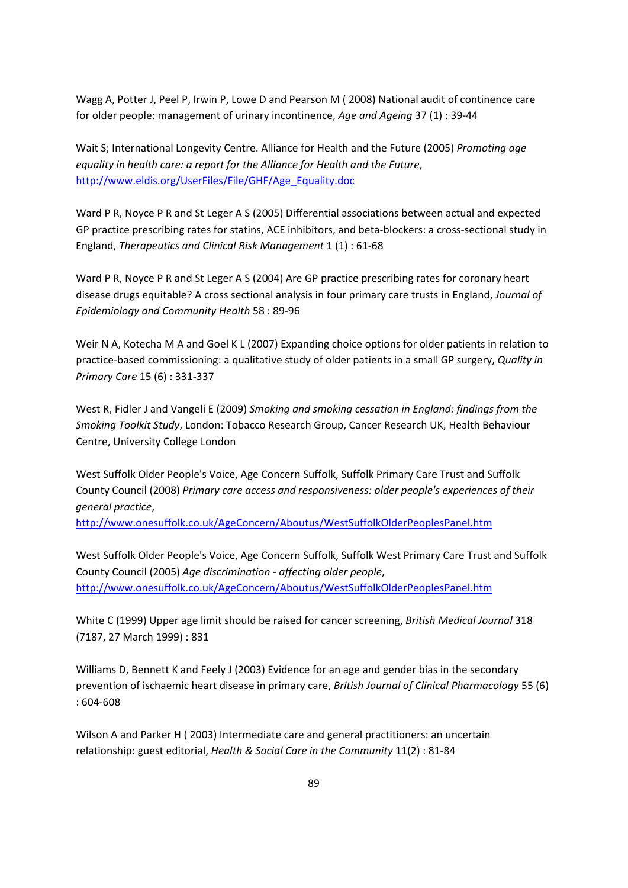Wagg A, Potter J, Peel P, Irwin P, Lowe D and Pearson M ( 2008) National audit of continence care for older people: management of urinary incontinence, *Age and Ageing* 37 (1) : 39-44

Wait S; International Longevity Centre. Alliance for Health and the Future (2005) *Promoting age equality in health care: a report for the Alliance for Health and the Future*, http://www.eldis.org/UserFiles/File/GHF/Age_Equality.doc

Ward P R, Noyce P R and St Leger A S (2005) Differential associations between actual and expected GP practice prescribing rates for statins, ACE inhibitors, and beta-blockers: a cross-sectional study in England, *Therapeutics and Clinical Risk Management* 1 (1) : 61-68

Ward P R, Noyce P R and St Leger A S (2004) Are GP practice prescribing rates for coronary heart disease drugs equitable? A cross sectional analysis in four primary care trusts in England, *Journal of Epidemiology and Community Health* 58 : 89-96

Weir N A, Kotecha M A and Goel K L (2007) Expanding choice options for older patients in relation to practice-based commissioning: a qualitative study of older patients in a small GP surgery, *Quality in Primary Care* 15 (6) : 331-337

West R, Fidler J and Vangeli E (2009) *Smoking and smoking cessation in England: findings from the Smoking Toolkit Study*, London: Tobacco Research Group, Cancer Research UK, Health Behaviour Centre, University College London

West Suffolk Older People's Voice, Age Concern Suffolk, Suffolk Primary Care Trust and Suffolk County Council (2008) *Primary care access and responsiveness: older people's experiences of their general practice*, http://www.onesuffolk.co.uk/AgeConcern/Aboutus/WestSuffolkOlderPeoplesPanel.htm

West Suffolk Older People's Voice, Age Concern Suffolk, Suffolk West Primary Care Trust and Suffolk County Council (2005) *Age discrimination - affecting older people*, http://www.onesuffolk.co.uk/AgeConcern/Aboutus/WestSuffolkOlderPeoplesPanel.htm

White C (1999) Upper age limit should be raised for cancer screening, *British Medical Journal* 318 (7187, 27 March 1999) : 831

Williams D, Bennett K and Feely J (2003) Evidence for an age and gender bias in the secondary prevention of ischaemic heart disease in primary care, *British Journal of Clinical Pharmacology* 55 (6) : 604-608

Wilson A and Parker H ( 2003) Intermediate care and general practitioners: an uncertain relationship: guest editorial, *Health & Social Care in the Community* 11(2) : 81-84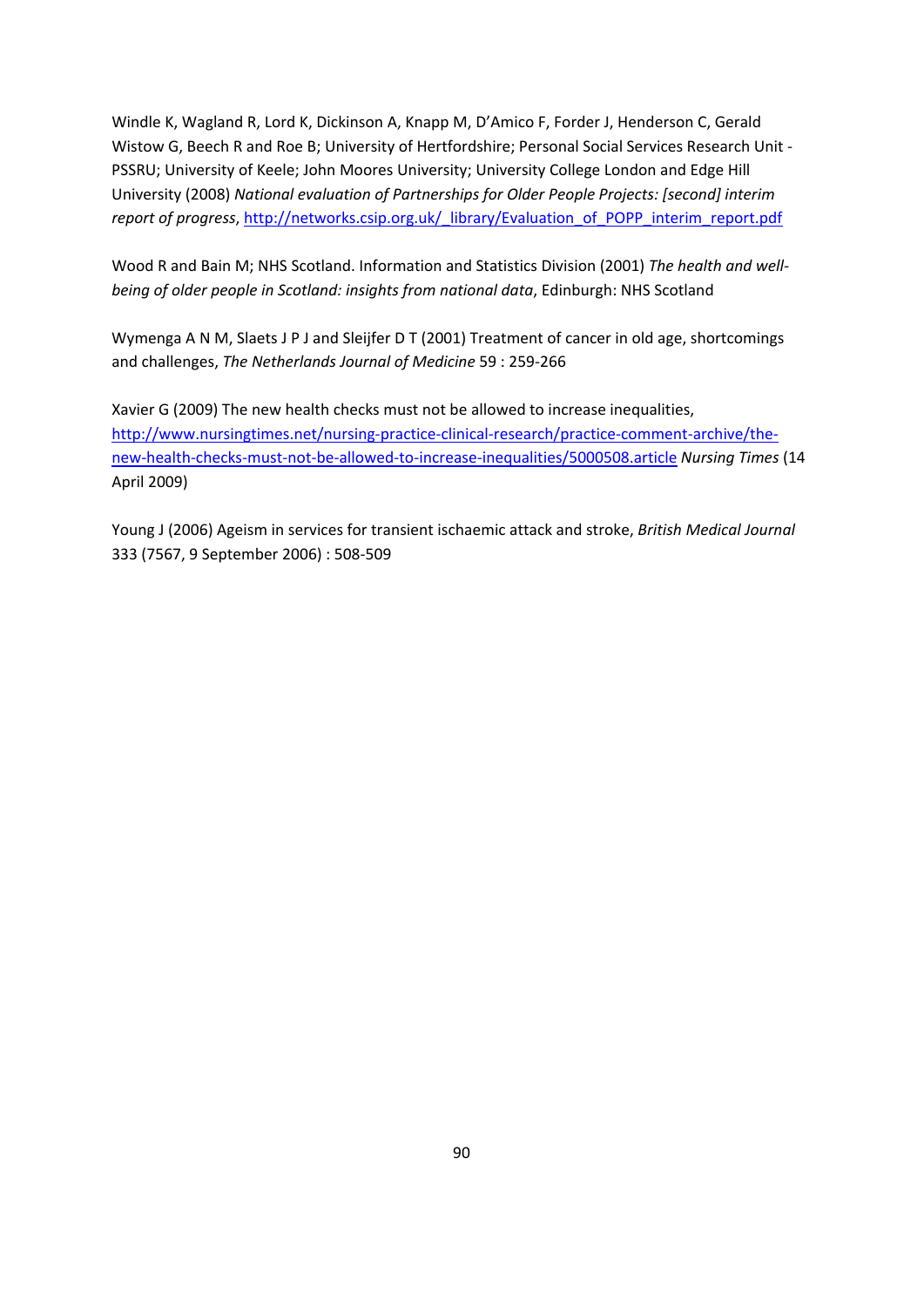Windle K, Wagland R, Lord K, Dickinson A, Knapp M, D'Amico F, Forder J, Henderson C, Gerald Wistow G, Beech R and Roe B; University of Hertfordshire; Personal Social Services Research Unit - PSSRU; University of Keele; John Moores University; University College London and Edge Hill University (2008) *National evaluation of Partnerships for Older People Projects: [second] interim report of progress*, http://networks.csip.org.uk/_library/Evaluation_of_POPP_interim_report.pdf

Wood R and Bain M; NHS Scotland. Information and Statistics Division (2001) *The health and well-being of older people in Scotland: insights from national data*, Edinburgh: NHS Scotland

Wymenga A N M, Slaets J P J and Sleijfer D T (2001) Treatment of cancer in old age, shortcomings and challenges, *The Netherlands Journal of Medicine* 59 : 259-266

Xavier G (2009) The new health checks must not be allowed to increase inequalities, http://www.nursingtimes.net/nursing-practice-clinical-research/practice-comment-archive/the-new-health-checks-must-not-be-allowed-to-increase-inequalities/5000508.article *Nursing Times* (14 April 2009)

Young J (2006) Ageism in services for transient ischaemic attack and stroke, *British Medical Journal* 333 (7567, 9 September 2006) : 508-509